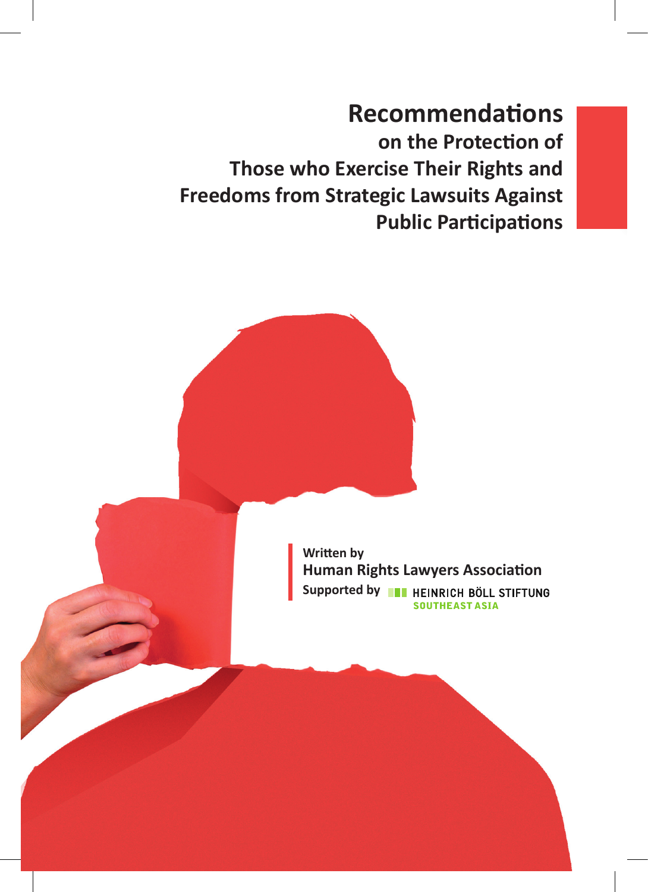# Recommendations

## on the Protection of Those who Exercise Their Rights and Freedoms from Strategic Lawsuits Against Public Participations

Written by

**Human Rights Lawyers Association**

Supported by HEINRICH BÖLL STIFTUNG SOUTHEAST ASIA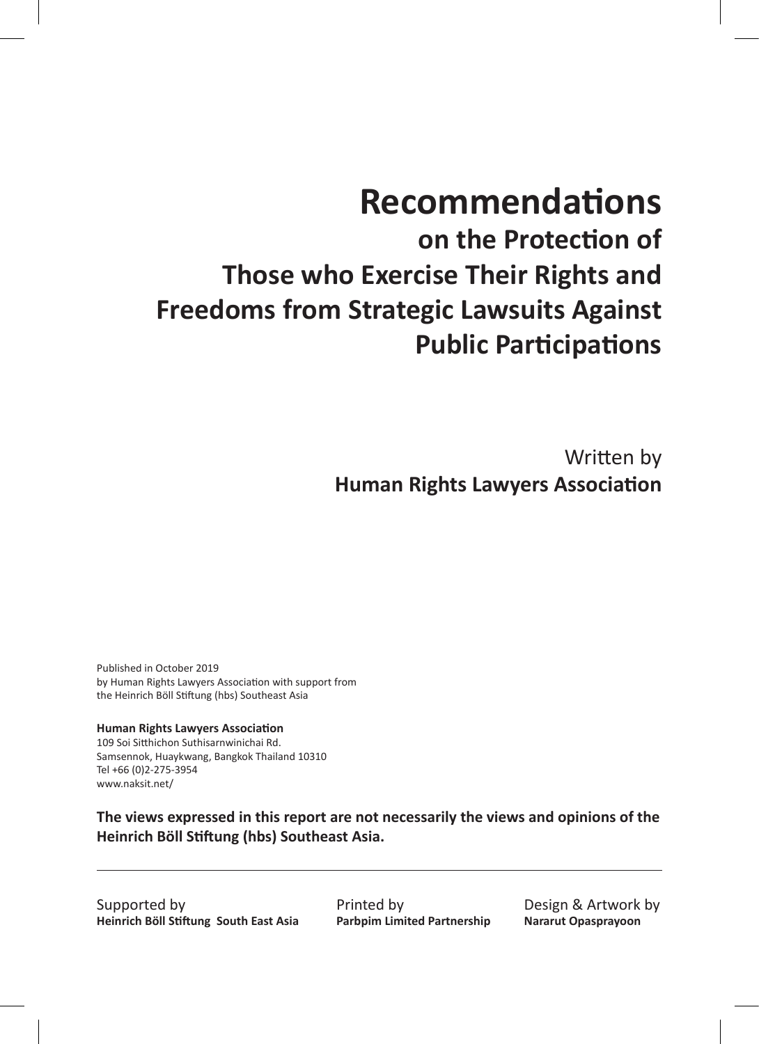# Recommendations

## on the Protection of Those who Exercise Their Rights and Freedoms from Strategic Lawsuits Against Public Participations

Written by
**Human Rights Lawyers Association**

Published in October 2019
by Human Rights Lawyers Association with support from
the Heinrich Böll Stiftung (hbs) Southeast Asia

**Human Rights Lawyers Association**
109 Soi Sitthichon Suthisarnwinichai Rd.
Samsennok, Huaykwang, Bangkok Thailand 10310
Tel +66 (0)2-275-3954
www.naksit.net/

**The views expressed in this report are not necessarily the views and opinions of the Heinrich Böll Stiftung (hbs) Southeast Asia.**

---

Supported by
**Heinrich Böll Stiftung South East Asia**

Printed by
**Parbpim Limited Partnership**

Design & Artwork by
**Nararut Opasprayoon**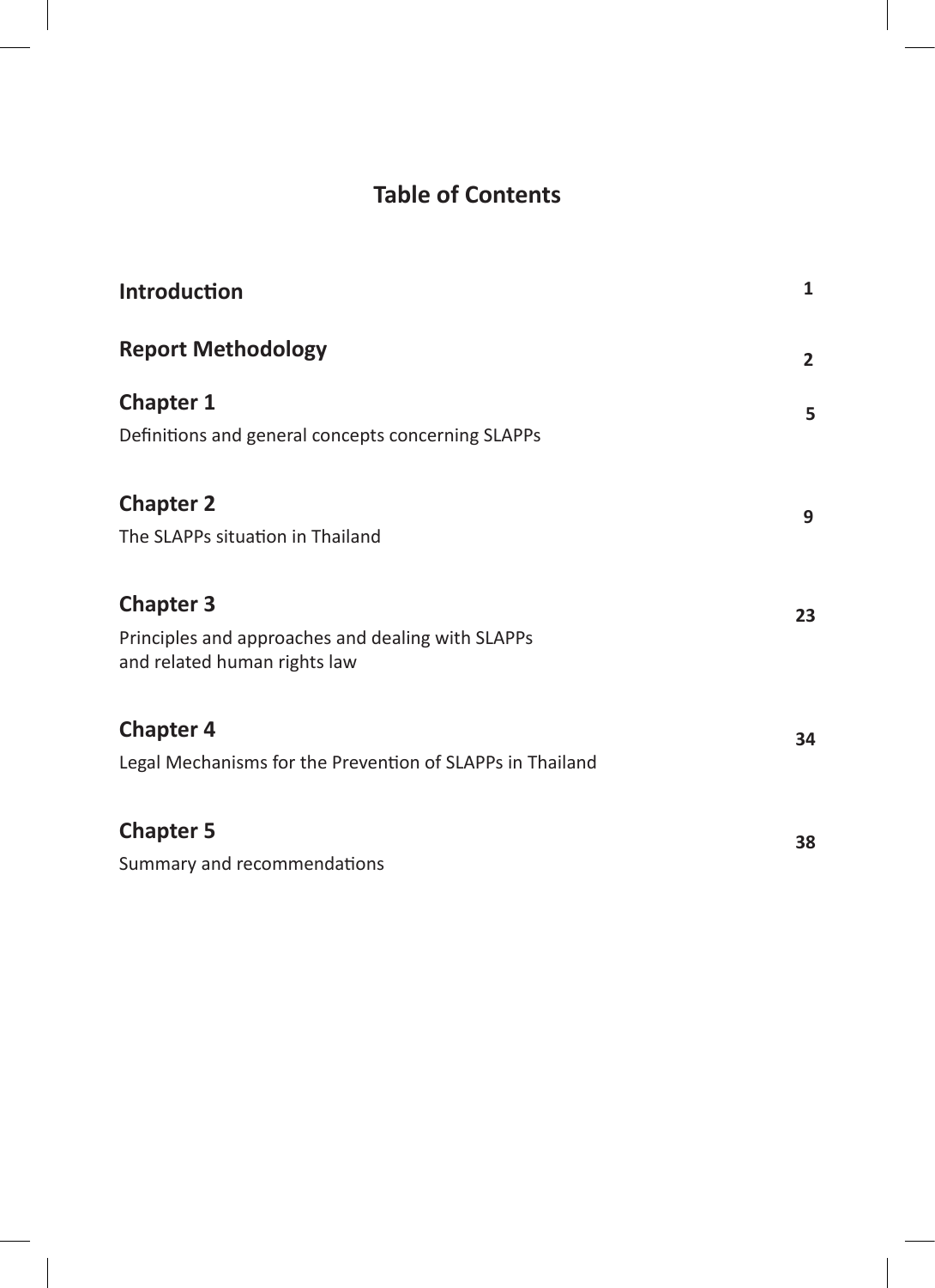# Table of Contents

| | |
|---|---|
| **Introduction** | **1** |
| **Report Methodology** | **2** |
| **Chapter 1**<br>Definitions and general concepts concerning SLAPPs | **5** |
| **Chapter 2**<br>The SLAPPs situation in Thailand | **9** |
| **Chapter 3**<br>Principles and approaches and dealing with SLAPPs and related human rights law | **23** |
| **Chapter 4**<br>Legal Mechanisms for the Prevention of SLAPPs in Thailand | **34** |
| **Chapter 5**<br>Summary and recommendations | **38** |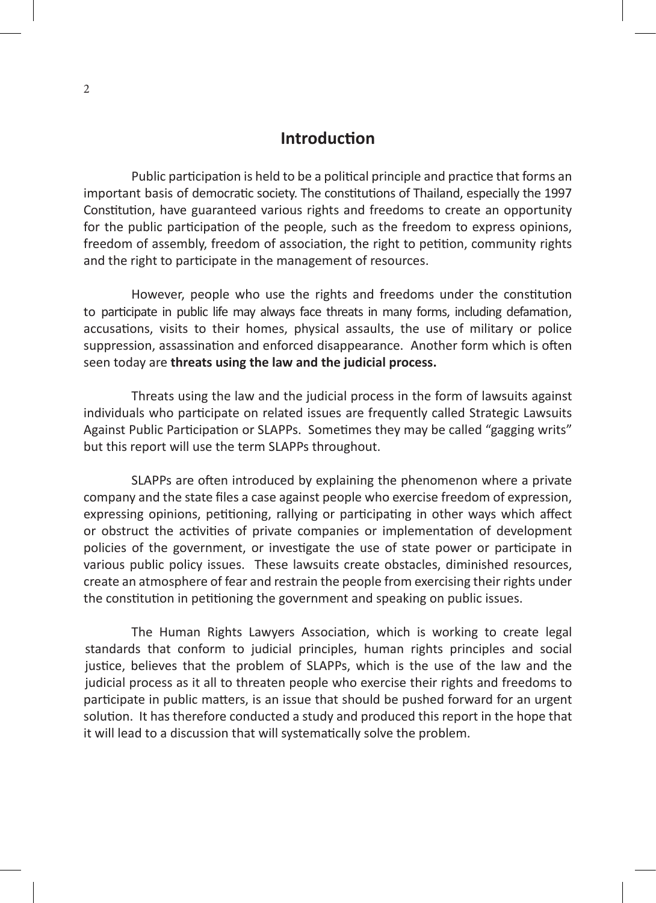## Introduction

Public participation is held to be a political principle and practice that forms an important basis of democratic society. The constitutions of Thailand, especially the 1997 Constitution, have guaranteed various rights and freedoms to create an opportunity for the public participation of the people, such as the freedom to express opinions, freedom of assembly, freedom of association, the right to petition, community rights and the right to participate in the management of resources.

However, people who use the rights and freedoms under the constitution to participate in public life may always face threats in many forms, including defamation, accusations, visits to their homes, physical assaults, the use of military or police suppression, assassination and enforced disappearance. Another form which is often seen today are **threats using the law and the judicial process.**

Threats using the law and the judicial process in the form of lawsuits against individuals who participate on related issues are frequently called Strategic Lawsuits Against Public Participation or SLAPPs. Sometimes they may be called "gagging writs" but this report will use the term SLAPPs throughout.

SLAPPs are often introduced by explaining the phenomenon where a private company and the state files a case against people who exercise freedom of expression, expressing opinions, petitioning, rallying or participating in other ways which affect or obstruct the activities of private companies or implementation of development policies of the government, or investigate the use of state power or participate in various public policy issues. These lawsuits create obstacles, diminished resources, create an atmosphere of fear and restrain the people from exercising their rights under the constitution in petitioning the government and speaking on public issues.

The Human Rights Lawyers Association, which is working to create legal standards that conform to judicial principles, human rights principles and social justice, believes that the problem of SLAPPs, which is the use of the law and the judicial process as it all to threaten people who exercise their rights and freedoms to participate in public matters, is an issue that should be pushed forward for an urgent solution. It has therefore conducted a study and produced this report in the hope that it will lead to a discussion that will systematically solve the problem.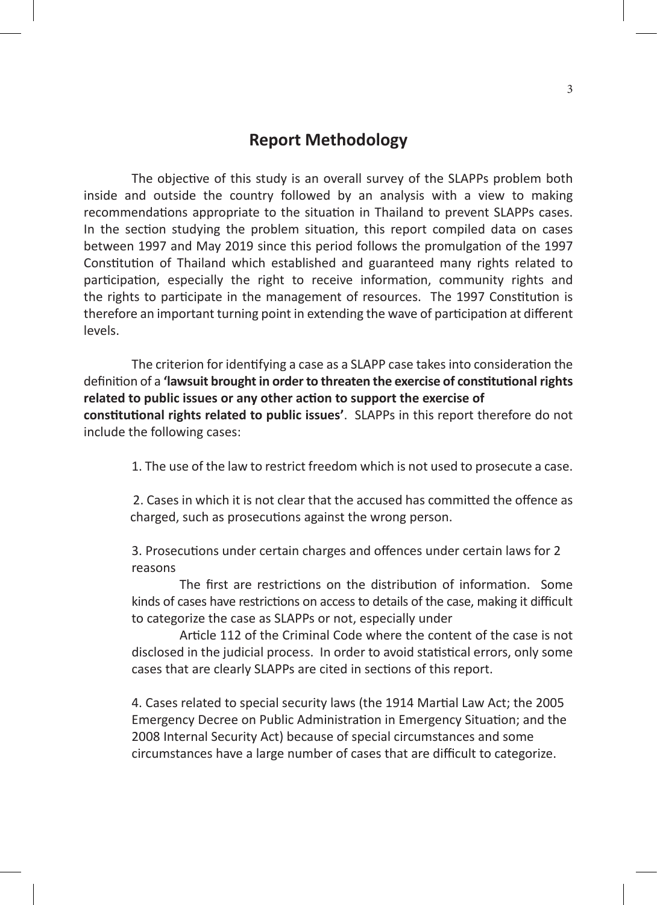## Report Methodology

The objective of this study is an overall survey of the SLAPPs problem both inside and outside the country followed by an analysis with a view to making recommendations appropriate to the situation in Thailand to prevent SLAPPs cases. In the section studying the problem situation, this report compiled data on cases between 1997 and May 2019 since this period follows the promulgation of the 1997 Constitution of Thailand which established and guaranteed many rights related to participation, especially the right to receive information, community rights and the rights to participate in the management of resources. The 1997 Constitution is therefore an important turning point in extending the wave of participation at different levels.

The criterion for identifying a case as a SLAPP case takes into consideration the definition of a **'lawsuit brought in order to threaten the exercise of constitutional rights related to public issues or any other action to support the exercise of constitutional rights related to public issues'**. SLAPPs in this report therefore do not include the following cases:

1. The use of the law to restrict freedom which is not used to prosecute a case.

2. Cases in which it is not clear that the accused has committed the offence as charged, such as prosecutions against the wrong person.

3. Prosecutions under certain charges and offences under certain laws for 2 reasons

   The first are restrictions on the distribution of information. Some kinds of cases have restrictions on access to details of the case, making it difficult to categorize the case as SLAPPs or not, especially under

   Article 112 of the Criminal Code where the content of the case is not disclosed in the judicial process. In order to avoid statistical errors, only some cases that are clearly SLAPPs are cited in sections of this report.

4. Cases related to special security laws (the 1914 Martial Law Act; the 2005 Emergency Decree on Public Administration in Emergency Situation; and the 2008 Internal Security Act) because of special circumstances and some circumstances have a large number of cases that are difficult to categorize.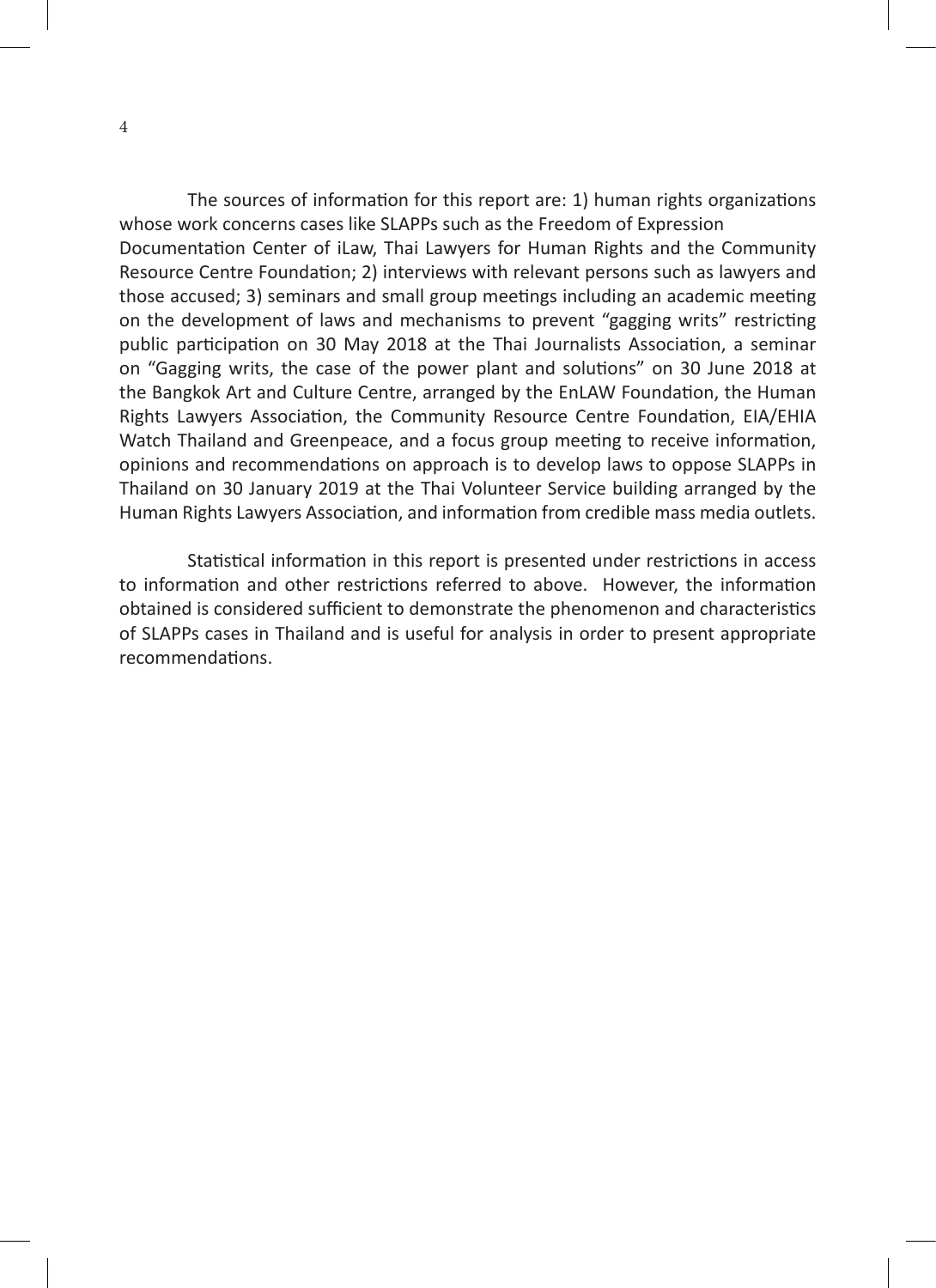The sources of information for this report are: 1) human rights organizations whose work concerns cases like SLAPPs such as the Freedom of Expression Documentation Center of iLaw, Thai Lawyers for Human Rights and the Community Resource Centre Foundation; 2) interviews with relevant persons such as lawyers and those accused; 3) seminars and small group meetings including an academic meeting on the development of laws and mechanisms to prevent "gagging writs" restricting public participation on 30 May 2018 at the Thai Journalists Association, a seminar on "Gagging writs, the case of the power plant and solutions" on 30 June 2018 at the Bangkok Art and Culture Centre, arranged by the EnLAW Foundation, the Human Rights Lawyers Association, the Community Resource Centre Foundation, EIA/EHIA Watch Thailand and Greenpeace, and a focus group meeting to receive information, opinions and recommendations on approach is to develop laws to oppose SLAPPs in Thailand on 30 January 2019 at the Thai Volunteer Service building arranged by the Human Rights Lawyers Association, and information from credible mass media outlets.

Statistical information in this report is presented under restrictions in access to information and other restrictions referred to above. However, the information obtained is considered sufficient to demonstrate the phenomenon and characteristics of SLAPPs cases in Thailand and is useful for analysis in order to present appropriate recommendations.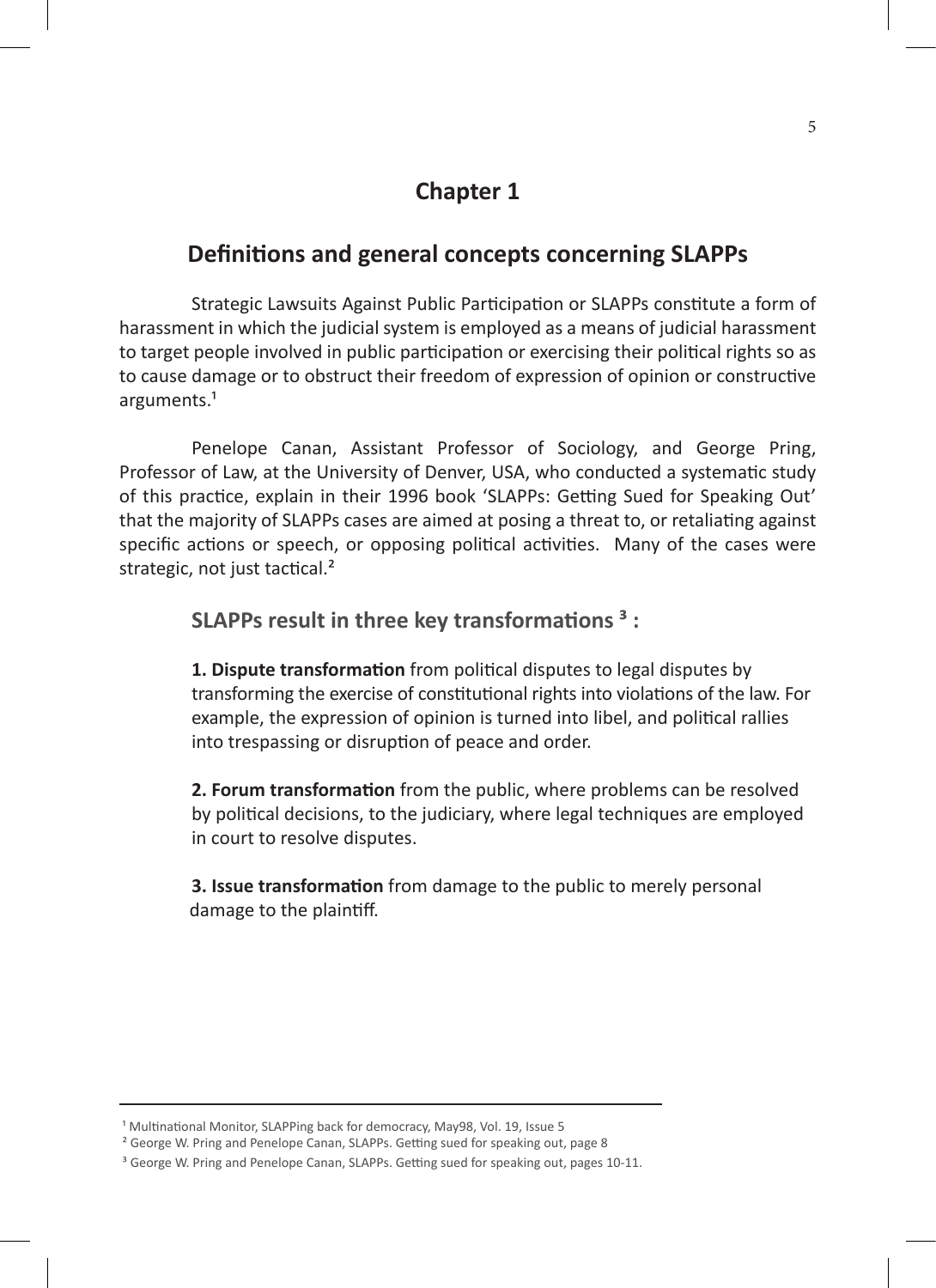# Chapter 1

## Definitions and general concepts concerning SLAPPs

Strategic Lawsuits Against Public Participation or SLAPPs constitute a form of harassment in which the judicial system is employed as a means of judicial harassment to target people involved in public participation or exercising their political rights so as to cause damage or to obstruct their freedom of expression of opinion or constructive arguments.[1]

Penelope Canan, Assistant Professor of Sociology, and George Pring, Professor of Law, at the University of Denver, USA, who conducted a systematic study of this practice, explain in their 1996 book 'SLAPPs: Getting Sued for Speaking Out' that the majority of SLAPPs cases are aimed at posing a threat to, or retaliating against specific actions or speech, or opposing political activities. Many of the cases were strategic, not just tactical.[2]

### SLAPPs result in three key transformations [3] :

**1. Dispute transformation** from political disputes to legal disputes by transforming the exercise of constitutional rights into violations of the law. For example, the expression of opinion is turned into libel, and political rallies into trespassing or disruption of peace and order.

**2. Forum transformation** from the public, where problems can be resolved by political decisions, to the judiciary, where legal techniques are employed in court to resolve disputes.

**3. Issue transformation** from damage to the public to merely personal damage to the plaintiff.

---

[1] Multinational Monitor, SLAPPing back for democracy, May98, Vol. 19, Issue 5

[2] George W. Pring and Penelope Canan, SLAPPs. Getting sued for speaking out, page 8

[3] George W. Pring and Penelope Canan, SLAPPs. Getting sued for speaking out, pages 10-11.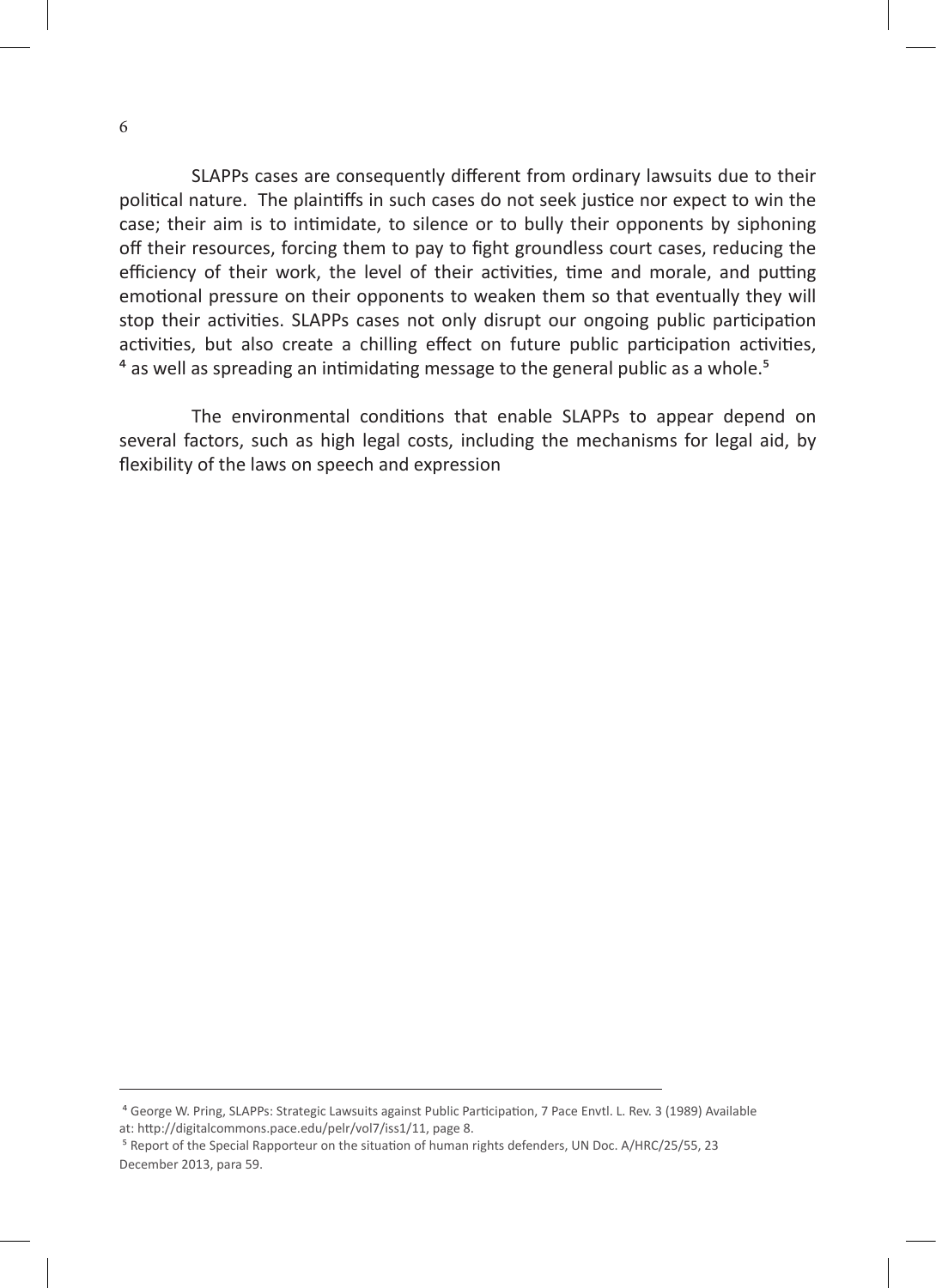SLAPPs cases are consequently different from ordinary lawsuits due to their political nature. The plaintiffs in such cases do not seek justice nor expect to win the case; their aim is to intimidate, to silence or to bully their opponents by siphoning off their resources, forcing them to pay to fight groundless court cases, reducing the efficiency of their work, the level of their activities, time and morale, and putting emotional pressure on their opponents to weaken them so that eventually they will stop their activities. SLAPPs cases not only disrupt our ongoing public participation activities, but also create a chilling effect on future public participation activities,[4] as well as spreading an intimidating message to the general public as a whole.[5]

The environmental conditions that enable SLAPPs to appear depend on several factors, such as high legal costs, including the mechanisms for legal aid, by flexibility of the laws on speech and expression

---

[4] George W. Pring, SLAPPs: Strategic Lawsuits against Public Participation, 7 Pace Envtl. L. Rev. 3 (1989) Available at: http://digitalcommons.pace.edu/pelr/vol7/iss1/11, page 8.

[5] Report of the Special Rapporteur on the situation of human rights defenders, UN Doc. A/HRC/25/55, 23 December 2013, para 59.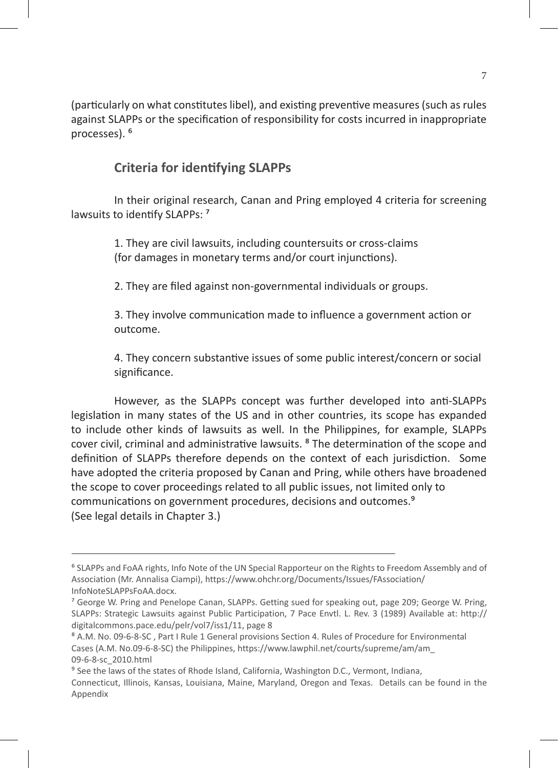(particularly on what constitutes libel), and existing preventive measures (such as rules against SLAPPs or the specification of responsibility for costs incurred in inappropriate processes). [6]

## Criteria for identifying SLAPPs

In their original research, Canan and Pring employed 4 criteria for screening lawsuits to identify SLAPPs: [7]

1. They are civil lawsuits, including countersuits or cross-claims (for damages in monetary terms and/or court injunctions).

2. They are filed against non-governmental individuals or groups.

3. They involve communication made to influence a government action or outcome.

4. They concern substantive issues of some public interest/concern or social significance.

However, as the SLAPPs concept was further developed into anti-SLAPPs legislation in many states of the US and in other countries, its scope has expanded to include other kinds of lawsuits as well. In the Philippines, for example, SLAPPs cover civil, criminal and administrative lawsuits. [8] The determination of the scope and definition of SLAPPs therefore depends on the context of each jurisdiction. Some have adopted the criteria proposed by Canan and Pring, while others have broadened the scope to cover proceedings related to all public issues, not limited only to communications on government procedures, decisions and outcomes.[9] (See legal details in Chapter 3.)

---

[6] SLAPPs and FoAA rights, Info Note of the UN Special Rapporteur on the Rights to Freedom Assembly and of Association (Mr. Annalisa Ciampi), https://www.ohchr.org/Documents/Issues/FAssociation/InfoNoteSLAPPsFoAA.docx.

[7] George W. Pring and Penelope Canan, SLAPPs. Getting sued for speaking out, page 209; George W. Pring, SLAPPs: Strategic Lawsuits against Public Participation, 7 Pace Envtl. L. Rev. 3 (1989) Available at: http://digitalcommons.pace.edu/pelr/vol7/iss1/11, page 8

[8] A.M. No. 09-6-8-SC , Part I Rule 1 General provisions Section 4. Rules of Procedure for Environmental Cases (A.M. No.09-6-8-SC) the Philippines, https://www.lawphil.net/courts/supreme/am/am_09-6-8-sc_2010.html

[9] See the laws of the states of Rhode Island, California, Washington D.C., Vermont, Indiana, Connecticut, Illinois, Kansas, Louisiana, Maine, Maryland, Oregon and Texas. Details can be found in the Appendix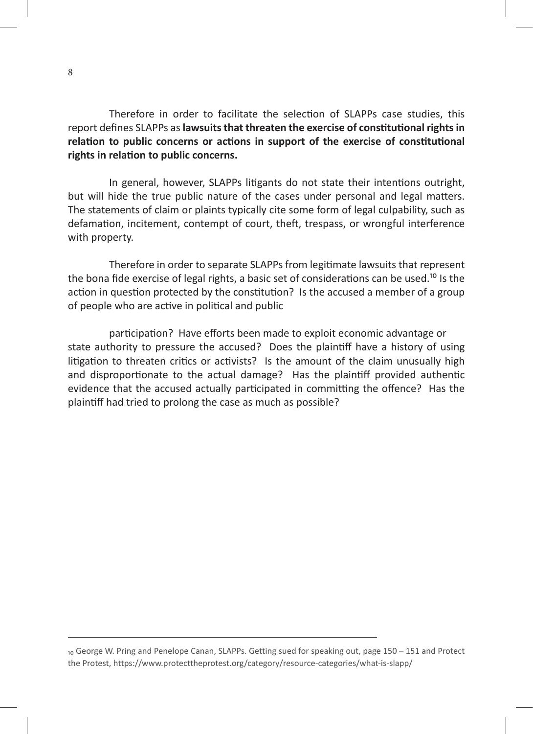Therefore in order to facilitate the selection of SLAPPs case studies, this report defines SLAPPs as **lawsuits that threaten the exercise of constitutional rights in relation to public concerns or actions in support of the exercise of constitutional rights in relation to public concerns.**

In general, however, SLAPPs litigants do not state their intentions outright, but will hide the true public nature of the cases under personal and legal matters. The statements of claim or plaints typically cite some form of legal culpability, such as defamation, incitement, contempt of court, theft, trespass, or wrongful interference with property.

Therefore in order to separate SLAPPs from legitimate lawsuits that represent the bona fide exercise of legal rights, a basic set of considerations can be used.[10] Is the action in question protected by the constitution? Is the accused a member of a group of people who are active in political and public

participation? Have efforts been made to exploit economic advantage or state authority to pressure the accused? Does the plaintiff have a history of using litigation to threaten critics or activists? Is the amount of the claim unusually high and disproportionate to the actual damage? Has the plaintiff provided authentic evidence that the accused actually participated in committing the offence? Has the plaintiff had tried to prolong the case as much as possible?

---

[10] George W. Pring and Penelope Canan, SLAPPs. Getting sued for speaking out, page 150 – 151 and Protect the Protest, https://www.protecttheprotest.org/category/resource-categories/what-is-slapp/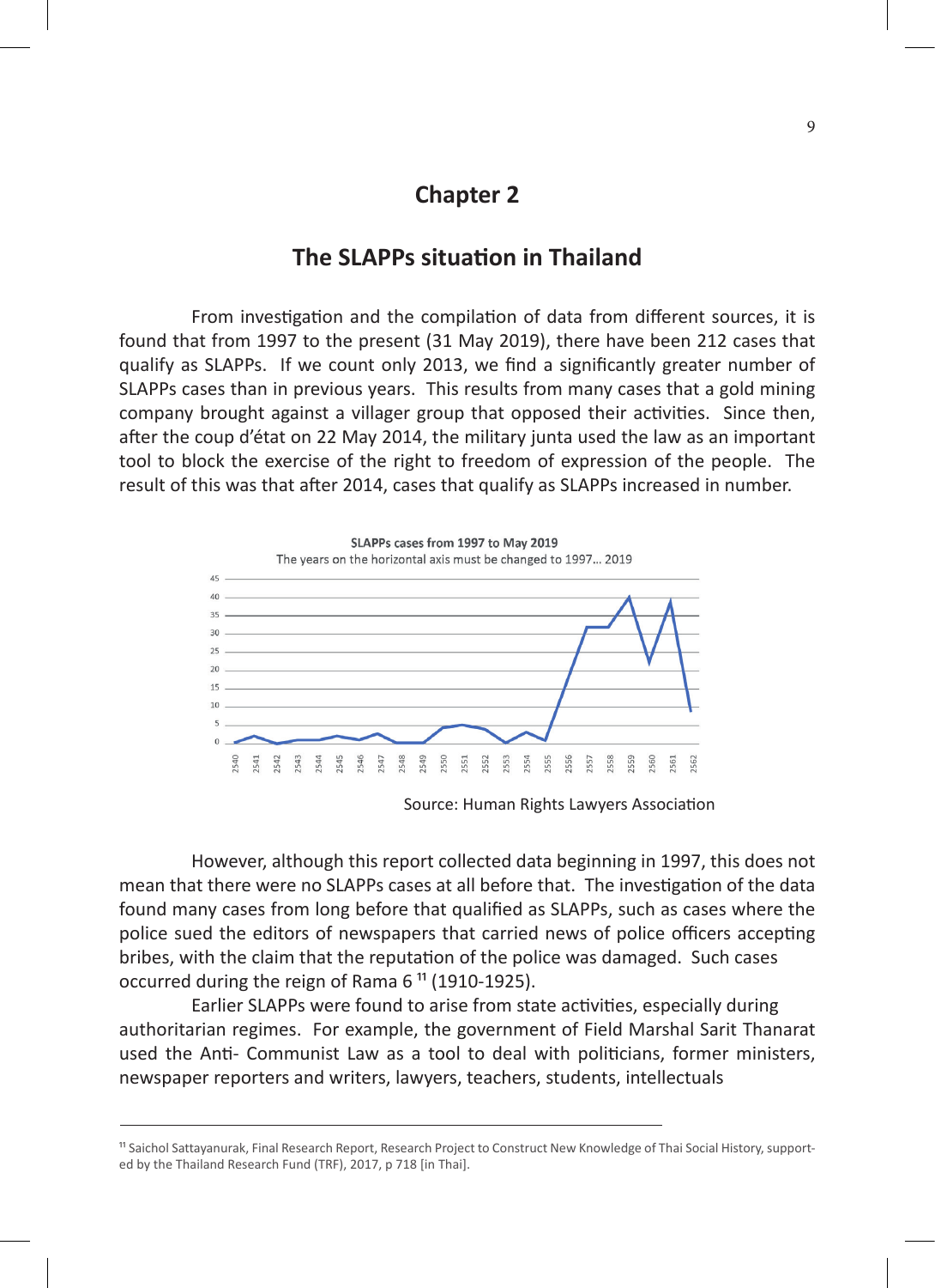# Chapter 2

## The SLAPPs situation in Thailand

From investigation and the compilation of data from different sources, it is found that from 1997 to the present (31 May 2019), there have been 212 cases that qualify as SLAPPs. If we count only 2013, we find a significantly greater number of SLAPPs cases than in previous years. This results from many cases that a gold mining company brought against a villager group that opposed their activities. Since then, after the coup d'état on 22 May 2014, the military junta used the law as an important tool to block the exercise of the right to freedom of expression of the people. The result of this was that after 2014, cases that qualify as SLAPPs increased in number.

SLAPPs cases from 1997 to May 2019

The years on the horizontal axis must be changed to 1997... 2019

Source: Human Rights Lawyers Association

However, although this report collected data beginning in 1997, this does not mean that there were no SLAPPs cases at all before that. The investigation of the data found many cases from long before that qualified as SLAPPs, such as cases where the police sued the editors of newspapers that carried news of police officers accepting bribes, with the claim that the reputation of the police was damaged. Such cases occurred during the reign of Rama 6 [11] (1910-1925).

Earlier SLAPPs were found to arise from state activities, especially during authoritarian regimes. For example, the government of Field Marshal Sarit Thanarat used the Anti- Communist Law as a tool to deal with politicians, former ministers, newspaper reporters and writers, lawyers, teachers, students, intellectuals

[11] Saichol Sattayanurak, Final Research Report, Research Project to Construct New Knowledge of Thai Social History, supported by the Thailand Research Fund (TRF), 2017, p 718 [in Thai].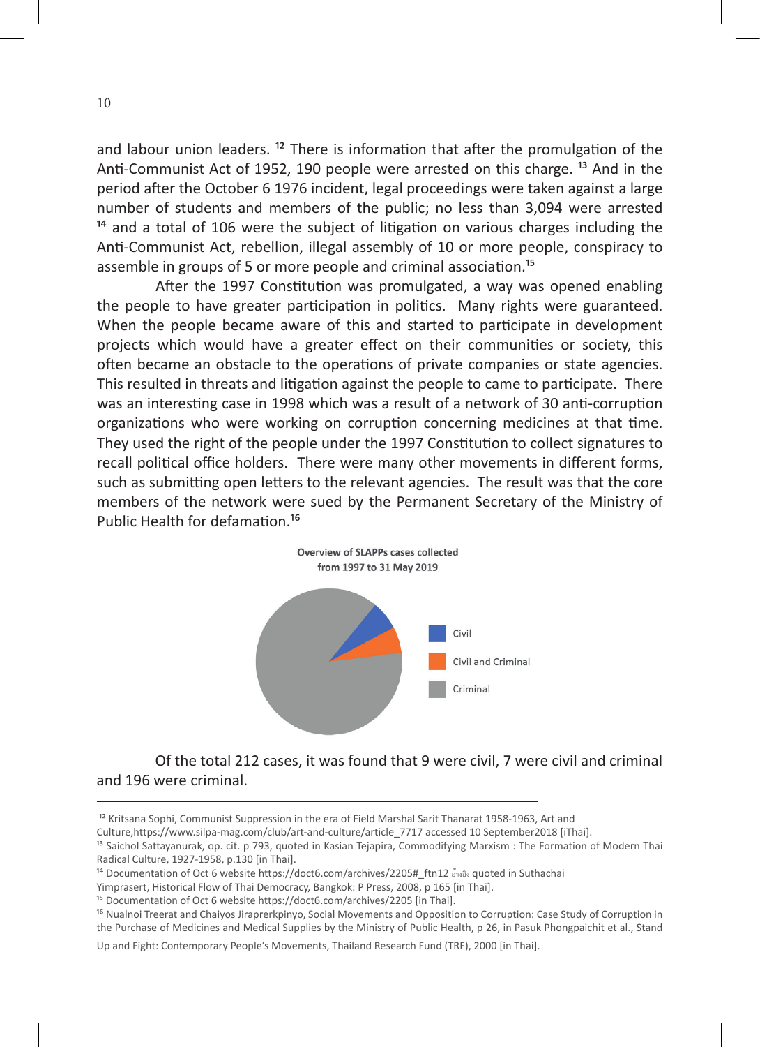and labour union leaders. [12] There is information that after the promulgation of the Anti-Communist Act of 1952, 190 people were arrested on this charge. [13] And in the period after the October 6 1976 incident, legal proceedings were taken against a large number of students and members of the public; no less than 3,094 were arrested [14] and a total of 106 were the subject of litigation on various charges including the Anti-Communist Act, rebellion, illegal assembly of 10 or more people, conspiracy to assemble in groups of 5 or more people and criminal association.[15]

After the 1997 Constitution was promulgated, a way was opened enabling the people to have greater participation in politics. Many rights were guaranteed. When the people became aware of this and started to participate in development projects which would have a greater effect on their communities or society, this often became an obstacle to the operations of private companies or state agencies. This resulted in threats and litigation against the people to came to participate. There was an interesting case in 1998 which was a result of a network of 30 anti-corruption organizations who were working on corruption concerning medicines at that time. They used the right of the people under the 1997 Constitution to collect signatures to recall political office holders. There were many other movements in different forms, such as submitting open letters to the relevant agencies. The result was that the core members of the network were sued by the Permanent Secretary of the Ministry of Public Health for defamation.[16]

Overview of SLAPPs cases collected from 1997 to 31 May 2019

- Civil
- Civil and Criminal
- Criminal

Of the total 212 cases, it was found that 9 were civil, 7 were civil and criminal and 196 were criminal.

---

[12] Kritsana Sophi, Communist Suppression in the era of Field Marshal Sarit Thanarat 1958-1963, Art and Culture,https://www.silpa-mag.com/club/art-and-culture/article_7717 accessed 10 September2018 [iThai].

[13] Saichol Sattayanurak, op. cit. p 793, quoted in Kasian Tejapira, Commodifying Marxism : The Formation of Modern Thai Radical Culture, 1927-1958, p.130 [in Thai].

[14] Documentation of Oct 6 website https://doct6.com/archives/2205#_ftn12 อ้างอิง quoted in Suthachai Yimprasert, Historical Flow of Thai Democracy, Bangkok: P Press, 2008, p 165 [in Thai].

[15] Documentation of Oct 6 website https://doct6.com/archives/2205 [in Thai].

[16] Nualnoi Treerat and Chaiyos Jiraprerkpinyo, Social Movements and Opposition to Corruption: Case Study of Corruption in the Purchase of Medicines and Medical Supplies by the Ministry of Public Health, p 26, in Pasuk Phongpaichit et al., Stand Up and Fight: Contemporary People's Movements, Thailand Research Fund (TRF), 2000 [in Thai].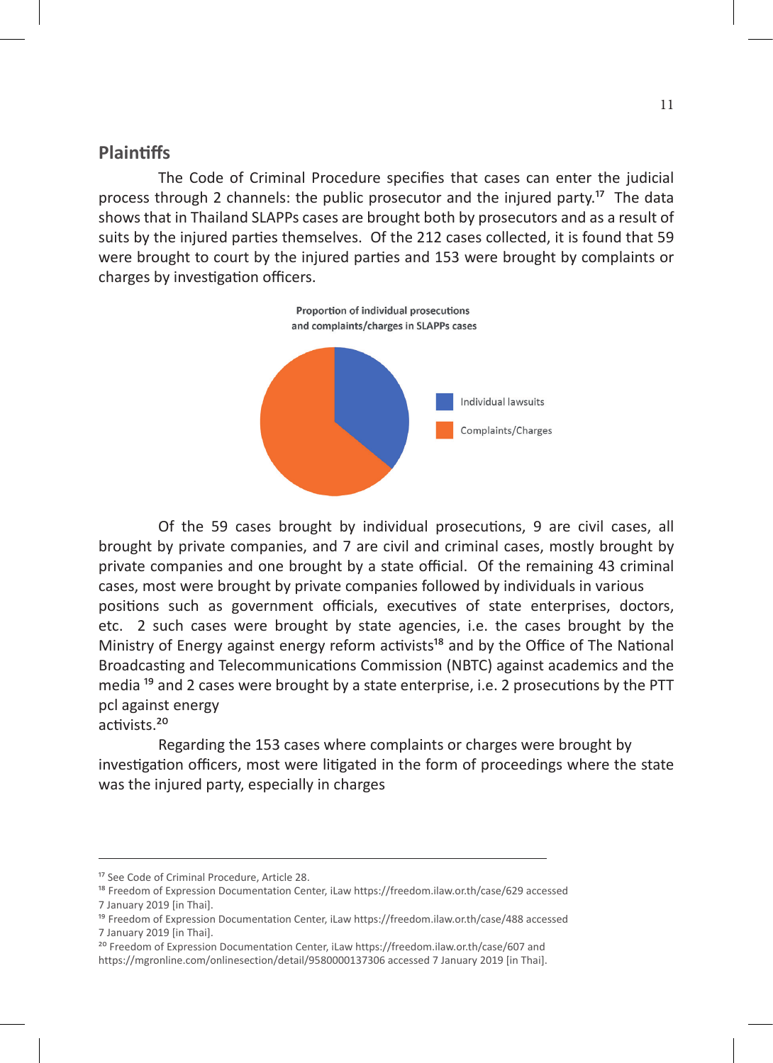## Plaintiffs

The Code of Criminal Procedure specifies that cases can enter the judicial process through 2 channels: the public prosecutor and the injured party.[17] The data shows that in Thailand SLAPPs cases are brought both by prosecutors and as a result of suits by the injured parties themselves. Of the 212 cases collected, it is found that 59 were brought to court by the injured parties and 153 were brought by complaints or charges by investigation officers.

Proportion of individual prosecutions and complaints/charges in SLAPPs cases

Individual lawsuits
Complaints/Charges

Of the 59 cases brought by individual prosecutions, 9 are civil cases, all brought by private companies, and 7 are civil and criminal cases, mostly brought by private companies and one brought by a state official. Of the remaining 43 criminal cases, most were brought by private companies followed by individuals in various positions such as government officials, executives of state enterprises, doctors, etc. 2 such cases were brought by state agencies, i.e. the cases brought by the Ministry of Energy against energy reform activists[18] and by the Office of The National Broadcasting and Telecommunications Commission (NBTC) against academics and the media [19] and 2 cases were brought by a state enterprise, i.e. 2 prosecutions by the PTT pcl against energy activists.[20]

Regarding the 153 cases where complaints or charges were brought by investigation officers, most were litigated in the form of proceedings where the state was the injured party, especially in charges

---

[17] See Code of Criminal Procedure, Article 28.

[18] Freedom of Expression Documentation Center, iLaw https://freedom.ilaw.or.th/case/629 accessed 7 January 2019 [in Thai].

[19] Freedom of Expression Documentation Center, iLaw https://freedom.ilaw.or.th/case/488 accessed 7 January 2019 [in Thai].

[20] Freedom of Expression Documentation Center, iLaw https://freedom.ilaw.or.th/case/607 and https://mgronline.com/onlinesection/detail/9580000137306 accessed 7 January 2019 [in Thai].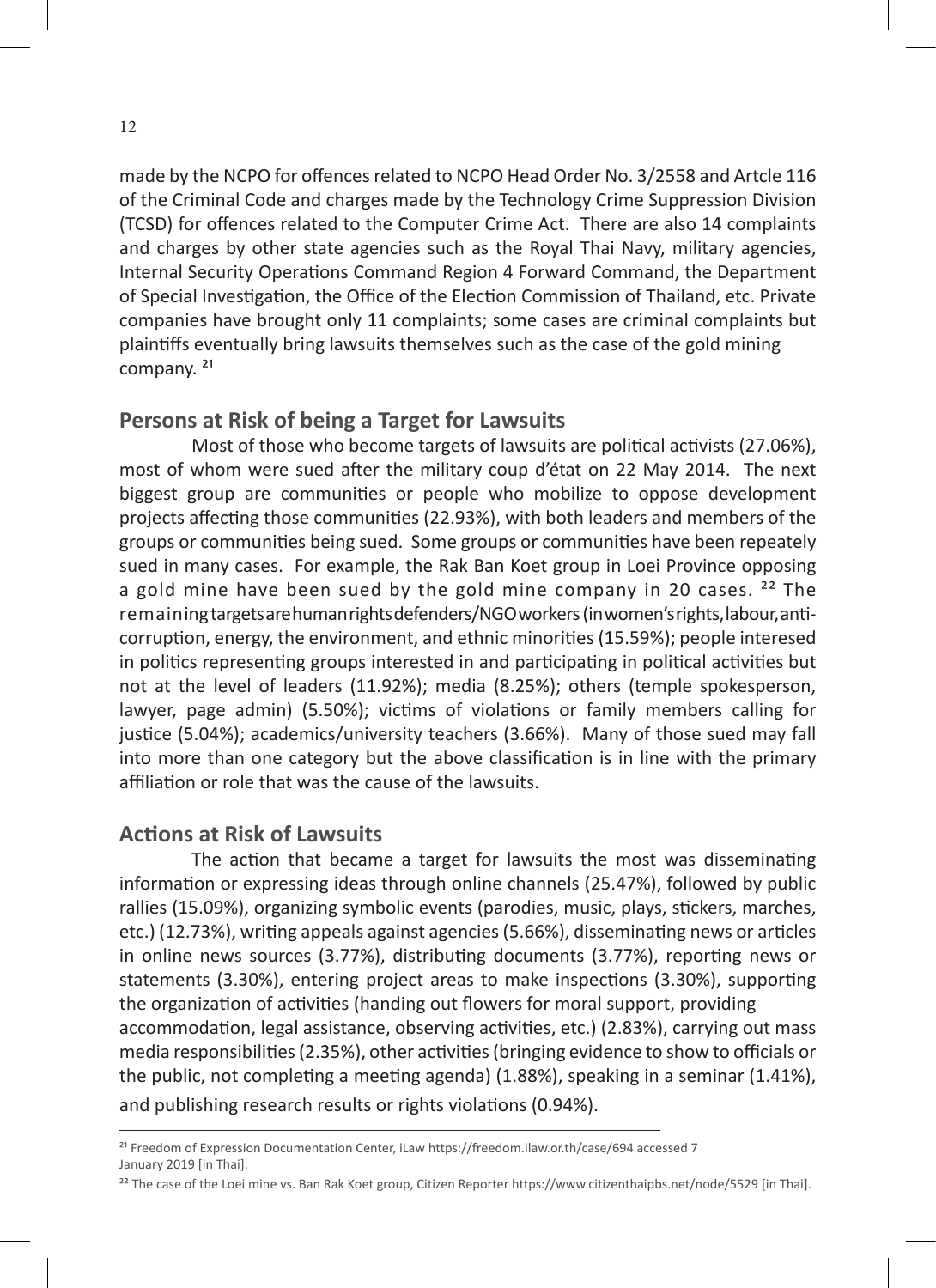made by the NCPO for offences related to NCPO Head Order No. 3/2558 and Artcle 116 of the Criminal Code and charges made by the Technology Crime Suppression Division (TCSD) for offences related to the Computer Crime Act. There are also 14 complaints and charges by other state agencies such as the Royal Thai Navy, military agencies, Internal Security Operations Command Region 4 Forward Command, the Department of Special Investigation, the Office of the Election Commission of Thailand, etc. Private companies have brought only 11 complaints; some cases are criminal complaints but plaintiffs eventually bring lawsuits themselves such as the case of the gold mining company. [21]

## Persons at Risk of being a Target for Lawsuits

Most of those who become targets of lawsuits are political activists (27.06%), most of whom were sued after the military coup d'état on 22 May 2014. The next biggest group are communities or people who mobilize to oppose development projects affecting those communities (22.93%), with both leaders and members of the groups or communities being sued. Some groups or communities have been repeately sued in many cases. For example, the Rak Ban Koet group in Loei Province opposing a gold mine have been sued by the gold mine company in 20 cases. [22] The remaining targets are human rights defenders/NGO workers (in women's rights, labour, anti-corruption, energy, the environment, and ethnic minorities (15.59%); people interesed in politics representing groups interested in and participating in political activities but not at the level of leaders (11.92%); media (8.25%); others (temple spokesperson, lawyer, page admin) (5.50%); victims of violations or family members calling for justice (5.04%); academics/university teachers (3.66%). Many of those sued may fall into more than one category but the above classification is in line with the primary affiliation or role that was the cause of the lawsuits.

## Actions at Risk of Lawsuits

The action that became a target for lawsuits the most was disseminating information or expressing ideas through online channels (25.47%), followed by public rallies (15.09%), organizing symbolic events (parodies, music, plays, stickers, marches, etc.) (12.73%), writing appeals against agencies (5.66%), disseminating news or articles in online news sources (3.77%), distributing documents (3.77%), reporting news or statements (3.30%), entering project areas to make inspections (3.30%), supporting the organization of activities (handing out flowers for moral support, providing accommodation, legal assistance, observing activities, etc.) (2.83%), carrying out mass media responsibilities (2.35%), other activities (bringing evidence to show to officials or the public, not completing a meeting agenda) (1.88%), speaking in a seminar (1.41%), and publishing research results or rights violations (0.94%).

---

[21] Freedom of Expression Documentation Center, iLaw https://freedom.ilaw.or.th/case/694 accessed 7 January 2019 [in Thai].

[22] The case of the Loei mine vs. Ban Rak Koet group, Citizen Reporter https://www.citizenthaipbs.net/node/5529 [in Thai].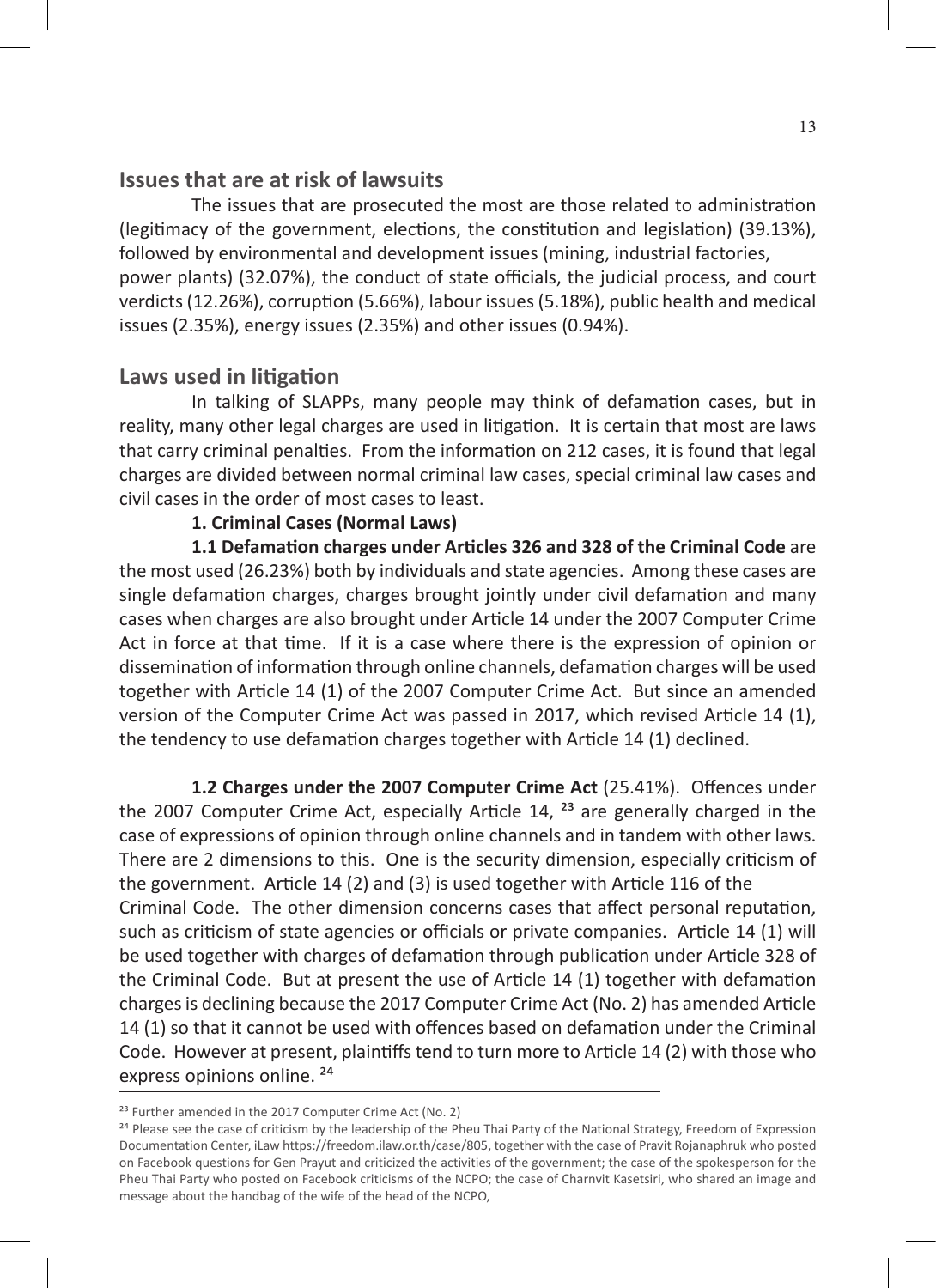## Issues that are at risk of lawsuits

The issues that are prosecuted the most are those related to administration (legitimacy of the government, elections, the constitution and legislation) (39.13%), followed by environmental and development issues (mining, industrial factories, power plants) (32.07%), the conduct of state officials, the judicial process, and court verdicts (12.26%), corruption (5.66%), labour issues (5.18%), public health and medical issues (2.35%), energy issues (2.35%) and other issues (0.94%).

## Laws used in litigation

In talking of SLAPPs, many people may think of defamation cases, but in reality, many other legal charges are used in litigation. It is certain that most are laws that carry criminal penalties. From the information on 212 cases, it is found that legal charges are divided between normal criminal law cases, special criminal law cases and civil cases in the order of most cases to least.

**1. Criminal Cases (Normal Laws)**

**1.1 Defamation charges under Articles 326 and 328 of the Criminal Code** are the most used (26.23%) both by individuals and state agencies. Among these cases are single defamation charges, charges brought jointly under civil defamation and many cases when charges are also brought under Article 14 under the 2007 Computer Crime Act in force at that time. If it is a case where there is the expression of opinion or dissemination of information through online channels, defamation charges will be used together with Article 14 (1) of the 2007 Computer Crime Act. But since an amended version of the Computer Crime Act was passed in 2017, which revised Article 14 (1), the tendency to use defamation charges together with Article 14 (1) declined.

**1.2 Charges under the 2007 Computer Crime Act** (25.41%). Offences under the 2007 Computer Crime Act, especially Article 14, [23] are generally charged in the case of expressions of opinion through online channels and in tandem with other laws. There are 2 dimensions to this. One is the security dimension, especially criticism of the government. Article 14 (2) and (3) is used together with Article 116 of the Criminal Code. The other dimension concerns cases that affect personal reputation, such as criticism of state agencies or officials or private companies. Article 14 (1) will be used together with charges of defamation through publication under Article 328 of the Criminal Code. But at present the use of Article 14 (1) together with defamation charges is declining because the 2017 Computer Crime Act (No. 2) has amended Article 14 (1) so that it cannot be used with offences based on defamation under the Criminal Code. However at present, plaintiffs tend to turn more to Article 14 (2) with those who express opinions online. [24]

---

[23] Further amended in the 2017 Computer Crime Act (No. 2)

[24] Please see the case of criticism by the leadership of the Pheu Thai Party of the National Strategy, Freedom of Expression Documentation Center, iLaw https://freedom.ilaw.or.th/case/805, together with the case of Pravit Rojanaphruk who posted on Facebook questions for Gen Prayut and criticized the activities of the government; the case of the spokesperson for the Pheu Thai Party who posted on Facebook criticisms of the NCPO; the case of Charnvit Kasetsiri, who shared an image and message about the handbag of the wife of the head of the NCPO,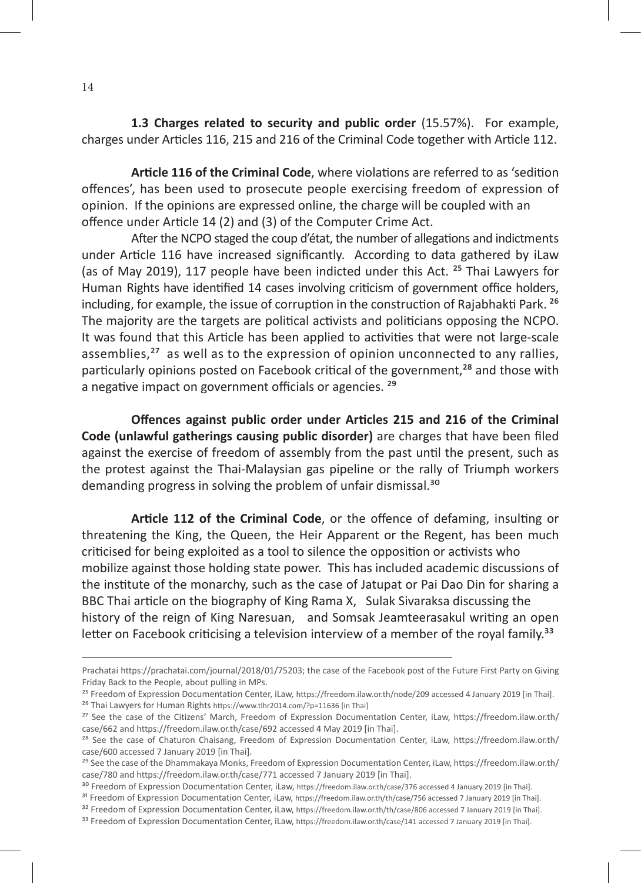**1.3 Charges related to security and public order** (15.57%). For example, charges under Articles 116, 215 and 216 of the Criminal Code together with Article 112.

**Article 116 of the Criminal Code**, where violations are referred to as 'sedition offences', has been used to prosecute people exercising freedom of expression of opinion. If the opinions are expressed online, the charge will be coupled with an offence under Article 14 (2) and (3) of the Computer Crime Act.

After the NCPO staged the coup d'état, the number of allegations and indictments under Article 116 have increased significantly. According to data gathered by iLaw (as of May 2019), 117 people have been indicted under this Act. [25] Thai Lawyers for Human Rights have identified 14 cases involving criticism of government office holders, including, for example, the issue of corruption in the construction of Rajabhakti Park. [26] The majority are the targets are political activists and politicians opposing the NCPO. It was found that this Article has been applied to activities that were not large-scale assemblies,[27] as well as to the expression of opinion unconnected to any rallies, particularly opinions posted on Facebook critical of the government,[28] and those with a negative impact on government officials or agencies. [29]

**Offences against public order under Articles 215 and 216 of the Criminal Code (unlawful gatherings causing public disorder)** are charges that have been filed against the exercise of freedom of assembly from the past until the present, such as the protest against the Thai-Malaysian gas pipeline or the rally of Triumph workers demanding progress in solving the problem of unfair dismissal.[30]

**Article 112 of the Criminal Code**, or the offence of defaming, insulting or threatening the King, the Queen, the Heir Apparent or the Regent, has been much criticised for being exploited as a tool to silence the opposition or activists who mobilize against those holding state power. This has included academic discussions of the institute of the monarchy, such as the case of Jatupat or Pai Dao Din for sharing a BBC Thai article on the biography of King Rama X, Sulak Sivaraksa discussing the history of the reign of King Naresuan, and Somsak Jeamteerasakul writing an open letter on Facebook criticising a television interview of a member of the royal family.[33]

---

Prachatai https://prachatai.com/journal/2018/01/75203; the case of the Facebook post of the Future First Party on Giving Friday Back to the People, about pulling in MPs.

[25] Freedom of Expression Documentation Center, iLaw, https://freedom.ilaw.or.th/node/209 accessed 4 January 2019 [in Thai].

[26] Thai Lawyers for Human Rights https://www.tlhr2014.com/?p=11636 [in Thai]

[27] See the case of the Citizens' March, Freedom of Expression Documentation Center, iLaw, https://freedom.ilaw.or.th/case/662 and https://freedom.ilaw.or.th/case/692 accessed 4 May 2019 [in Thai].

[28] See the case of Chaturon Chaisang, Freedom of Expression Documentation Center, iLaw, https://freedom.ilaw.or.th/case/600 accessed 7 January 2019 [in Thai].

[29] See the case of the Dhammakaya Monks, Freedom of Expression Documentation Center, iLaw, https://freedom.ilaw.or.th/case/780 and https://freedom.ilaw.or.th/case/771 accessed 7 January 2019 [in Thai].

[30] Freedom of Expression Documentation Center, iLaw, https://freedom.ilaw.or.th/case/376 accessed 4 January 2019 [in Thai].

[31] Freedom of Expression Documentation Center, iLaw, https://freedom.ilaw.or.th/th/case/756 accessed 7 January 2019 [in Thai].

[32] Freedom of Expression Documentation Center, iLaw, https://freedom.ilaw.or.th/th/case/806 accessed 7 January 2019 [in Thai].

[33] Freedom of Expression Documentation Center, iLaw, https://freedom.ilaw.or.th/case/141 accessed 7 January 2019 [in Thai].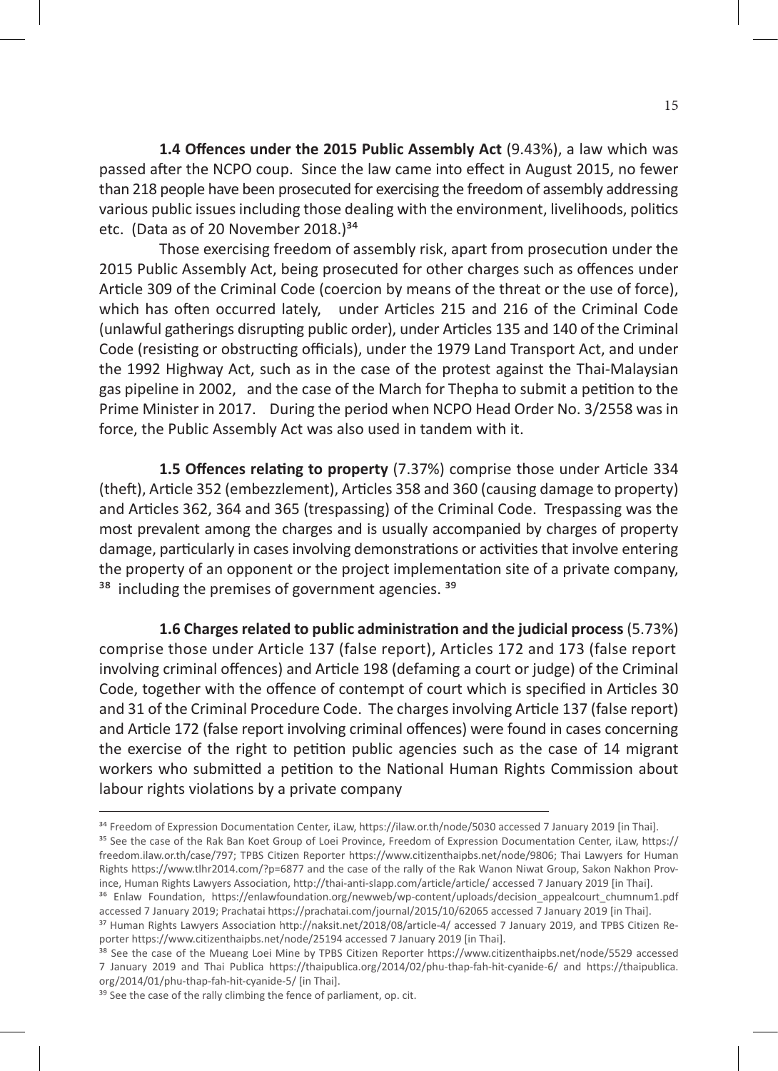**1.4 Offences under the 2015 Public Assembly Act** (9.43%), a law which was passed after the NCPO coup. Since the law came into effect in August 2015, no fewer than 218 people have been prosecuted for exercising the freedom of assembly addressing various public issues including those dealing with the environment, livelihoods, politics etc. (Data as of 20 November 2018.)[34]

Those exercising freedom of assembly risk, apart from prosecution under the 2015 Public Assembly Act, being prosecuted for other charges such as offences under Article 309 of the Criminal Code (coercion by means of the threat or the use of force), which has often occurred lately, under Articles 215 and 216 of the Criminal Code (unlawful gatherings disrupting public order), under Articles 135 and 140 of the Criminal Code (resisting or obstructing officials), under the 1979 Land Transport Act, and under the 1992 Highway Act, such as in the case of the protest against the Thai-Malaysian gas pipeline in 2002, and the case of the March for Thepha to submit a petition to the Prime Minister in 2017. During the period when NCPO Head Order No. 3/2558 was in force, the Public Assembly Act was also used in tandem with it.

**1.5 Offences relating to property** (7.37%) comprise those under Article 334 (theft), Article 352 (embezzlement), Articles 358 and 360 (causing damage to property) and Articles 362, 364 and 365 (trespassing) of the Criminal Code. Trespassing was the most prevalent among the charges and is usually accompanied by charges of property damage, particularly in cases involving demonstrations or activities that involve entering the property of an opponent or the project implementation site of a private company, [38] including the premises of government agencies. [39]

**1.6 Charges related to public administration and the judicial process** (5.73%) comprise those under Article 137 (false report), Articles 172 and 173 (false report involving criminal offences) and Article 198 (defaming a court or judge) of the Criminal Code, together with the offence of contempt of court which is specified in Articles 30 and 31 of the Criminal Procedure Code. The charges involving Article 137 (false report) and Article 172 (false report involving criminal offences) were found in cases concerning the exercise of the right to petition public agencies such as the case of 14 migrant workers who submitted a petition to the National Human Rights Commission about labour rights violations by a private company

---

[34] Freedom of Expression Documentation Center, iLaw, https://ilaw.or.th/node/5030 accessed 7 January 2019 [in Thai].

[35] See the case of the Rak Ban Koet Group of Loei Province, Freedom of Expression Documentation Center, iLaw, https://freedom.ilaw.or.th/case/797; TPBS Citizen Reporter https://www.citizenthaipbs.net/node/9806; Thai Lawyers for Human Rights https://www.tlhr2014.com/?p=6877 and the case of the rally of the Rak Wanon Niwat Group, Sakon Nakhon Province, Human Rights Lawyers Association, http://thai-anti-slapp.com/article/article/ accessed 7 January 2019 [in Thai].

[36] Enlaw Foundation, https://enlawfoundation.org/newweb/wp-content/uploads/decision_appealcourt_chumnum1.pdf accessed 7 January 2019; Prachatai https://prachatai.com/journal/2015/10/62065 accessed 7 January 2019 [in Thai].

[37] Human Rights Lawyers Association http://naksit.net/2018/08/article-4/ accessed 7 January 2019, and TPBS Citizen Reporter https://www.citizenthaipbs.net/node/25194 accessed 7 January 2019 [in Thai].

[38] See the case of the Mueang Loei Mine by TPBS Citizen Reporter https://www.citizenthaipbs.net/node/5529 accessed 7 January 2019 and Thai Publica https://thaipublica.org/2014/02/phu-thap-fah-hit-cyanide-6/ and https://thaipublica.org/2014/01/phu-thap-fah-hit-cyanide-5/ [in Thai].

[39] See the case of the rally climbing the fence of parliament, op. cit.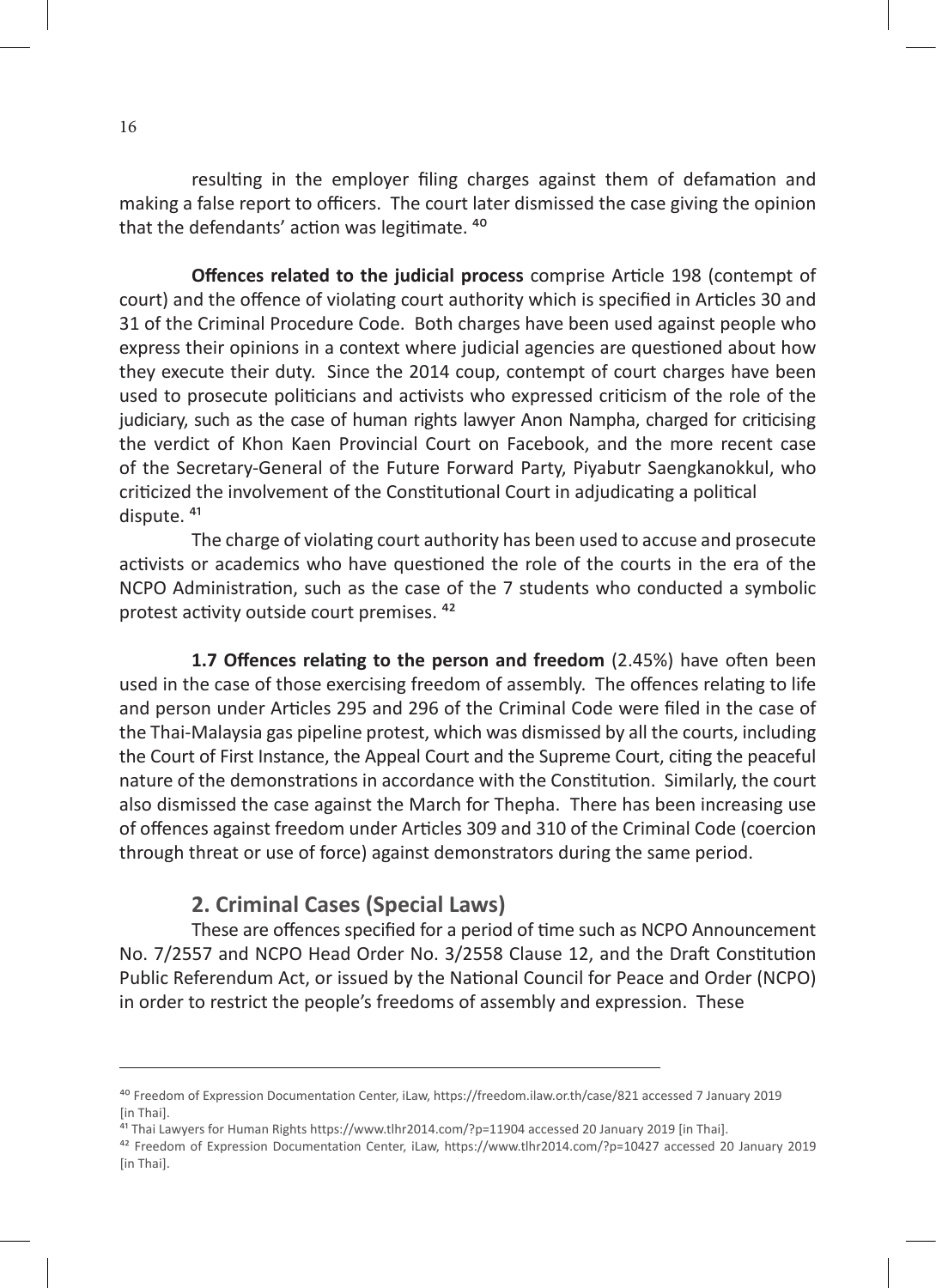resulting in the employer filing charges against them of defamation and making a false report to officers. The court later dismissed the case giving the opinion that the defendants' action was legitimate. [40]

**Offences related to the judicial process** comprise Article 198 (contempt of court) and the offence of violating court authority which is specified in Articles 30 and 31 of the Criminal Procedure Code. Both charges have been used against people who express their opinions in a context where judicial agencies are questioned about how they execute their duty. Since the 2014 coup, contempt of court charges have been used to prosecute politicians and activists who expressed criticism of the role of the judiciary, such as the case of human rights lawyer Anon Nampha, charged for criticising the verdict of Khon Kaen Provincial Court on Facebook, and the more recent case of the Secretary-General of the Future Forward Party, Piyabutr Saengkanokkul, who criticized the involvement of the Constitutional Court in adjudicating a political dispute. [41]

The charge of violating court authority has been used to accuse and prosecute activists or academics who have questioned the role of the courts in the era of the NCPO Administration, such as the case of the 7 students who conducted a symbolic protest activity outside court premises. [42]

**1.7 Offences relating to the person and freedom** (2.45%) have often been used in the case of those exercising freedom of assembly. The offences relating to life and person under Articles 295 and 296 of the Criminal Code were filed in the case of the Thai-Malaysia gas pipeline protest, which was dismissed by all the courts, including the Court of First Instance, the Appeal Court and the Supreme Court, citing the peaceful nature of the demonstrations in accordance with the Constitution. Similarly, the court also dismissed the case against the March for Thepha. There has been increasing use of offences against freedom under Articles 309 and 310 of the Criminal Code (coercion through threat or use of force) against demonstrators during the same period.

## 2. Criminal Cases (Special Laws)

These are offences specified for a period of time such as NCPO Announcement No. 7/2557 and NCPO Head Order No. 3/2558 Clause 12, and the Draft Constitution Public Referendum Act, or issued by the National Council for Peace and Order (NCPO) in order to restrict the people's freedoms of assembly and expression. These

---

[40] Freedom of Expression Documentation Center, iLaw, https://freedom.ilaw.or.th/case/821 accessed 7 January 2019 [in Thai].

[41] Thai Lawyers for Human Rights https://www.tlhr2014.com/?p=11904 accessed 20 January 2019 [in Thai].

[42] Freedom of Expression Documentation Center, iLaw, https://www.tlhr2014.com/?p=10427 accessed 20 January 2019 [in Thai].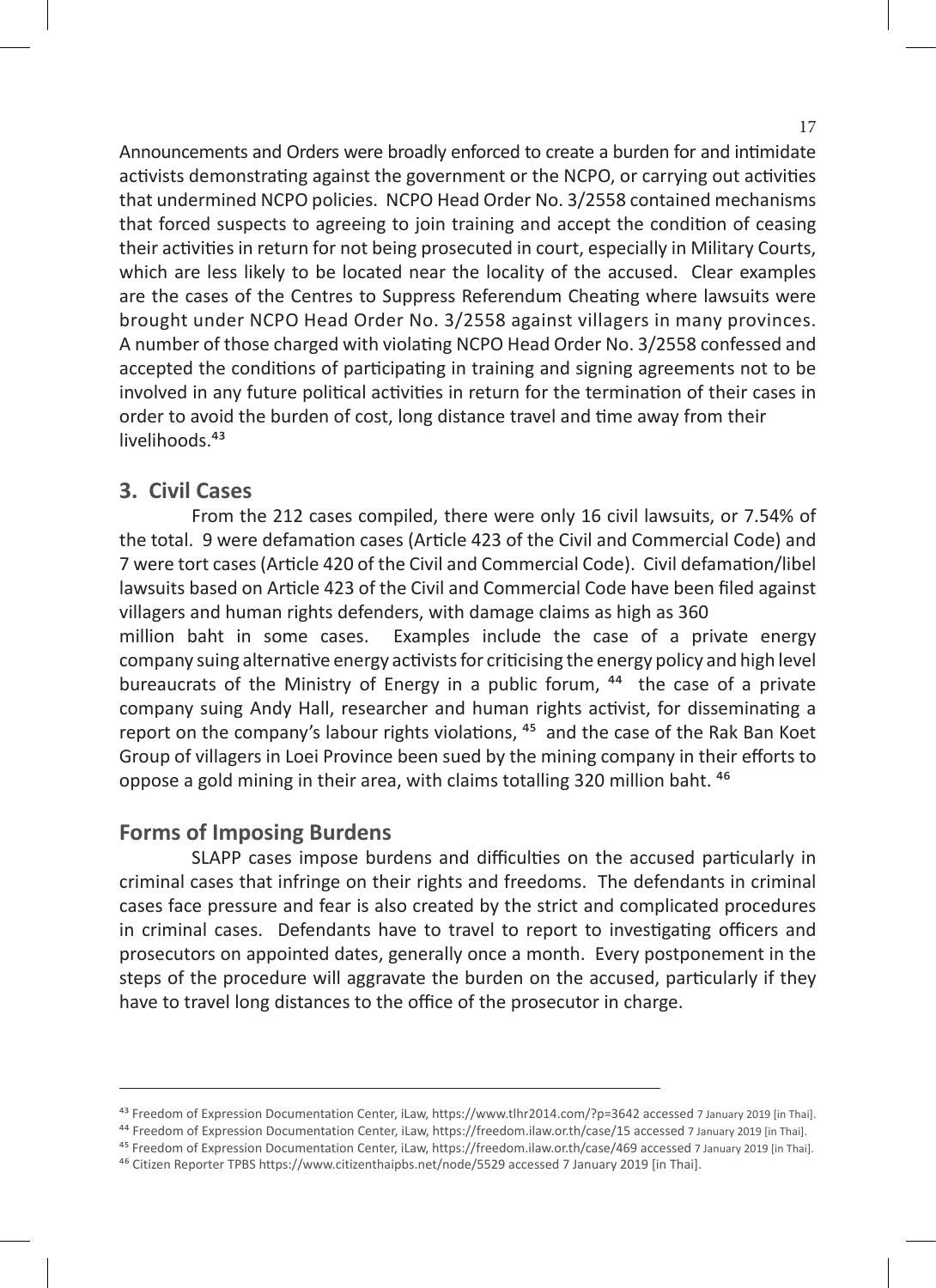Announcements and Orders were broadly enforced to create a burden for and intimidate activists demonstrating against the government or the NCPO, or carrying out activities that undermined NCPO policies. NCPO Head Order No. 3/2558 contained mechanisms that forced suspects to agreeing to join training and accept the condition of ceasing their activities in return for not being prosecuted in court, especially in Military Courts, which are less likely to be located near the locality of the accused. Clear examples are the cases of the Centres to Suppress Referendum Cheating where lawsuits were brought under NCPO Head Order No. 3/2558 against villagers in many provinces. A number of those charged with violating NCPO Head Order No. 3/2558 confessed and accepted the conditions of participating in training and signing agreements not to be involved in any future political activities in return for the termination of their cases in order to avoid the burden of cost, long distance travel and time away from their livelihoods.[43]

## 3. Civil Cases

From the 212 cases compiled, there were only 16 civil lawsuits, or 7.54% of the total. 9 were defamation cases (Article 423 of the Civil and Commercial Code) and 7 were tort cases (Article 420 of the Civil and Commercial Code). Civil defamation/libel lawsuits based on Article 423 of the Civil and Commercial Code have been filed against villagers and human rights defenders, with damage claims as high as 360 million baht in some cases. Examples include the case of a private energy company suing alternative energy activists for criticising the energy policy and high level bureaucrats of the Ministry of Energy in a public forum, [44] the case of a private company suing Andy Hall, researcher and human rights activist, for disseminating a report on the company's labour rights violations, [45] and the case of the Rak Ban Koet Group of villagers in Loei Province been sued by the mining company in their efforts to oppose a gold mining in their area, with claims totalling 320 million baht. [46]

## Forms of Imposing Burdens

SLAPP cases impose burdens and difficulties on the accused particularly in criminal cases that infringe on their rights and freedoms. The defendants in criminal cases face pressure and fear is also created by the strict and complicated procedures in criminal cases. Defendants have to travel to report to investigating officers and prosecutors on appointed dates, generally once a month. Every postponement in the steps of the procedure will aggravate the burden on the accused, particularly if they have to travel long distances to the office of the prosecutor in charge.

---

[43] Freedom of Expression Documentation Center, iLaw, https://www.tlhr2014.com/?p=3642 accessed 7 January 2019 [in Thai].

[44] Freedom of Expression Documentation Center, iLaw, https://freedom.ilaw.or.th/case/15 accessed 7 January 2019 [in Thai].

[45] Freedom of Expression Documentation Center, iLaw, https://freedom.ilaw.or.th/case/469 accessed 7 January 2019 [in Thai].

[46] Citizen Reporter TPBS https://www.citizenthaipbs.net/node/5529 accessed 7 January 2019 [in Thai].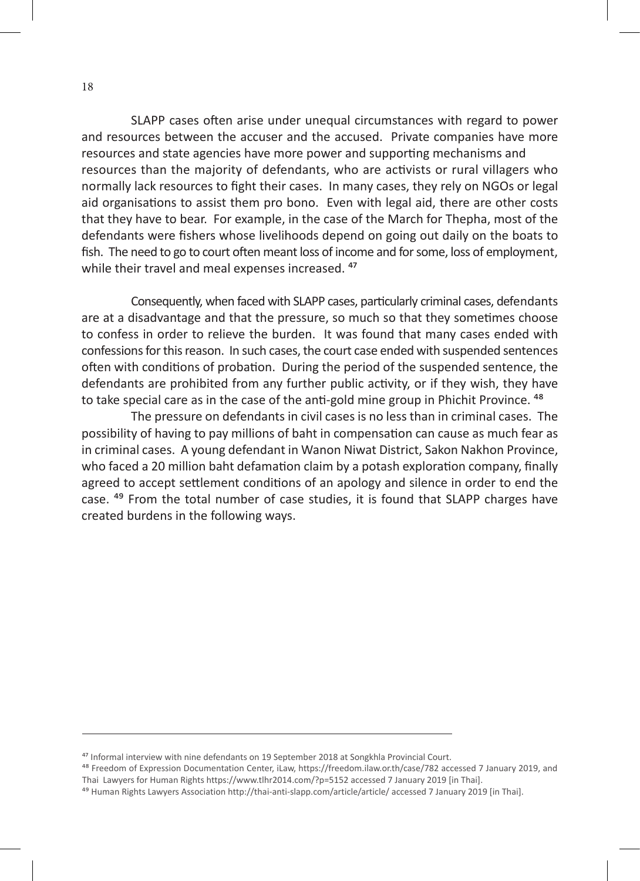SLAPP cases often arise under unequal circumstances with regard to power and resources between the accuser and the accused. Private companies have more resources and state agencies have more power and supporting mechanisms and resources than the majority of defendants, who are activists or rural villagers who normally lack resources to fight their cases. In many cases, they rely on NGOs or legal aid organisations to assist them pro bono. Even with legal aid, there are other costs that they have to bear. For example, in the case of the March for Thepha, most of the defendants were fishers whose livelihoods depend on going out daily on the boats to fish. The need to go to court often meant loss of income and for some, loss of employment, while their travel and meal expenses increased. [47]

Consequently, when faced with SLAPP cases, particularly criminal cases, defendants are at a disadvantage and that the pressure, so much so that they sometimes choose to confess in order to relieve the burden. It was found that many cases ended with confessions for this reason. In such cases, the court case ended with suspended sentences often with conditions of probation. During the period of the suspended sentence, the defendants are prohibited from any further public activity, or if they wish, they have to take special care as in the case of the anti-gold mine group in Phichit Province. [48]

The pressure on defendants in civil cases is no less than in criminal cases. The possibility of having to pay millions of baht in compensation can cause as much fear as in criminal cases. A young defendant in Wanon Niwat District, Sakon Nakhon Province, who faced a 20 million baht defamation claim by a potash exploration company, finally agreed to accept settlement conditions of an apology and silence in order to end the case. [49] From the total number of case studies, it is found that SLAPP charges have created burdens in the following ways.

---

[47] Informal interview with nine defendants on 19 September 2018 at Songkhla Provincial Court.

[48] Freedom of Expression Documentation Center, iLaw, https://freedom.ilaw.or.th/case/782 accessed 7 January 2019, and Thai Lawyers for Human Rights https://www.tlhr2014.com/?p=5152 accessed 7 January 2019 [in Thai].

[49] Human Rights Lawyers Association http://thai-anti-slapp.com/article/article/ accessed 7 January 2019 [in Thai].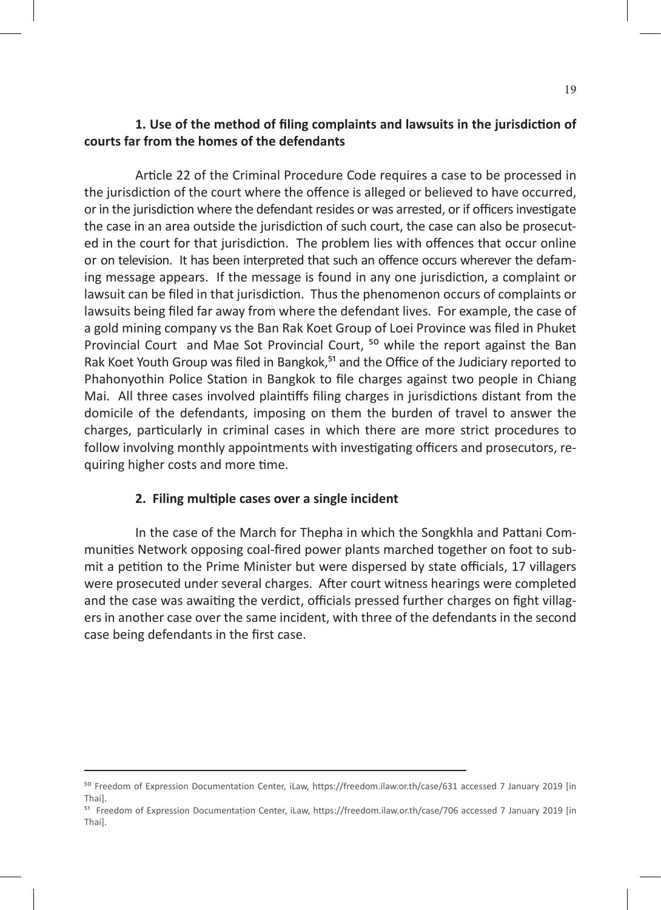**1. Use of the method of filing complaints and lawsuits in the jurisdiction of courts far from the homes of the defendants**

Article 22 of the Criminal Procedure Code requires a case to be processed in the jurisdiction of the court where the offence is alleged or believed to have occurred, or in the jurisdiction where the defendant resides or was arrested, or if officers investigate the case in an area outside the jurisdiction of such court, the case can also be prosecuted in the court for that jurisdiction. The problem lies with offences that occur online or on television. It has been interpreted that such an offence occurs wherever the defaming message appears. If the message is found in any one jurisdiction, a complaint or lawsuit can be filed in that jurisdiction. Thus the phenomenon occurs of complaints or lawsuits being filed far away from where the defendant lives. For example, the case of a gold mining company vs the Ban Rak Koet Group of Loei Province was filed in Phuket Provincial Court and Mae Sot Provincial Court, [50] while the report against the Ban Rak Koet Youth Group was filed in Bangkok,[51] and the Office of the Judiciary reported to Phahonyothin Police Station in Bangkok to file charges against two people in Chiang Mai. All three cases involved plaintiffs filing charges in jurisdictions distant from the domicile of the defendants, imposing on them the burden of travel to answer the charges, particularly in criminal cases in which there are more strict procedures to follow involving monthly appointments with investigating officers and prosecutors, requiring higher costs and more time.

**2. Filing multiple cases over a single incident**

In the case of the March for Thepha in which the Songkhla and Pattani Communities Network opposing coal-fired power plants marched together on foot to submit a petition to the Prime Minister but were dispersed by state officials, 17 villagers were prosecuted under several charges. After court witness hearings were completed and the case was awaiting the verdict, officials pressed further charges on fight villagers in another case over the same incident, with three of the defendants in the second case being defendants in the first case.

---

[50] Freedom of Expression Documentation Center, iLaw, https://freedom.ilaw.or.th/case/631 accessed 7 January 2019 [in Thai].

[51] Freedom of Expression Documentation Center, iLaw, https://freedom.ilaw.or.th/case/706 accessed 7 January 2019 [in Thai].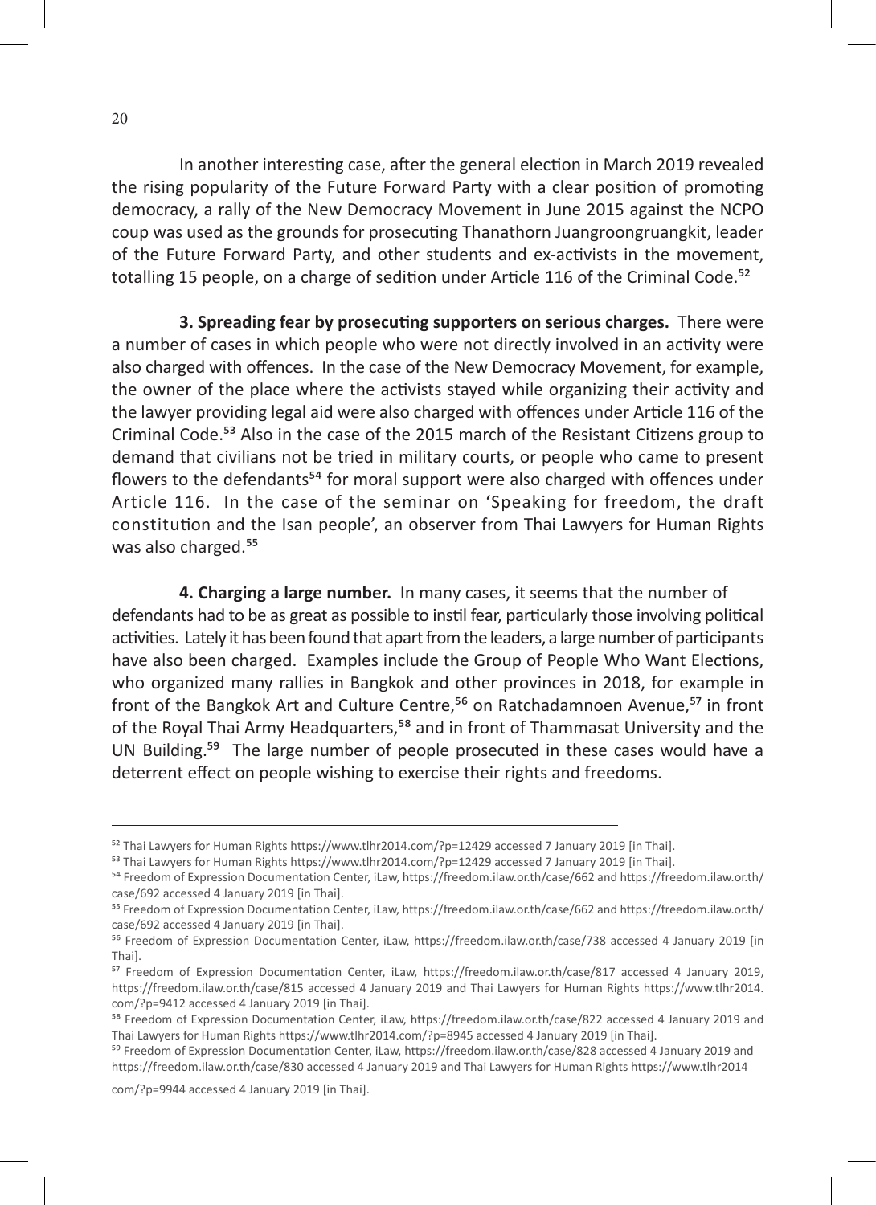In another interesting case, after the general election in March 2019 revealed the rising popularity of the Future Forward Party with a clear position of promoting democracy, a rally of the New Democracy Movement in June 2015 against the NCPO coup was used as the grounds for prosecuting Thanathorn Juangroongruangkit, leader of the Future Forward Party, and other students and ex-activists in the movement, totalling 15 people, on a charge of sedition under Article 116 of the Criminal Code.[52]

**3. Spreading fear by prosecuting supporters on serious charges.** There were a number of cases in which people who were not directly involved in an activity were also charged with offences. In the case of the New Democracy Movement, for example, the owner of the place where the activists stayed while organizing their activity and the lawyer providing legal aid were also charged with offences under Article 116 of the Criminal Code.[53] Also in the case of the 2015 march of the Resistant Citizens group to demand that civilians not be tried in military courts, or people who came to present flowers to the defendants[54] for moral support were also charged with offences under Article 116. In the case of the seminar on 'Speaking for freedom, the draft constitution and the Isan people', an observer from Thai Lawyers for Human Rights was also charged.[55]

**4. Charging a large number.** In many cases, it seems that the number of defendants had to be as great as possible to instil fear, particularly those involving political activities. Lately it has been found that apart from the leaders, a large number of participants have also been charged. Examples include the Group of People Who Want Elections, who organized many rallies in Bangkok and other provinces in 2018, for example in front of the Bangkok Art and Culture Centre,[56] on Ratchadamnoen Avenue,[57] in front of the Royal Thai Army Headquarters,[58] and in front of Thammasat University and the UN Building.[59] The large number of people prosecuted in these cases would have a deterrent effect on people wishing to exercise their rights and freedoms.

---

[52] Thai Lawyers for Human Rights https://www.tlhr2014.com/?p=12429 accessed 7 January 2019 [in Thai].

[53] Thai Lawyers for Human Rights https://www.tlhr2014.com/?p=12429 accessed 7 January 2019 [in Thai].

[54] Freedom of Expression Documentation Center, iLaw, https://freedom.ilaw.or.th/case/662 and https://freedom.ilaw.or.th/case/692 accessed 4 January 2019 [in Thai].

[55] Freedom of Expression Documentation Center, iLaw, https://freedom.ilaw.or.th/case/662 and https://freedom.ilaw.or.th/case/692 accessed 4 January 2019 [in Thai].

[56] Freedom of Expression Documentation Center, iLaw, https://freedom.ilaw.or.th/case/738 accessed 4 January 2019 [in Thai].

[57] Freedom of Expression Documentation Center, iLaw, https://freedom.ilaw.or.th/case/817 accessed 4 January 2019, https://freedom.ilaw.or.th/case/815 accessed 4 January 2019 and Thai Lawyers for Human Rights https://www.tlhr2014.com/?p=9412 accessed 4 January 2019 [in Thai].

[58] Freedom of Expression Documentation Center, iLaw, https://freedom.ilaw.or.th/case/822 accessed 4 January 2019 and Thai Lawyers for Human Rights https://www.tlhr2014.com/?p=8945 accessed 4 January 2019 [in Thai].

[59] Freedom of Expression Documentation Center, iLaw, https://freedom.ilaw.or.th/case/828 accessed 4 January 2019 and https://freedom.ilaw.or.th/case/830 accessed 4 January 2019 and Thai Lawyers for Human Rights https://www.tlhr2014 com/?p=9944 accessed 4 January 2019 [in Thai].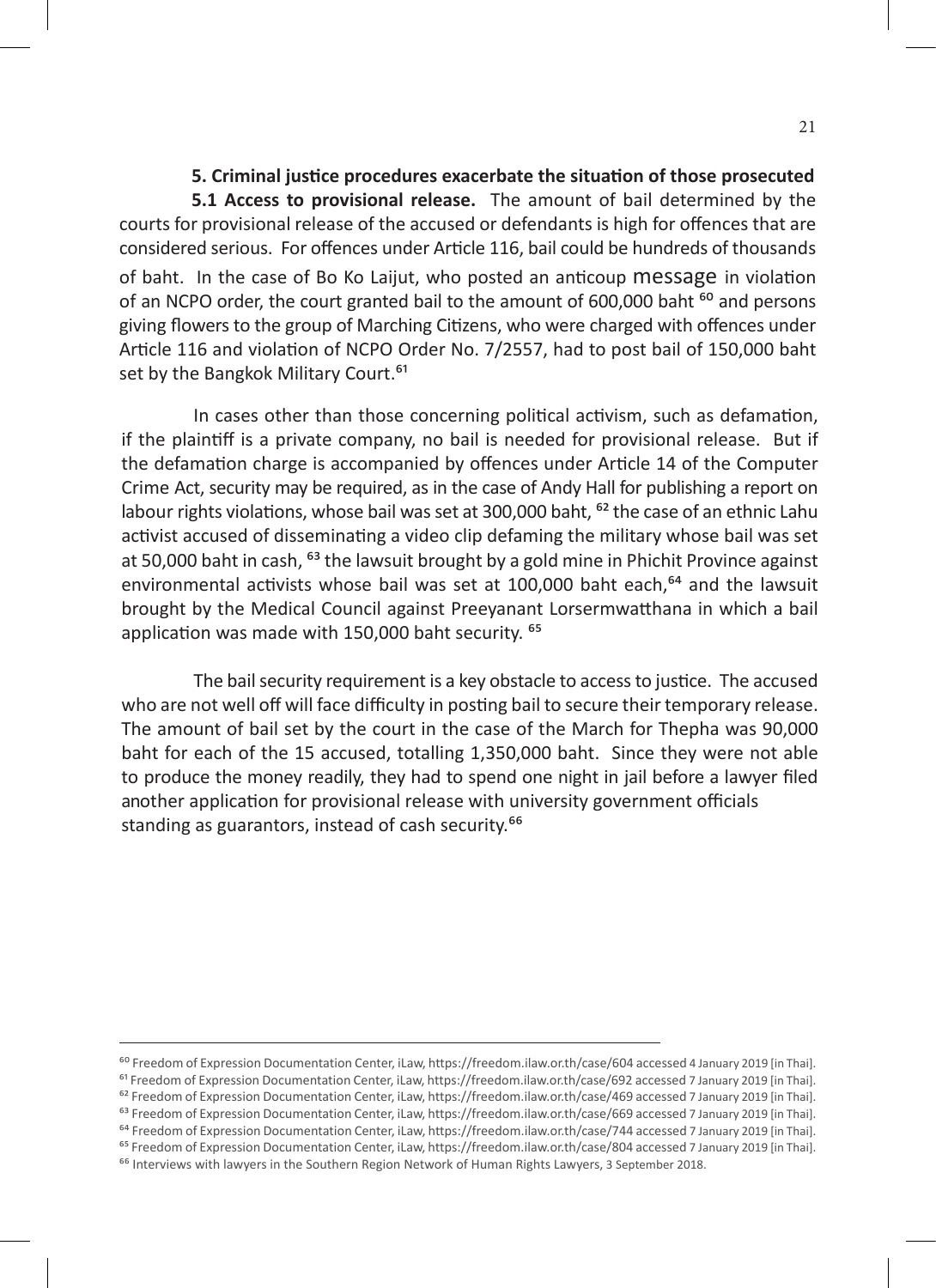### 5. Criminal justice procedures exacerbate the situation of those prosecuted

**5.1 Access to provisional release.** The amount of bail determined by the courts for provisional release of the accused or defendants is high for offences that are considered serious. For offences under Article 116, bail could be hundreds of thousands of baht. In the case of Bo Ko Laijut, who posted an anticoup message in violation of an NCPO order, the court granted bail to the amount of 600,000 baht [60] and persons giving flowers to the group of Marching Citizens, who were charged with offences under Article 116 and violation of NCPO Order No. 7/2557, had to post bail of 150,000 baht set by the Bangkok Military Court.[61]

In cases other than those concerning political activism, such as defamation, if the plaintiff is a private company, no bail is needed for provisional release. But if the defamation charge is accompanied by offences under Article 14 of the Computer Crime Act, security may be required, as in the case of Andy Hall for publishing a report on labour rights violations, whose bail was set at 300,000 baht, [62] the case of an ethnic Lahu activist accused of disseminating a video clip defaming the military whose bail was set at 50,000 baht in cash, [63] the lawsuit brought by a gold mine in Phichit Province against environmental activists whose bail was set at 100,000 baht each,[64] and the lawsuit brought by the Medical Council against Preeyanant Lorsermwatthana in which a bail application was made with 150,000 baht security. [65]

The bail security requirement is a key obstacle to access to justice. The accused who are not well off will face difficulty in posting bail to secure their temporary release. The amount of bail set by the court in the case of the March for Thepha was 90,000 baht for each of the 15 accused, totalling 1,350,000 baht. Since they were not able to produce the money readily, they had to spend one night in jail before a lawyer filed another application for provisional release with university government officials standing as guarantors, instead of cash security.[66]

---

[60] Freedom of Expression Documentation Center, iLaw, https://freedom.ilaw.or.th/case/604 accessed 4 January 2019 [in Thai].

[61] Freedom of Expression Documentation Center, iLaw, https://freedom.ilaw.or.th/case/692 accessed 7 January 2019 [in Thai].

[62] Freedom of Expression Documentation Center, iLaw, https://freedom.ilaw.or.th/case/469 accessed 7 January 2019 [in Thai].

[63] Freedom of Expression Documentation Center, iLaw, https://freedom.ilaw.or.th/case/669 accessed 7 January 2019 [in Thai].

[64] Freedom of Expression Documentation Center, iLaw, https://freedom.ilaw.or.th/case/744 accessed 7 January 2019 [in Thai].

[65] Freedom of Expression Documentation Center, iLaw, https://freedom.ilaw.or.th/case/804 accessed 7 January 2019 [in Thai].

[66] Interviews with lawyers in the Southern Region Network of Human Rights Lawyers, 3 September 2018.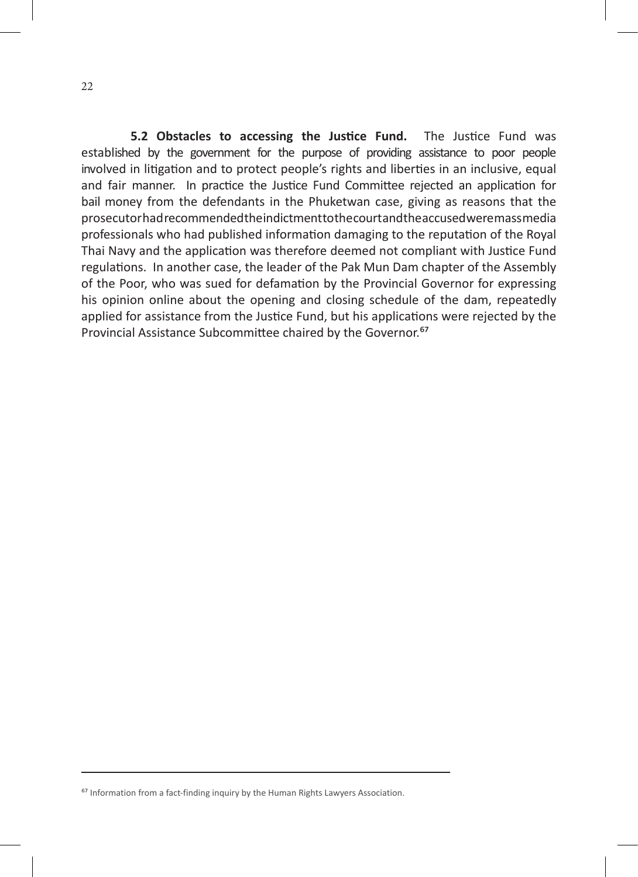**5.2 Obstacles to accessing the Justice Fund.** The Justice Fund was established by the government for the purpose of providing assistance to poor people involved in litigation and to protect people's rights and liberties in an inclusive, equal and fair manner. In practice the Justice Fund Committee rejected an application for bail money from the defendants in the Phuketwan case, giving as reasons that the prosecutor had recommended the indictment to the court and the accused were mass media professionals who had published information damaging to the reputation of the Royal Thai Navy and the application was therefore deemed not compliant with Justice Fund regulations. In another case, the leader of the Pak Mun Dam chapter of the Assembly of the Poor, who was sued for defamation by the Provincial Governor for expressing his opinion online about the opening and closing schedule of the dam, repeatedly applied for assistance from the Justice Fund, but his applications were rejected by the Provincial Assistance Subcommittee chaired by the Governor.[67]

---

[67] Information from a fact-finding inquiry by the Human Rights Lawyers Association.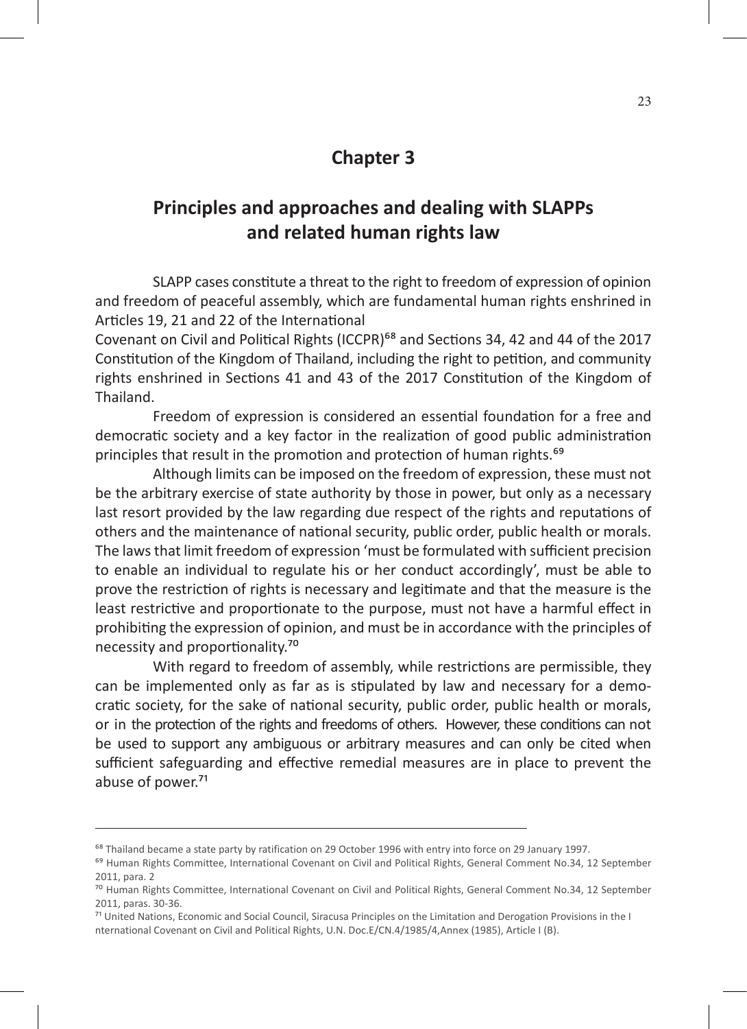# Chapter 3

## Principles and approaches and dealing with SLAPPs and related human rights law

SLAPP cases constitute a threat to the right to freedom of expression of opinion and freedom of peaceful assembly, which are fundamental human rights enshrined in Articles 19, 21 and 22 of the International Covenant on Civil and Political Rights (ICCPR)[68] and Sections 34, 42 and 44 of the 2017 Constitution of the Kingdom of Thailand, including the right to petition, and community rights enshrined in Sections 41 and 43 of the 2017 Constitution of the Kingdom of Thailand.

Freedom of expression is considered an essential foundation for a free and democratic society and a key factor in the realization of good public administration principles that result in the promotion and protection of human rights.[69]

Although limits can be imposed on the freedom of expression, these must not be the arbitrary exercise of state authority by those in power, but only as a necessary last resort provided by the law regarding due respect of the rights and reputations of others and the maintenance of national security, public order, public health or morals. The laws that limit freedom of expression 'must be formulated with sufficient precision to enable an individual to regulate his or her conduct accordingly', must be able to prove the restriction of rights is necessary and legitimate and that the measure is the least restrictive and proportionate to the purpose, must not have a harmful effect in prohibiting the expression of opinion, and must be in accordance with the principles of necessity and proportionality.[70]

With regard to freedom of assembly, while restrictions are permissible, they can be implemented only as far as is stipulated by law and necessary for a democratic society, for the sake of national security, public order, public health or morals, or in the protection of the rights and freedoms of others. However, these conditions can not be used to support any ambiguous or arbitrary measures and can only be cited when sufficient safeguarding and effective remedial measures are in place to prevent the abuse of power.[71]

---

[68] Thailand became a state party by ratification on 29 October 1996 with entry into force on 29 January 1997.

[69] Human Rights Committee, International Covenant on Civil and Political Rights, General Comment No.34, 12 September 2011, para. 2

[70] Human Rights Committee, International Covenant on Civil and Political Rights, General Comment No.34, 12 September 2011, paras. 30-36.

[71] United Nations, Economic and Social Council, Siracusa Principles on the Limitation and Derogation Provisions in the International Covenant on Civil and Political Rights, U.N. Doc.E/CN.4/1985/4,Annex (1985), Article I (B).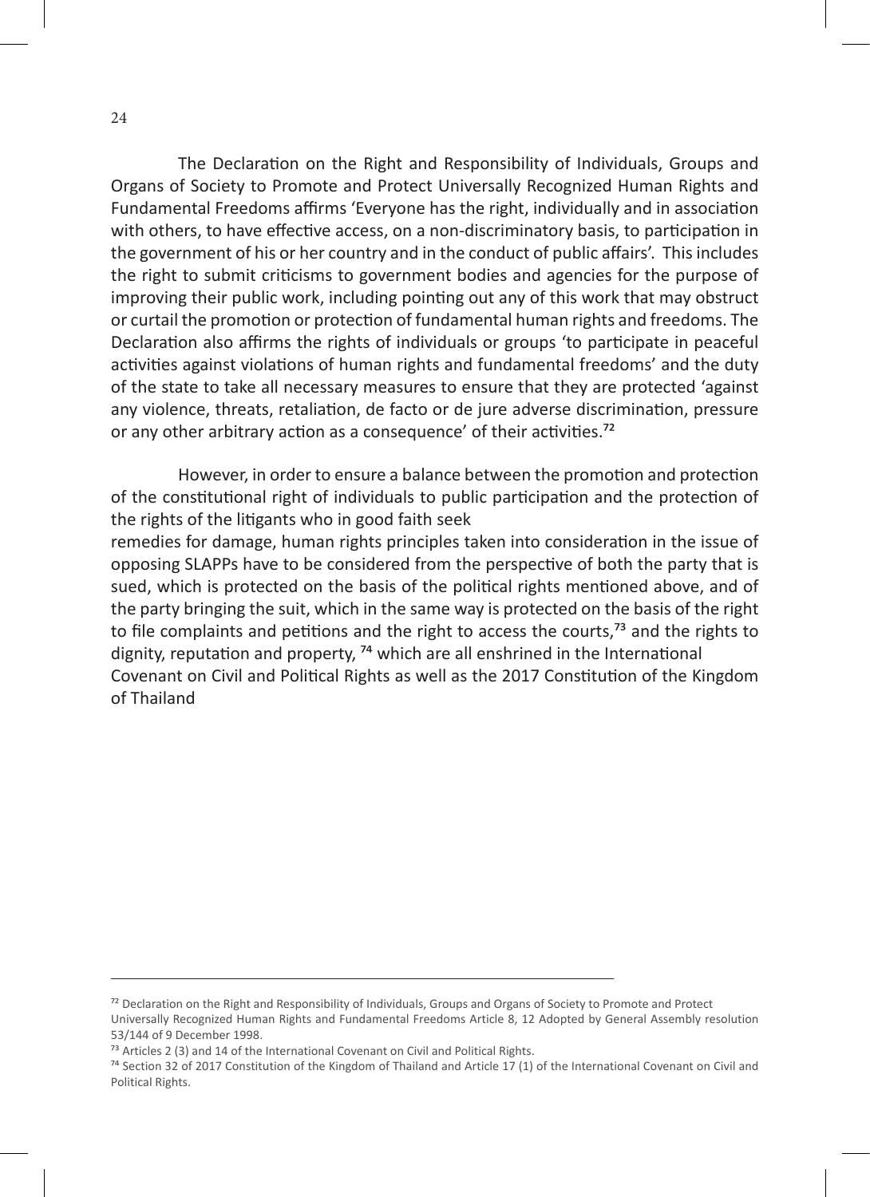The Declaration on the Right and Responsibility of Individuals, Groups and Organs of Society to Promote and Protect Universally Recognized Human Rights and Fundamental Freedoms affirms 'Everyone has the right, individually and in association with others, to have effective access, on a non-discriminatory basis, to participation in the government of his or her country and in the conduct of public affairs'. This includes the right to submit criticisms to government bodies and agencies for the purpose of improving their public work, including pointing out any of this work that may obstruct or curtail the promotion or protection of fundamental human rights and freedoms. The Declaration also affirms the rights of individuals or groups 'to participate in peaceful activities against violations of human rights and fundamental freedoms' and the duty of the state to take all necessary measures to ensure that they are protected 'against any violence, threats, retaliation, de facto or de jure adverse discrimination, pressure or any other arbitrary action as a consequence' of their activities.[72]

However, in order to ensure a balance between the promotion and protection of the constitutional right of individuals to public participation and the protection of the rights of the litigants who in good faith seek remedies for damage, human rights principles taken into consideration in the issue of opposing SLAPPs have to be considered from the perspective of both the party that is sued, which is protected on the basis of the political rights mentioned above, and of the party bringing the suit, which in the same way is protected on the basis of the right to file complaints and petitions and the right to access the courts,[73] and the rights to dignity, reputation and property, [74] which are all enshrined in the International Covenant on Civil and Political Rights as well as the 2017 Constitution of the Kingdom of Thailand

---

[72] Declaration on the Right and Responsibility of Individuals, Groups and Organs of Society to Promote and Protect Universally Recognized Human Rights and Fundamental Freedoms Article 8, 12 Adopted by General Assembly resolution 53/144 of 9 December 1998.

[73] Articles 2 (3) and 14 of the International Covenant on Civil and Political Rights.

[74] Section 32 of 2017 Constitution of the Kingdom of Thailand and Article 17 (1) of the International Covenant on Civil and Political Rights.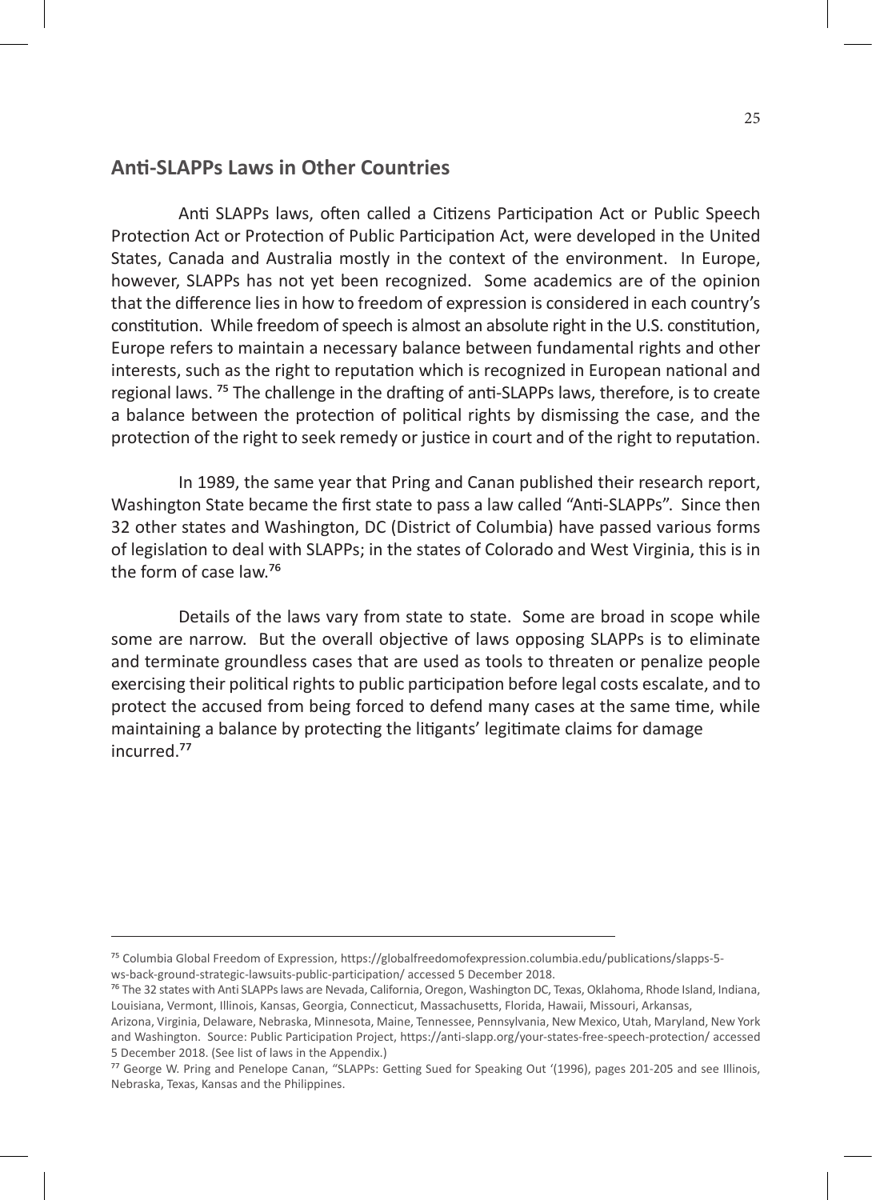## Anti-SLAPPs Laws in Other Countries

Anti SLAPPs laws, often called a Citizens Participation Act or Public Speech Protection Act or Protection of Public Participation Act, were developed in the United States, Canada and Australia mostly in the context of the environment. In Europe, however, SLAPPs has not yet been recognized. Some academics are of the opinion that the difference lies in how to freedom of expression is considered in each country's constitution. While freedom of speech is almost an absolute right in the U.S. constitution, Europe refers to maintain a necessary balance between fundamental rights and other interests, such as the right to reputation which is recognized in European national and regional laws. [75] The challenge in the drafting of anti-SLAPPs laws, therefore, is to create a balance between the protection of political rights by dismissing the case, and the protection of the right to seek remedy or justice in court and of the right to reputation.

In 1989, the same year that Pring and Canan published their research report, Washington State became the first state to pass a law called "Anti-SLAPPs". Since then 32 other states and Washington, DC (District of Columbia) have passed various forms of legislation to deal with SLAPPs; in the states of Colorado and West Virginia, this is in the form of case law.[76]

Details of the laws vary from state to state. Some are broad in scope while some are narrow. But the overall objective of laws opposing SLAPPs is to eliminate and terminate groundless cases that are used as tools to threaten or penalize people exercising their political rights to public participation before legal costs escalate, and to protect the accused from being forced to defend many cases at the same time, while maintaining a balance by protecting the litigants' legitimate claims for damage incurred.[77]

---

[75] Columbia Global Freedom of Expression, https://globalfreedomofexpression.columbia.edu/publications/slapps-5-ws-back-ground-strategic-lawsuits-public-participation/ accessed 5 December 2018.

[76] The 32 states with Anti SLAPPs laws are Nevada, California, Oregon, Washington DC, Texas, Oklahoma, Rhode Island, Indiana, Louisiana, Vermont, Illinois, Kansas, Georgia, Connecticut, Massachusetts, Florida, Hawaii, Missouri, Arkansas, Arizona, Virginia, Delaware, Nebraska, Minnesota, Maine, Tennessee, Pennsylvania, New Mexico, Utah, Maryland, New York and Washington. Source: Public Participation Project, https://anti-slapp.org/your-states-free-speech-protection/ accessed 5 December 2018. (See list of laws in the Appendix.)

[77] George W. Pring and Penelope Canan, "SLAPPs: Getting Sued for Speaking Out '(1996), pages 201-205 and see Illinois, Nebraska, Texas, Kansas and the Philippines.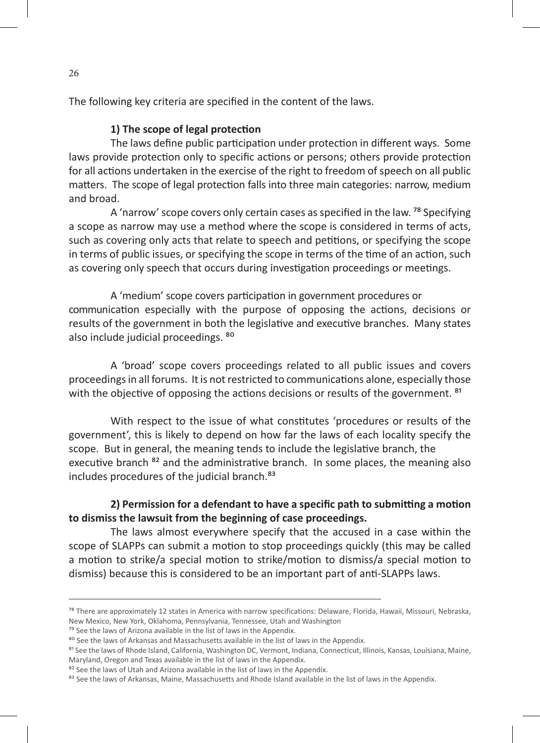The following key criteria are specified in the content of the laws.

**1) The scope of legal protection**

The laws define public participation under protection in different ways. Some laws provide protection only to specific actions or persons; others provide protection for all actions undertaken in the exercise of the right to freedom of speech on all public matters. The scope of legal protection falls into three main categories: narrow, medium and broad.

A 'narrow' scope covers only certain cases as specified in the law. [78] Specifying a scope as narrow may use a method where the scope is considered in terms of acts, such as covering only acts that relate to speech and petitions, or specifying the scope in terms of public issues, or specifying the scope in terms of the time of an action, such as covering only speech that occurs during investigation proceedings or meetings.

A 'medium' scope covers participation in government procedures or communication especially with the purpose of opposing the actions, decisions or results of the government in both the legislative and executive branches. Many states also include judicial proceedings. [80]

A 'broad' scope covers proceedings related to all public issues and covers proceedings in all forums. It is not restricted to communications alone, especially those with the objective of opposing the actions decisions or results of the government. [81]

With respect to the issue of what constitutes 'procedures or results of the government', this is likely to depend on how far the laws of each locality specify the scope. But in general, the meaning tends to include the legislative branch, the executive branch [82] and the administrative branch. In some places, the meaning also includes procedures of the judicial branch.[83]

**2) Permission for a defendant to have a specific path to submitting a motion to dismiss the lawsuit from the beginning of case proceedings.**

The laws almost everywhere specify that the accused in a case within the scope of SLAPPs can submit a motion to stop proceedings quickly (this may be called a motion to strike/a special motion to strike/motion to dismiss/a special motion to dismiss) because this is considered to be an important part of anti-SLAPPs laws.

---

[78] There are approximately 12 states in America with narrow specifications: Delaware, Florida, Hawaii, Missouri, Nebraska, New Mexico, New York, Oklahoma, Pennsylvania, Tennessee, Utah and Washington

[79] See the laws of Arizona available in the list of laws in the Appendix.

[80] See the laws of Arkansas and Massachusetts available in the list of laws in the Appendix.

[81] See the laws of Rhode Island, California, Washington DC, Vermont, Indiana, Connecticut, Illinois, Kansas, Louisiana, Maine, Maryland, Oregon and Texas available in the list of laws in the Appendix.

[82] See the laws of Utah and Arizona available in the list of laws in the Appendix.

[83] See the laws of Arkansas, Maine, Massachusetts and Rhode Island available in the list of laws in the Appendix.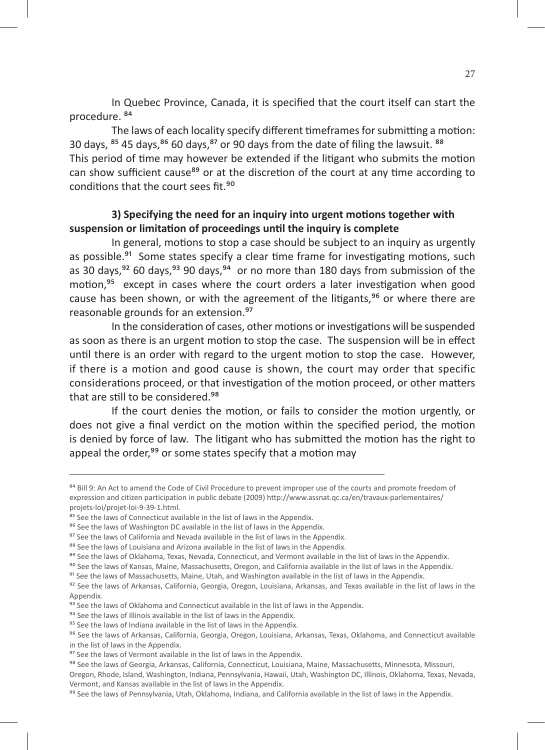In Quebec Province, Canada, it is specified that the court itself can start the procedure. [84]

The laws of each locality specify different timeframes for submitting a motion: 30 days, [85] 45 days,[86] 60 days,[87] or 90 days from the date of filing the lawsuit. [88] This period of time may however be extended if the litigant who submits the motion can show sufficient cause[89] or at the discretion of the court at any time according to conditions that the court sees fit.[90]

**3) Specifying the need for an inquiry into urgent motions together with suspension or limitation of proceedings until the inquiry is complete**

In general, motions to stop a case should be subject to an inquiry as urgently as possible.[91] Some states specify a clear time frame for investigating motions, such as 30 days,[92] 60 days,[93] 90 days,[94] or no more than 180 days from submission of the motion,[95] except in cases where the court orders a later investigation when good cause has been shown, or with the agreement of the litigants,[96] or where there are reasonable grounds for an extension.[97]

In the consideration of cases, other motions or investigations will be suspended as soon as there is an urgent motion to stop the case. The suspension will be in effect until there is an order with regard to the urgent motion to stop the case. However, if there is a motion and good cause is shown, the court may order that specific considerations proceed, or that investigation of the motion proceed, or other matters that are still to be considered.[98]

If the court denies the motion, or fails to consider the motion urgently, or does not give a final verdict on the motion within the specified period, the motion is denied by force of law. The litigant who has submitted the motion has the right to appeal the order,[99] or some states specify that a motion may

---

[84] Bill 9: An Act to amend the Code of Civil Procedure to prevent improper use of the courts and promote freedom of expression and citizen participation in public debate (2009) http://www.assnat.qc.ca/en/travaux-parlementaires/projets-loi/projet-loi-9-39-1.html.

[85] See the laws of Connecticut available in the list of laws in the Appendix.

[86] See the laws of Washington DC available in the list of laws in the Appendix.

[87] See the laws of California and Nevada available in the list of laws in the Appendix.

[88] See the laws of Louisiana and Arizona available in the list of laws in the Appendix.

[89] See the laws of Oklahoma, Texas, Nevada, Connecticut, and Vermont available in the list of laws in the Appendix.

[90] See the laws of Kansas, Maine, Massachusetts, Oregon, and California available in the list of laws in the Appendix.

[91] See the laws of Massachusetts, Maine, Utah, and Washington available in the list of laws in the Appendix.

[92] See the laws of Arkansas, California, Georgia, Oregon, Louisiana, Arkansas, and Texas available in the list of laws in the Appendix.

[93] See the laws of Oklahoma and Connecticut available in the list of laws in the Appendix.

[94] See the laws of Illinois available in the list of laws in the Appendix.

[95] See the laws of Indiana available in the list of laws in the Appendix.

[96] See the laws of Arkansas, California, Georgia, Oregon, Louisiana, Arkansas, Texas, Oklahoma, and Connecticut available in the list of laws in the Appendix.

[97] See the laws of Vermont available in the list of laws in the Appendix.

[98] See the laws of Georgia, Arkansas, California, Connecticut, Louisiana, Maine, Massachusetts, Minnesota, Missouri, Oregon, Rhode, Island, Washington, Indiana, Pennsylvania, Hawaii, Utah, Washington DC, Illinois, Oklahoma, Texas, Nevada, Vermont, and Kansas available in the list of laws in the Appendix.

[99] See the laws of Pennsylvania, Utah, Oklahoma, Indiana, and California available in the list of laws in the Appendix.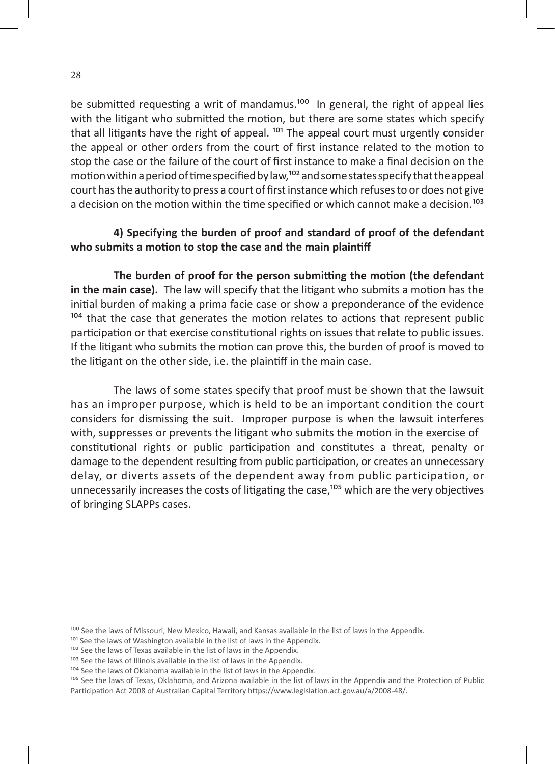be submitted requesting a writ of mandamus.[100] In general, the right of appeal lies with the litigant who submitted the motion, but there are some states which specify that all litigants have the right of appeal. [101] The appeal court must urgently consider the appeal or other orders from the court of first instance related to the motion to stop the case or the failure of the court of first instance to make a final decision on the motion within a period of time specified by law,[102] and some states specify that the appeal court has the authority to press a court of first instance which refuses to or does not give a decision on the motion within the time specified or which cannot make a decision.[103]

**4) Specifying the burden of proof and standard of proof of the defendant who submits a motion to stop the case and the main plaintiff**

**The burden of proof for the person submitting the motion (the defendant in the main case).** The law will specify that the litigant who submits a motion has the initial burden of making a prima facie case or show a preponderance of the evidence [104] that the case that generates the motion relates to actions that represent public participation or that exercise constitutional rights on issues that relate to public issues. If the litigant who submits the motion can prove this, the burden of proof is moved to the litigant on the other side, i.e. the plaintiff in the main case.

The laws of some states specify that proof must be shown that the lawsuit has an improper purpose, which is held to be an important condition the court considers for dismissing the suit. Improper purpose is when the lawsuit interferes with, suppresses or prevents the litigant who submits the motion in the exercise of constitutional rights or public participation and constitutes a threat, penalty or damage to the dependent resulting from public participation, or creates an unnecessary delay, or diverts assets of the dependent away from public participation, or unnecessarily increases the costs of litigating the case,[105] which are the very objectives of bringing SLAPPs cases.

---

[100] See the laws of Missouri, New Mexico, Hawaii, and Kansas available in the list of laws in the Appendix.

[101] See the laws of Washington available in the list of laws in the Appendix.

[102] See the laws of Texas available in the list of laws in the Appendix.

[103] See the laws of Illinois available in the list of laws in the Appendix.

[104] See the laws of Oklahoma available in the list of laws in the Appendix.

[105] See the laws of Texas, Oklahoma, and Arizona available in the list of laws in the Appendix and the Protection of Public Participation Act 2008 of Australian Capital Territory https://www.legislation.act.gov.au/a/2008-48/.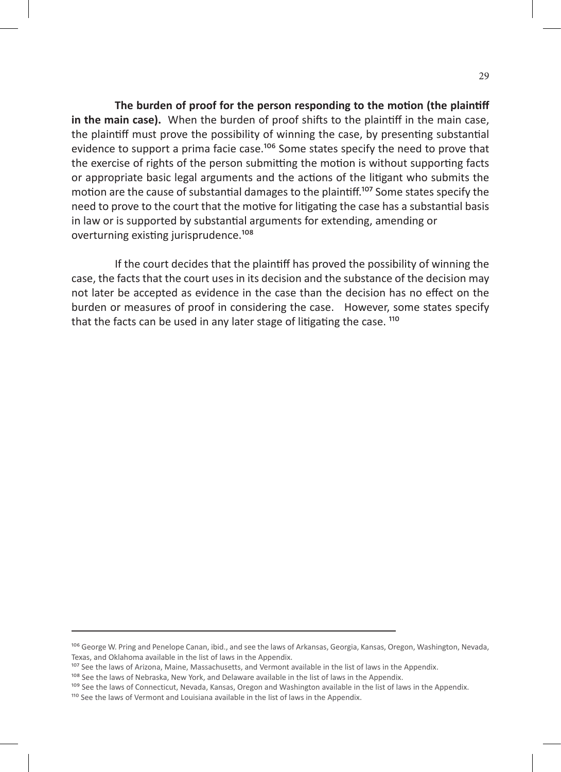**The burden of proof for the person responding to the motion (the plaintiff in the main case).** When the burden of proof shifts to the plaintiff in the main case, the plaintiff must prove the possibility of winning the case, by presenting substantial evidence to support a prima facie case.[106] Some states specify the need to prove that the exercise of rights of the person submitting the motion is without supporting facts or appropriate basic legal arguments and the actions of the litigant who submits the motion are the cause of substantial damages to the plaintiff.[107] Some states specify the need to prove to the court that the motive for litigating the case has a substantial basis in law or is supported by substantial arguments for extending, amending or overturning existing jurisprudence.[108]

If the court decides that the plaintiff has proved the possibility of winning the case, the facts that the court uses in its decision and the substance of the decision may not later be accepted as evidence in the case than the decision has no effect on the burden or measures of proof in considering the case. However, some states specify that the facts can be used in any later stage of litigating the case. [110]

---

[106] George W. Pring and Penelope Canan, ibid., and see the laws of Arkansas, Georgia, Kansas, Oregon, Washington, Nevada, Texas, and Oklahoma available in the list of laws in the Appendix.

[107] See the laws of Arizona, Maine, Massachusetts, and Vermont available in the list of laws in the Appendix.

[108] See the laws of Nebraska, New York, and Delaware available in the list of laws in the Appendix.

[109] See the laws of Connecticut, Nevada, Kansas, Oregon and Washington available in the list of laws in the Appendix.

[110] See the laws of Vermont and Louisiana available in the list of laws in the Appendix.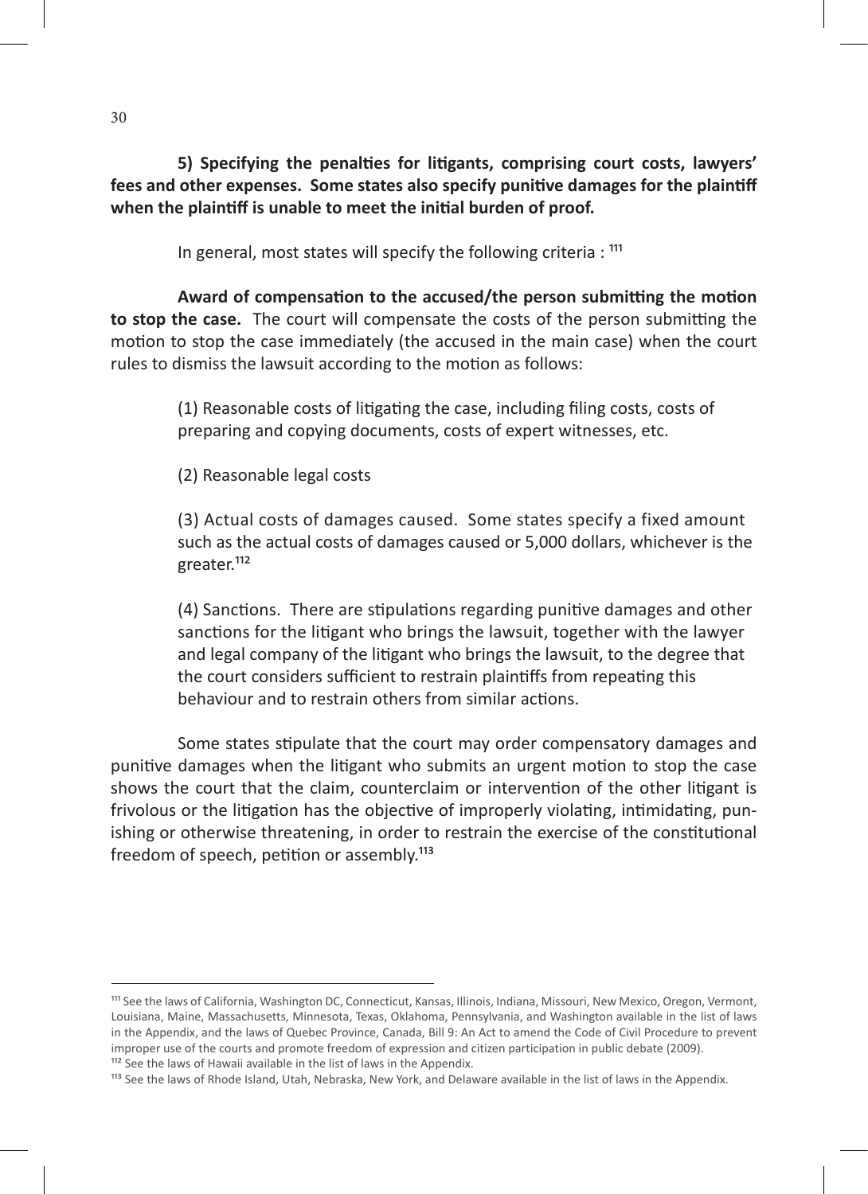**5) Specifying the penalties for litigants, comprising court costs, lawyers' fees and other expenses. Some states also specify punitive damages for the plaintiff when the plaintiff is unable to meet the initial burden of proof.**

In general, most states will specify the following criteria : [111]

**Award of compensation to the accused/the person submitting the motion to stop the case.** The court will compensate the costs of the person submitting the motion to stop the case immediately (the accused in the main case) when the court rules to dismiss the lawsuit according to the motion as follows:

(1) Reasonable costs of litigating the case, including filing costs, costs of preparing and copying documents, costs of expert witnesses, etc.

(2) Reasonable legal costs

(3) Actual costs of damages caused. Some states specify a fixed amount such as the actual costs of damages caused or 5,000 dollars, whichever is the greater.[112]

(4) Sanctions. There are stipulations regarding punitive damages and other sanctions for the litigant who brings the lawsuit, together with the lawyer and legal company of the litigant who brings the lawsuit, to the degree that the court considers sufficient to restrain plaintiffs from repeating this behaviour and to restrain others from similar actions.

Some states stipulate that the court may order compensatory damages and punitive damages when the litigant who submits an urgent motion to stop the case shows the court that the claim, counterclaim or intervention of the other litigant is frivolous or the litigation has the objective of improperly violating, intimidating, punishing or otherwise threatening, in order to restrain the exercise of the constitutional freedom of speech, petition or assembly.[113]

---

[111] See the laws of California, Washington DC, Connecticut, Kansas, Illinois, Indiana, Missouri, New Mexico, Oregon, Vermont, Louisiana, Maine, Massachusetts, Minnesota, Texas, Oklahoma, Pennsylvania, and Washington available in the list of laws in the Appendix, and the laws of Quebec Province, Canada, Bill 9: An Act to amend the Code of Civil Procedure to prevent improper use of the courts and promote freedom of expression and citizen participation in public debate (2009).

[112] See the laws of Hawaii available in the list of laws in the Appendix.

[113] See the laws of Rhode Island, Utah, Nebraska, New York, and Delaware available in the list of laws in the Appendix.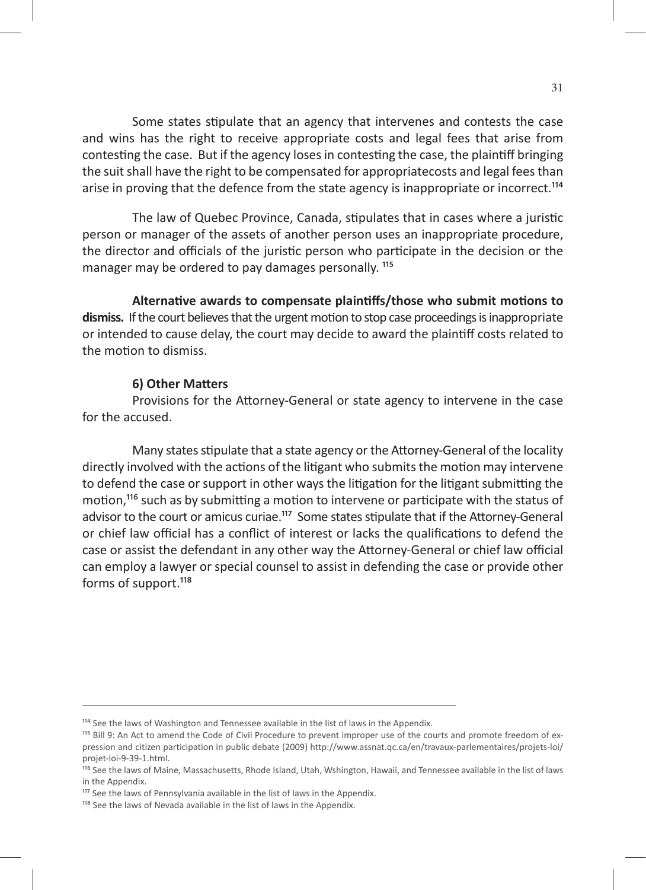Some states stipulate that an agency that intervenes and contests the case and wins has the right to receive appropriate costs and legal fees that arise from contesting the case. But if the agency loses in contesting the case, the plaintiff bringing the suit shall have the right to be compensated for appropriatecosts and legal fees than arise in proving that the defence from the state agency is inappropriate or incorrect.[114]

The law of Quebec Province, Canada, stipulates that in cases where a juristic person or manager of the assets of another person uses an inappropriate procedure, the director and officials of the juristic person who participate in the decision or the manager may be ordered to pay damages personally. [115]

**Alternative awards to compensate plaintiffs/those who submit motions to dismiss.** If the court believes that the urgent motion to stop case proceedings is inappropriate or intended to cause delay, the court may decide to award the plaintiff costs related to the motion to dismiss.

**6) Other Matters**

Provisions for the Attorney-General or state agency to intervene in the case for the accused.

Many states stipulate that a state agency or the Attorney-General of the locality directly involved with the actions of the litigant who submits the motion may intervene to defend the case or support in other ways the litigation for the litigant submitting the motion,[116] such as by submitting a motion to intervene or participate with the status of advisor to the court or amicus curiae.[117] Some states stipulate that if the Attorney-General or chief law official has a conflict of interest or lacks the qualifications to defend the case or assist the defendant in any other way the Attorney-General or chief law official can employ a lawyer or special counsel to assist in defending the case or provide other forms of support.[118]

---

[114] See the laws of Washington and Tennessee available in the list of laws in the Appendix.

[115] Bill 9: An Act to amend the Code of Civil Procedure to prevent improper use of the courts and promote freedom of expression and citizen participation in public debate (2009) http://www.assnat.qc.ca/en/travaux-parlementaires/projets-loi/projet-loi-9-39-1.html.

[116] See the laws of Maine, Massachusetts, Rhode Island, Utah, Wshington, Hawaii, and Tennessee available in the list of laws in the Appendix.

[117] See the laws of Pennsylvania available in the list of laws in the Appendix.

[118] See the laws of Nevada available in the list of laws in the Appendix.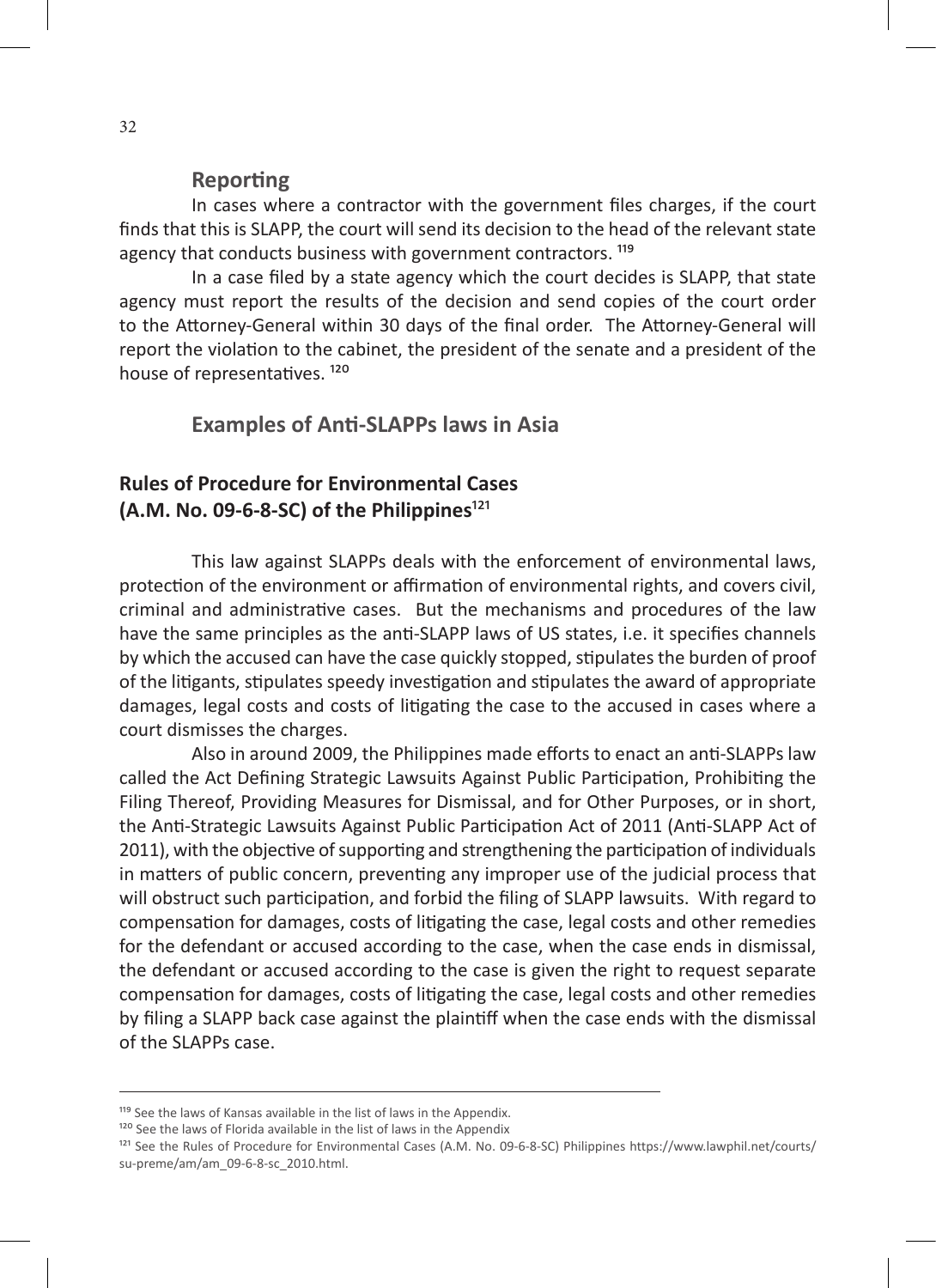### Reporting

In cases where a contractor with the government files charges, if the court finds that this is SLAPP, the court will send its decision to the head of the relevant state agency that conducts business with government contractors. [119]

In a case filed by a state agency which the court decides is SLAPP, that state agency must report the results of the decision and send copies of the court order to the Attorney-General within 30 days of the final order. The Attorney-General will report the violation to the cabinet, the president of the senate and a president of the house of representatives. [120]

## Examples of Anti-SLAPPs laws in Asia

### Rules of Procedure for Environmental Cases (A.M. No. 09-6-8-SC) of the Philippines[121]

This law against SLAPPs deals with the enforcement of environmental laws, protection of the environment or affirmation of environmental rights, and covers civil, criminal and administrative cases. But the mechanisms and procedures of the law have the same principles as the anti-SLAPP laws of US states, i.e. it specifies channels by which the accused can have the case quickly stopped, stipulates the burden of proof of the litigants, stipulates speedy investigation and stipulates the award of appropriate damages, legal costs and costs of litigating the case to the accused in cases where a court dismisses the charges.

Also in around 2009, the Philippines made efforts to enact an anti-SLAPPs law called the Act Defining Strategic Lawsuits Against Public Participation, Prohibiting the Filing Thereof, Providing Measures for Dismissal, and for Other Purposes, or in short, the Anti-Strategic Lawsuits Against Public Participation Act of 2011 (Anti-SLAPP Act of 2011), with the objective of supporting and strengthening the participation of individuals in matters of public concern, preventing any improper use of the judicial process that will obstruct such participation, and forbid the filing of SLAPP lawsuits. With regard to compensation for damages, costs of litigating the case, legal costs and other remedies for the defendant or accused according to the case, when the case ends in dismissal, the defendant or accused according to the case is given the right to request separate compensation for damages, costs of litigating the case, legal costs and other remedies by filing a SLAPP back case against the plaintiff when the case ends with the dismissal of the SLAPPs case.

---

[119] See the laws of Kansas available in the list of laws in the Appendix.

[120] See the laws of Florida available in the list of laws in the Appendix

[121] See the Rules of Procedure for Environmental Cases (A.M. No. 09-6-8-SC) Philippines https://www.lawphil.net/courts/su-preme/am/am_09-6-8-sc_2010.html.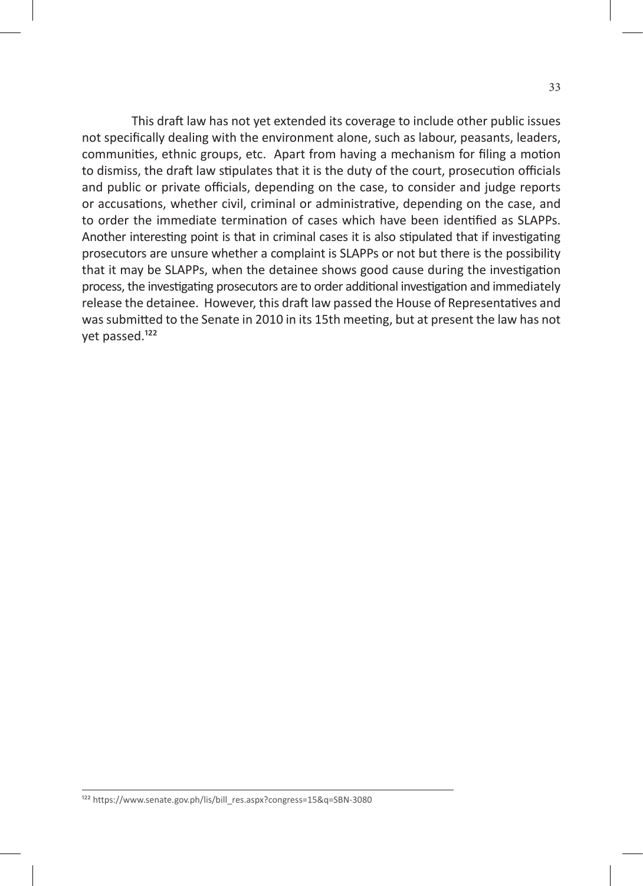This draft law has not yet extended its coverage to include other public issues not specifically dealing with the environment alone, such as labour, peasants, leaders, communities, ethnic groups, etc. Apart from having a mechanism for filing a motion to dismiss, the draft law stipulates that it is the duty of the court, prosecution officials and public or private officials, depending on the case, to consider and judge reports or accusations, whether civil, criminal or administrative, depending on the case, and to order the immediate termination of cases which have been identified as SLAPPs. Another interesting point is that in criminal cases it is also stipulated that if investigating prosecutors are unsure whether a complaint is SLAPPs or not but there is the possibility that it may be SLAPPs, when the detainee shows good cause during the investigation process, the investigating prosecutors are to order additional investigation and immediately release the detainee. However, this draft law passed the House of Representatives and was submitted to the Senate in 2010 in its 15th meeting, but at present the law has not yet passed.[122]

---

[122] https://www.senate.gov.ph/lis/bill_res.aspx?congress=15&q=SBN-3080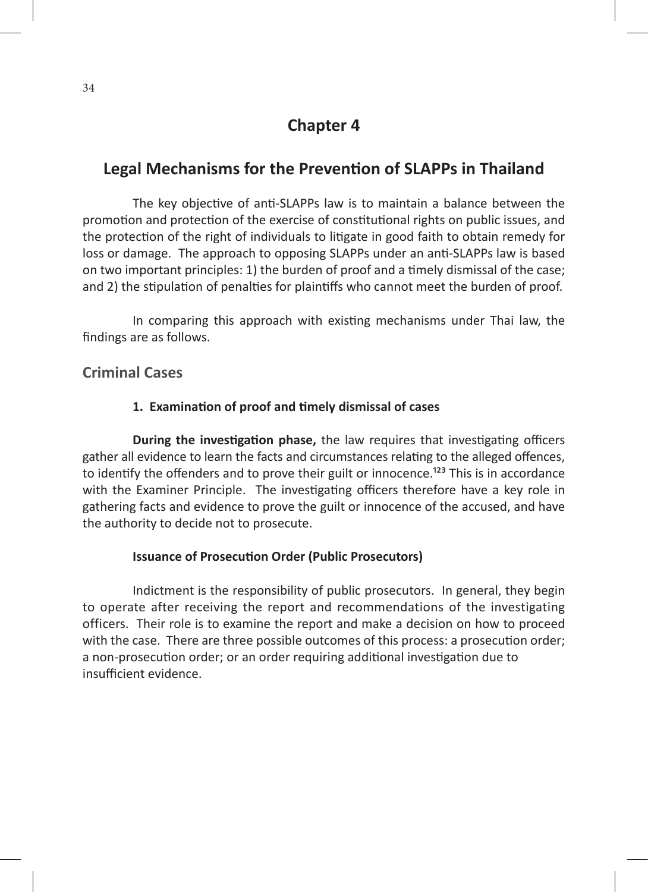# Chapter 4

## Legal Mechanisms for the Prevention of SLAPPs in Thailand

The key objective of anti-SLAPPs law is to maintain a balance between the promotion and protection of the exercise of constitutional rights on public issues, and the protection of the right of individuals to litigate in good faith to obtain remedy for loss or damage. The approach to opposing SLAPPs under an anti-SLAPPs law is based on two important principles: 1) the burden of proof and a timely dismissal of the case; and 2) the stipulation of penalties for plaintiffs who cannot meet the burden of proof.

In comparing this approach with existing mechanisms under Thai law, the findings are as follows.

### Criminal Cases

#### 1. Examination of proof and timely dismissal of cases

**During the investigation phase,** the law requires that investigating officers gather all evidence to learn the facts and circumstances relating to the alleged offences, to identify the offenders and to prove their guilt or innocence.[123] This is in accordance with the Examiner Principle. The investigating officers therefore have a key role in gathering facts and evidence to prove the guilt or innocence of the accused, and have the authority to decide not to prosecute.

#### Issuance of Prosecution Order (Public Prosecutors)

Indictment is the responsibility of public prosecutors. In general, they begin to operate after receiving the report and recommendations of the investigating officers. Their role is to examine the report and make a decision on how to proceed with the case. There are three possible outcomes of this process: a prosecution order; a non-prosecution order; or an order requiring additional investigation due to insufficient evidence.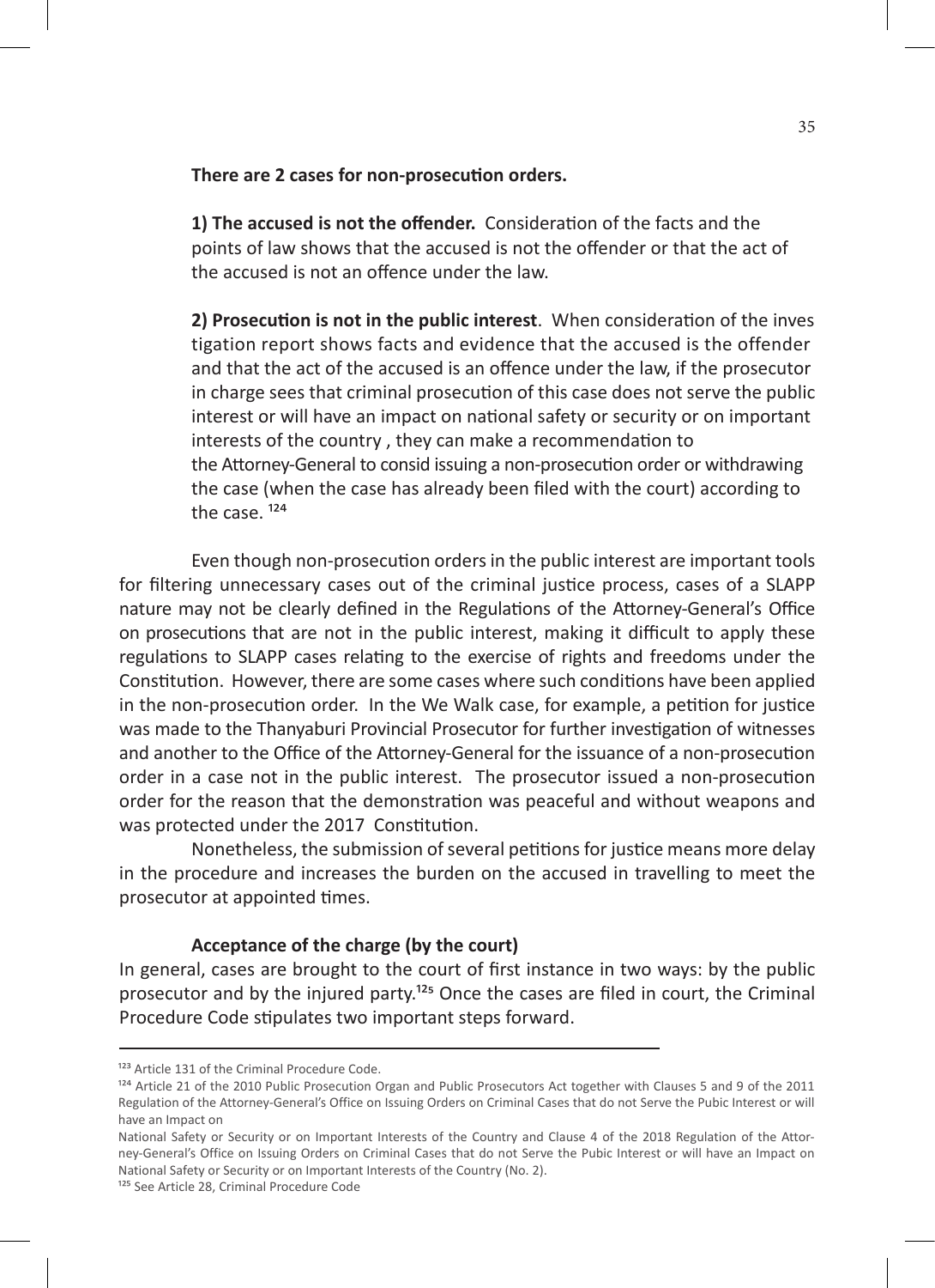**There are 2 cases for non-prosecution orders.**

**1) The accused is not the offender.** Consideration of the facts and the points of law shows that the accused is not the offender or that the act of the accused is not an offence under the law.

**2) Prosecution is not in the public interest**. When consideration of the inves tigation report shows facts and evidence that the accused is the offender and that the act of the accused is an offence under the law, if the prosecutor in charge sees that criminal prosecution of this case does not serve the public interest or will have an impact on national safety or security or on important interests of the country , they can make a recommendation to the Attorney-General to consid issuing a non-prosecution order or withdrawing the case (when the case has already been filed with the court) according to the case. [124]

Even though non-prosecution orders in the public interest are important tools for filtering unnecessary cases out of the criminal justice process, cases of a SLAPP nature may not be clearly defined in the Regulations of the Attorney-General's Office on prosecutions that are not in the public interest, making it difficult to apply these regulations to SLAPP cases relating to the exercise of rights and freedoms under the Constitution. However, there are some cases where such conditions have been applied in the non-prosecution order. In the We Walk case, for example, a petition for justice was made to the Thanyaburi Provincial Prosecutor for further investigation of witnesses and another to the Office of the Attorney-General for the issuance of a non-prosecution order in a case not in the public interest. The prosecutor issued a non-prosecution order for the reason that the demonstration was peaceful and without weapons and was protected under the 2017 Constitution.

Nonetheless, the submission of several petitions for justice means more delay in the procedure and increases the burden on the accused in travelling to meet the prosecutor at appointed times.

**Acceptance of the charge (by the court)**

In general, cases are brought to the court of first instance in two ways: by the public prosecutor and by the injured party.[125] Once the cases are filed in court, the Criminal Procedure Code stipulates two important steps forward.

---

[123] Article 131 of the Criminal Procedure Code.

[124] Article 21 of the 2010 Public Prosecution Organ and Public Prosecutors Act together with Clauses 5 and 9 of the 2011 Regulation of the Attorney-General's Office on Issuing Orders on Criminal Cases that do not Serve the Pubic Interest or will have an Impact on

National Safety or Security or on Important Interests of the Country and Clause 4 of the 2018 Regulation of the Attorney-General's Office on Issuing Orders on Criminal Cases that do not Serve the Pubic Interest or will have an Impact on National Safety or Security or on Important Interests of the Country (No. 2).

[125] See Article 28, Criminal Procedure Code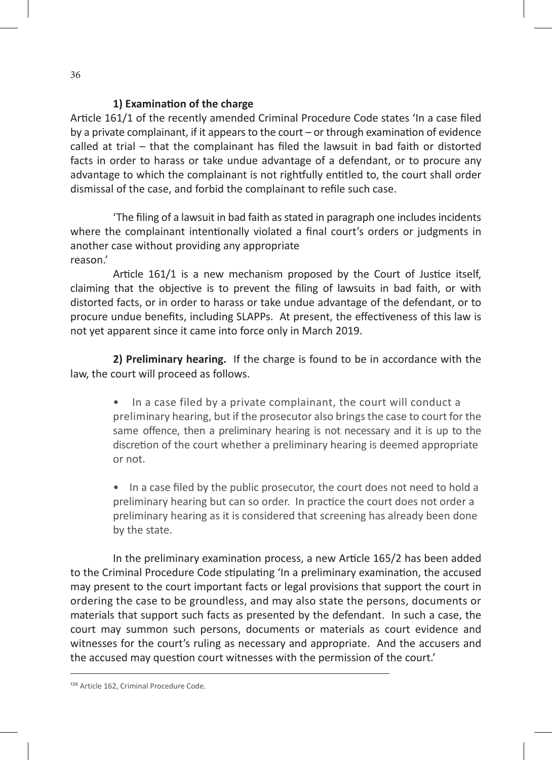**1) Examination of the charge**

Article 161/1 of the recently amended Criminal Procedure Code states 'In a case filed by a private complainant, if it appears to the court – or through examination of evidence called at trial – that the complainant has filed the lawsuit in bad faith or distorted facts in order to harass or take undue advantage of a defendant, or to procure any advantage to which the complainant is not rightfully entitled to, the court shall order dismissal of the case, and forbid the complainant to refile such case.

'The filing of a lawsuit in bad faith as stated in paragraph one includes incidents where the complainant intentionally violated a final court's orders or judgments in another case without providing any appropriate reason.'

Article 161/1 is a new mechanism proposed by the Court of Justice itself, claiming that the objective is to prevent the filing of lawsuits in bad faith, or with distorted facts, or in order to harass or take undue advantage of the defendant, or to procure undue benefits, including SLAPPs. At present, the effectiveness of this law is not yet apparent since it came into force only in March 2019.

**2) Preliminary hearing.** If the charge is found to be in accordance with the law, the court will proceed as follows.

- In a case filed by a private complainant, the court will conduct a preliminary hearing, but if the prosecutor also brings the case to court for the same offence, then a preliminary hearing is not necessary and it is up to the discretion of the court whether a preliminary hearing is deemed appropriate or not.
- In a case filed by the public prosecutor, the court does not need to hold a preliminary hearing but can so order. In practice the court does not order a preliminary hearing as it is considered that screening has already been done by the state.

In the preliminary examination process, a new Article 165/2 has been added to the Criminal Procedure Code stipulating 'In a preliminary examination, the accused may present to the court important facts or legal provisions that support the court in ordering the case to be groundless, and may also state the persons, documents or materials that support such facts as presented by the defendant. In such a case, the court may summon such persons, documents or materials as court evidence and witnesses for the court's ruling as necessary and appropriate. And the accusers and the accused may question court witnesses with the permission of the court.'

---

[126] Article 162, Criminal Procedure Code.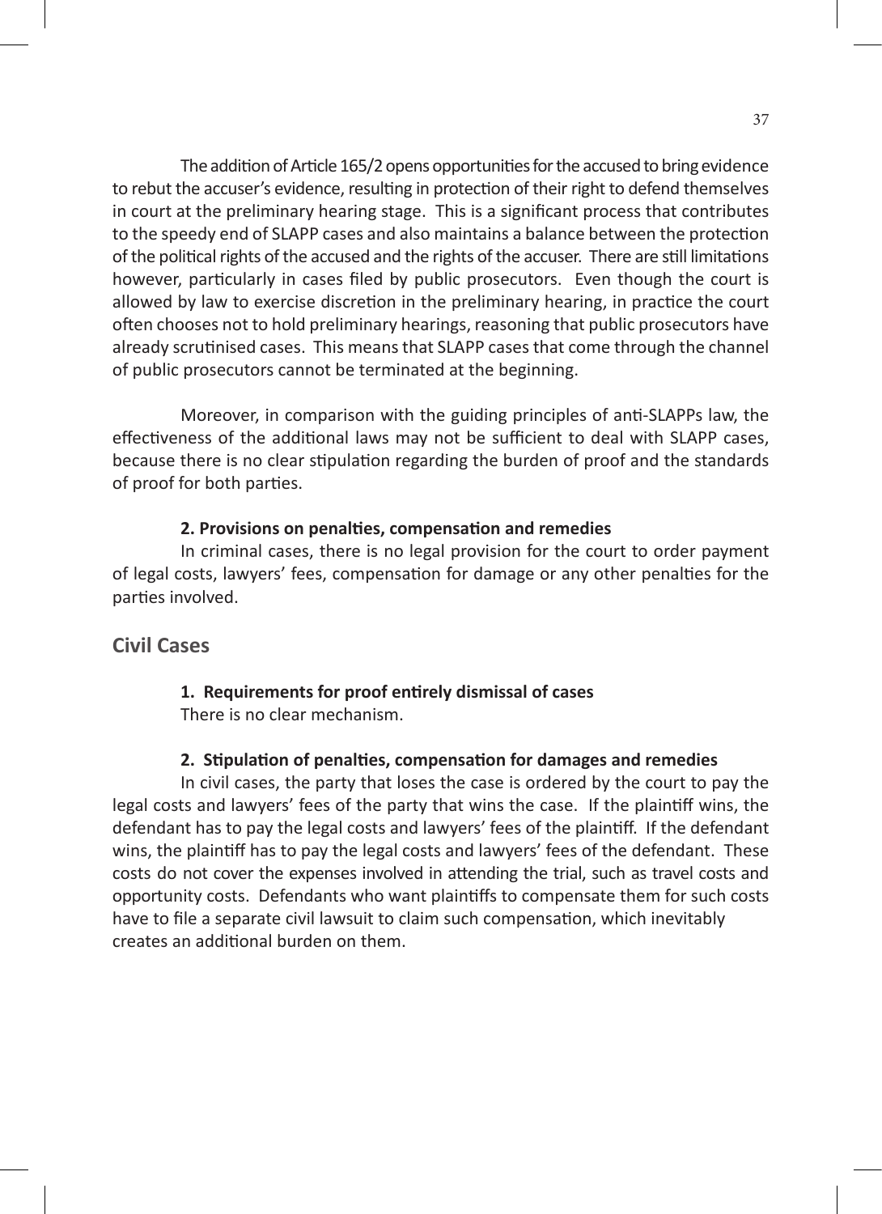The addition of Article 165/2 opens opportunities for the accused to bring evidence to rebut the accuser's evidence, resulting in protection of their right to defend themselves in court at the preliminary hearing stage. This is a significant process that contributes to the speedy end of SLAPP cases and also maintains a balance between the protection of the political rights of the accused and the rights of the accuser. There are still limitations however, particularly in cases filed by public prosecutors. Even though the court is allowed by law to exercise discretion in the preliminary hearing, in practice the court often chooses not to hold preliminary hearings, reasoning that public prosecutors have already scrutinised cases. This means that SLAPP cases that come through the channel of public prosecutors cannot be terminated at the beginning.

Moreover, in comparison with the guiding principles of anti-SLAPPs law, the effectiveness of the additional laws may not be sufficient to deal with SLAPP cases, because there is no clear stipulation regarding the burden of proof and the standards of proof for both parties.

**2. Provisions on penalties, compensation and remedies**

In criminal cases, there is no legal provision for the court to order payment of legal costs, lawyers' fees, compensation for damage or any other penalties for the parties involved.

## Civil Cases

**1. Requirements for proof entirely dismissal of cases**

There is no clear mechanism.

**2. Stipulation of penalties, compensation for damages and remedies**

In civil cases, the party that loses the case is ordered by the court to pay the legal costs and lawyers' fees of the party that wins the case. If the plaintiff wins, the defendant has to pay the legal costs and lawyers' fees of the plaintiff. If the defendant wins, the plaintiff has to pay the legal costs and lawyers' fees of the defendant. These costs do not cover the expenses involved in attending the trial, such as travel costs and opportunity costs. Defendants who want plaintiffs to compensate them for such costs have to file a separate civil lawsuit to claim such compensation, which inevitably creates an additional burden on them.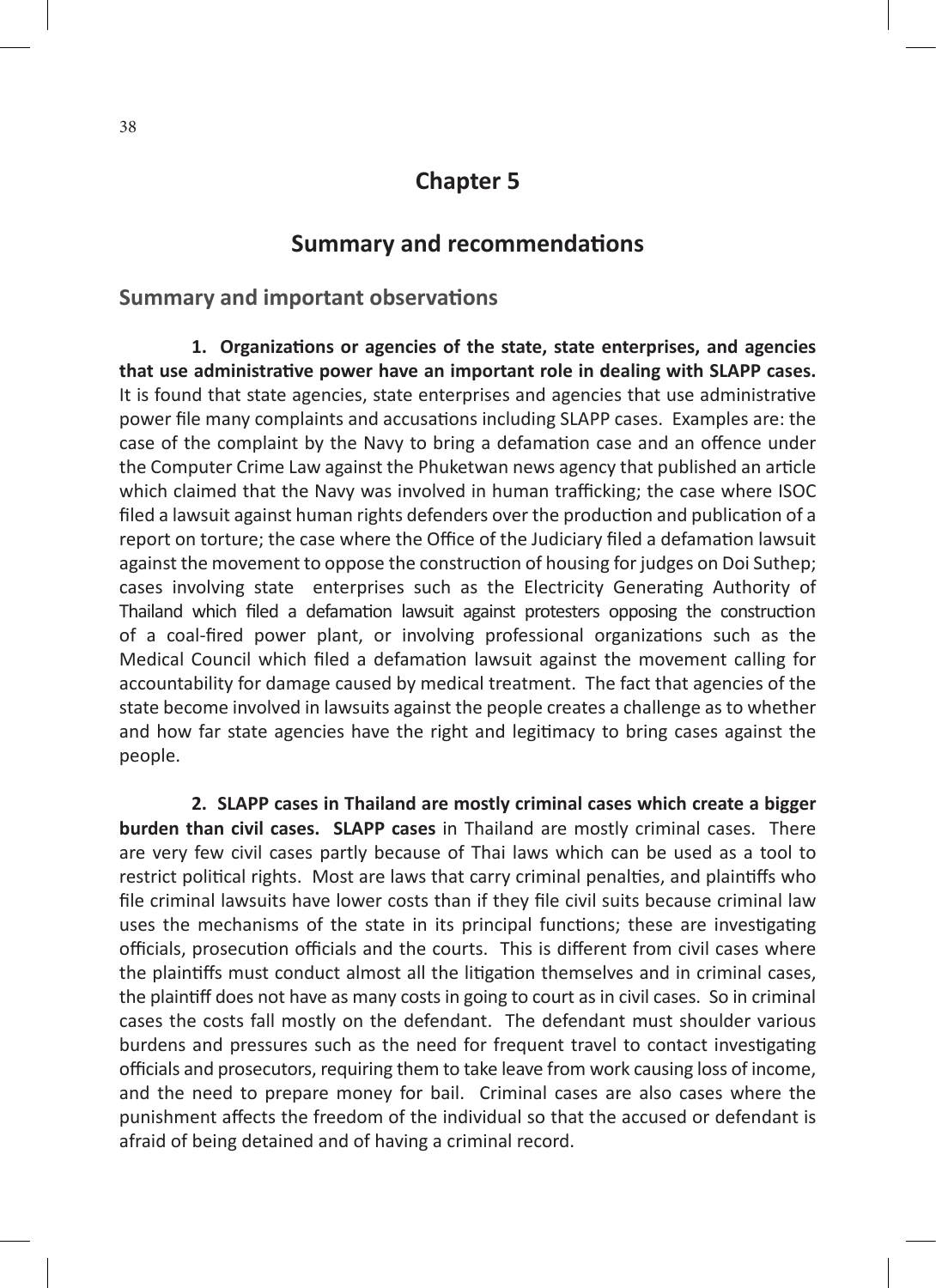# Chapter 5

## Summary and recommendations

### Summary and important observations

**1. Organizations or agencies of the state, state enterprises, and agencies that use administrative power have an important role in dealing with SLAPP cases.** It is found that state agencies, state enterprises and agencies that use administrative power file many complaints and accusations including SLAPP cases. Examples are: the case of the complaint by the Navy to bring a defamation case and an offence under the Computer Crime Law against the Phuketwan news agency that published an article which claimed that the Navy was involved in human trafficking; the case where ISOC filed a lawsuit against human rights defenders over the production and publication of a report on torture; the case where the Office of the Judiciary filed a defamation lawsuit against the movement to oppose the construction of housing for judges on Doi Suthep; cases involving state enterprises such as the Electricity Generating Authority of Thailand which filed a defamation lawsuit against protesters opposing the construction of a coal-fired power plant, or involving professional organizations such as the Medical Council which filed a defamation lawsuit against the movement calling for accountability for damage caused by medical treatment. The fact that agencies of the state become involved in lawsuits against the people creates a challenge as to whether and how far state agencies have the right and legitimacy to bring cases against the people.

**2. SLAPP cases in Thailand are mostly criminal cases which create a bigger burden than civil cases. SLAPP cases** in Thailand are mostly criminal cases. There are very few civil cases partly because of Thai laws which can be used as a tool to restrict political rights. Most are laws that carry criminal penalties, and plaintiffs who file criminal lawsuits have lower costs than if they file civil suits because criminal law uses the mechanisms of the state in its principal functions; these are investigating officials, prosecution officials and the courts. This is different from civil cases where the plaintiffs must conduct almost all the litigation themselves and in criminal cases, the plaintiff does not have as many costs in going to court as in civil cases. So in criminal cases the costs fall mostly on the defendant. The defendant must shoulder various burdens and pressures such as the need for frequent travel to contact investigating officials and prosecutors, requiring them to take leave from work causing loss of income, and the need to prepare money for bail. Criminal cases are also cases where the punishment affects the freedom of the individual so that the accused or defendant is afraid of being detained and of having a criminal record.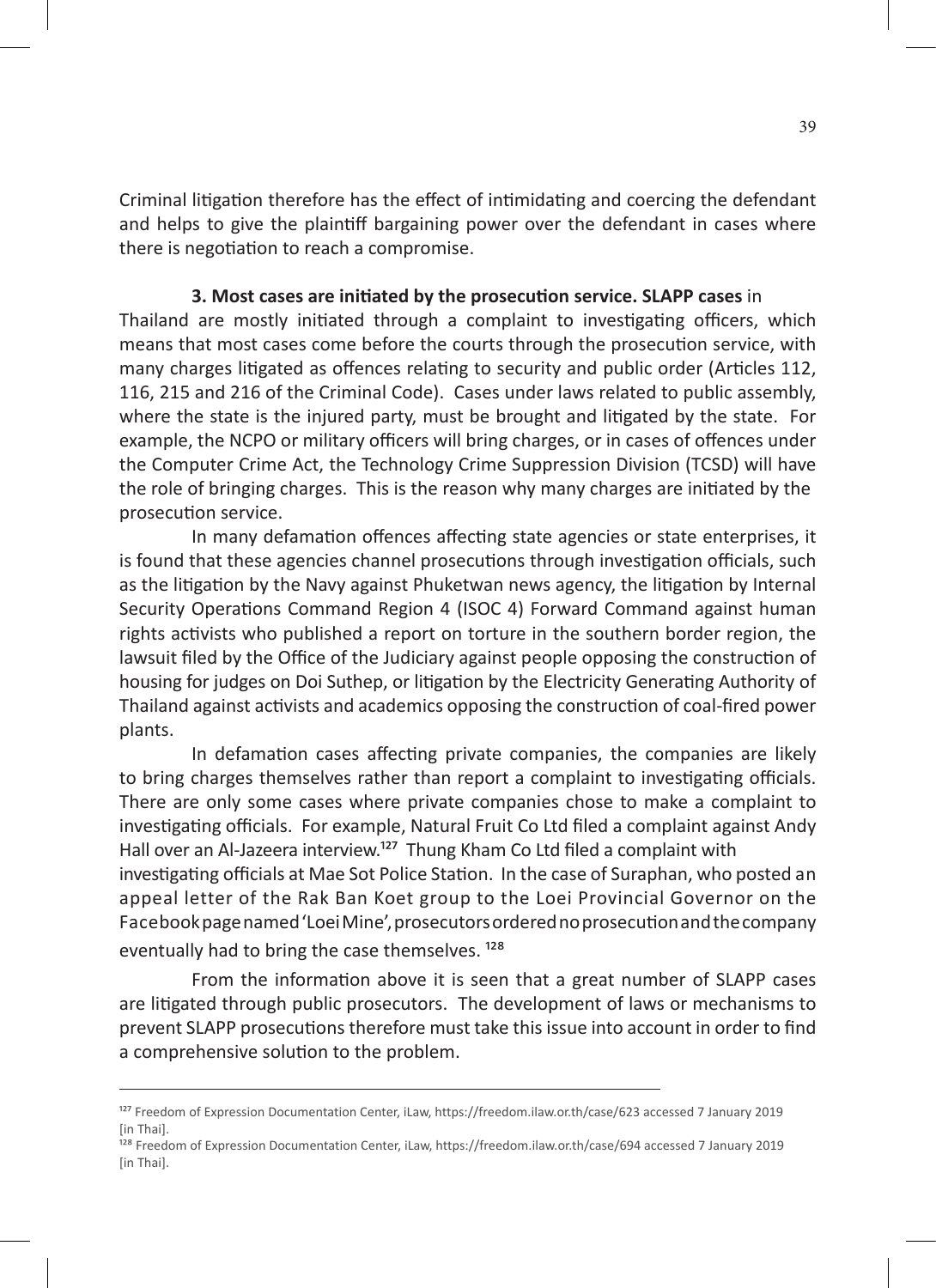Criminal litigation therefore has the effect of intimidating and coercing the defendant and helps to give the plaintiff bargaining power over the defendant in cases where there is negotiation to reach a compromise.

**3. Most cases are initiated by the prosecution service. SLAPP cases** in Thailand are mostly initiated through a complaint to investigating officers, which means that most cases come before the courts through the prosecution service, with many charges litigated as offences relating to security and public order (Articles 112, 116, 215 and 216 of the Criminal Code). Cases under laws related to public assembly, where the state is the injured party, must be brought and litigated by the state. For example, the NCPO or military officers will bring charges, or in cases of offences under the Computer Crime Act, the Technology Crime Suppression Division (TCSD) will have the role of bringing charges. This is the reason why many charges are initiated by the prosecution service.

In many defamation offences affecting state agencies or state enterprises, it is found that these agencies channel prosecutions through investigation officials, such as the litigation by the Navy against Phuketwan news agency, the litigation by Internal Security Operations Command Region 4 (ISOC 4) Forward Command against human rights activists who published a report on torture in the southern border region, the lawsuit filed by the Office of the Judiciary against people opposing the construction of housing for judges on Doi Suthep, or litigation by the Electricity Generating Authority of Thailand against activists and academics opposing the construction of coal-fired power plants.

In defamation cases affecting private companies, the companies are likely to bring charges themselves rather than report a complaint to investigating officials. There are only some cases where private companies chose to make a complaint to investigating officials. For example, Natural Fruit Co Ltd filed a complaint against Andy Hall over an Al-Jazeera interview.[127] Thung Kham Co Ltd filed a complaint with investigating officials at Mae Sot Police Station. In the case of Suraphan, who posted an appeal letter of the Rak Ban Koet group to the Loei Provincial Governor on the Facebook page named 'Loei Mine', prosecutors ordered no prosecution and the company eventually had to bring the case themselves. [128]

From the information above it is seen that a great number of SLAPP cases are litigated through public prosecutors. The development of laws or mechanisms to prevent SLAPP prosecutions therefore must take this issue into account in order to find a comprehensive solution to the problem.

---

[127] Freedom of Expression Documentation Center, iLaw, https://freedom.ilaw.or.th/case/623 accessed 7 January 2019 [in Thai].

[128] Freedom of Expression Documentation Center, iLaw, https://freedom.ilaw.or.th/case/694 accessed 7 January 2019 [in Thai].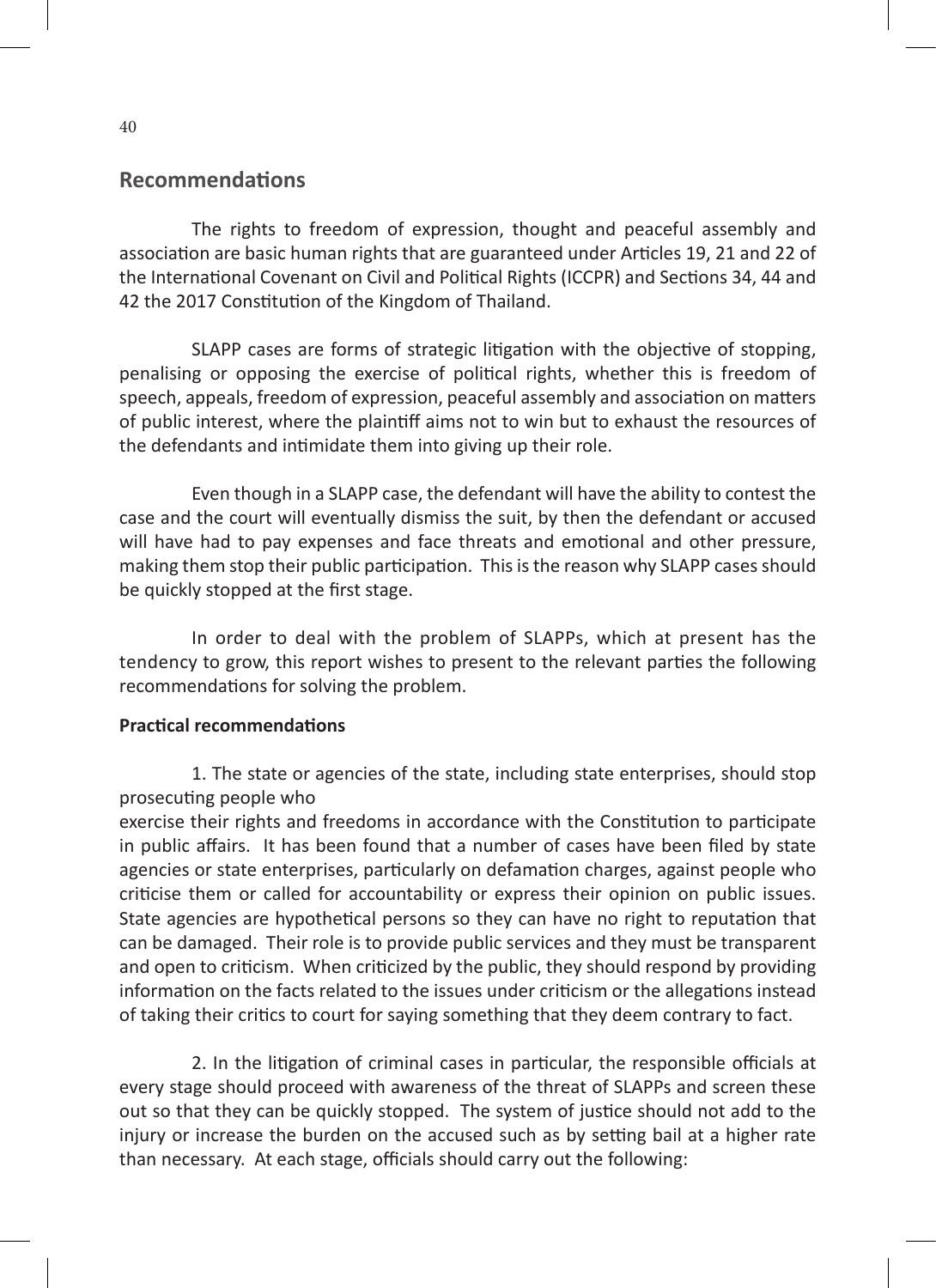## Recommendations

The rights to freedom of expression, thought and peaceful assembly and association are basic human rights that are guaranteed under Articles 19, 21 and 22 of the International Covenant on Civil and Political Rights (ICCPR) and Sections 34, 44 and 42 the 2017 Constitution of the Kingdom of Thailand.

SLAPP cases are forms of strategic litigation with the objective of stopping, penalising or opposing the exercise of political rights, whether this is freedom of speech, appeals, freedom of expression, peaceful assembly and association on matters of public interest, where the plaintiff aims not to win but to exhaust the resources of the defendants and intimidate them into giving up their role.

Even though in a SLAPP case, the defendant will have the ability to contest the case and the court will eventually dismiss the suit, by then the defendant or accused will have had to pay expenses and face threats and emotional and other pressure, making them stop their public participation. This is the reason why SLAPP cases should be quickly stopped at the first stage.

In order to deal with the problem of SLAPPs, which at present has the tendency to grow, this report wishes to present to the relevant parties the following recommendations for solving the problem.

**Practical recommendations**

1. The state or agencies of the state, including state enterprises, should stop prosecuting people who exercise their rights and freedoms in accordance with the Constitution to participate in public affairs. It has been found that a number of cases have been filed by state agencies or state enterprises, particularly on defamation charges, against people who criticise them or called for accountability or express their opinion on public issues. State agencies are hypothetical persons so they can have no right to reputation that can be damaged. Their role is to provide public services and they must be transparent and open to criticism. When criticized by the public, they should respond by providing information on the facts related to the issues under criticism or the allegations instead of taking their critics to court for saying something that they deem contrary to fact.

2. In the litigation of criminal cases in particular, the responsible officials at every stage should proceed with awareness of the threat of SLAPPs and screen these out so that they can be quickly stopped. The system of justice should not add to the injury or increase the burden on the accused such as by setting bail at a higher rate than necessary. At each stage, officials should carry out the following: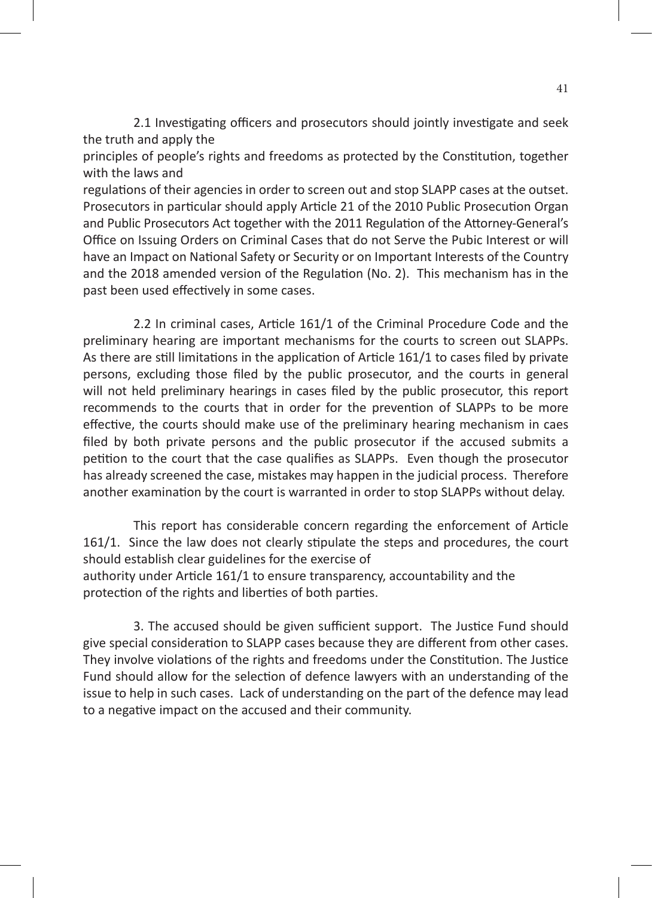2.1 Investigating officers and prosecutors should jointly investigate and seek the truth and apply the principles of people's rights and freedoms as protected by the Constitution, together with the laws and regulations of their agencies in order to screen out and stop SLAPP cases at the outset. Prosecutors in particular should apply Article 21 of the 2010 Public Prosecution Organ and Public Prosecutors Act together with the 2011 Regulation of the Attorney-General's Office on Issuing Orders on Criminal Cases that do not Serve the Pubic Interest or will have an Impact on National Safety or Security or on Important Interests of the Country and the 2018 amended version of the Regulation (No. 2). This mechanism has in the past been used effectively in some cases.

2.2 In criminal cases, Article 161/1 of the Criminal Procedure Code and the preliminary hearing are important mechanisms for the courts to screen out SLAPPs. As there are still limitations in the application of Article 161/1 to cases filed by private persons, excluding those filed by the public prosecutor, and the courts in general will not held preliminary hearings in cases filed by the public prosecutor, this report recommends to the courts that in order for the prevention of SLAPPs to be more effective, the courts should make use of the preliminary hearing mechanism in caes filed by both private persons and the public prosecutor if the accused submits a petition to the court that the case qualifies as SLAPPs. Even though the prosecutor has already screened the case, mistakes may happen in the judicial process. Therefore another examination by the court is warranted in order to stop SLAPPs without delay.

This report has considerable concern regarding the enforcement of Article 161/1. Since the law does not clearly stipulate the steps and procedures, the court should establish clear guidelines for the exercise of authority under Article 161/1 to ensure transparency, accountability and the protection of the rights and liberties of both parties.

3. The accused should be given sufficient support. The Justice Fund should give special consideration to SLAPP cases because they are different from other cases. They involve violations of the rights and freedoms under the Constitution. The Justice Fund should allow for the selection of defence lawyers with an understanding of the issue to help in such cases. Lack of understanding on the part of the defence may lead to a negative impact on the accused and their community.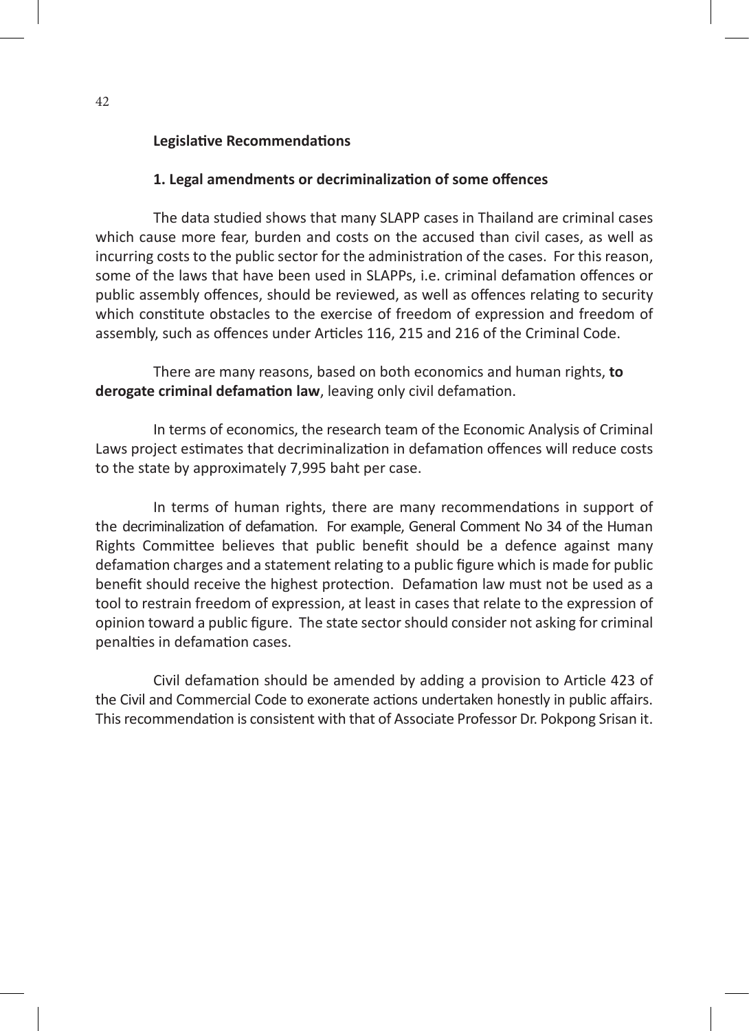**Legislative Recommendations**

**1. Legal amendments or decriminalization of some offences**

The data studied shows that many SLAPP cases in Thailand are criminal cases which cause more fear, burden and costs on the accused than civil cases, as well as incurring costs to the public sector for the administration of the cases. For this reason, some of the laws that have been used in SLAPPs, i.e. criminal defamation offences or public assembly offences, should be reviewed, as well as offences relating to security which constitute obstacles to the exercise of freedom of expression and freedom of assembly, such as offences under Articles 116, 215 and 216 of the Criminal Code.

There are many reasons, based on both economics and human rights, **to derogate criminal defamation law**, leaving only civil defamation.

In terms of economics, the research team of the Economic Analysis of Criminal Laws project estimates that decriminalization in defamation offences will reduce costs to the state by approximately 7,995 baht per case.

In terms of human rights, there are many recommendations in support of the decriminalization of defamation. For example, General Comment No 34 of the Human Rights Committee believes that public benefit should be a defence against many defamation charges and a statement relating to a public figure which is made for public benefit should receive the highest protection. Defamation law must not be used as a tool to restrain freedom of expression, at least in cases that relate to the expression of opinion toward a public figure. The state sector should consider not asking for criminal penalties in defamation cases.

Civil defamation should be amended by adding a provision to Article 423 of the Civil and Commercial Code to exonerate actions undertaken honestly in public affairs. This recommendation is consistent with that of Associate Professor Dr. Pokpong Srisan it.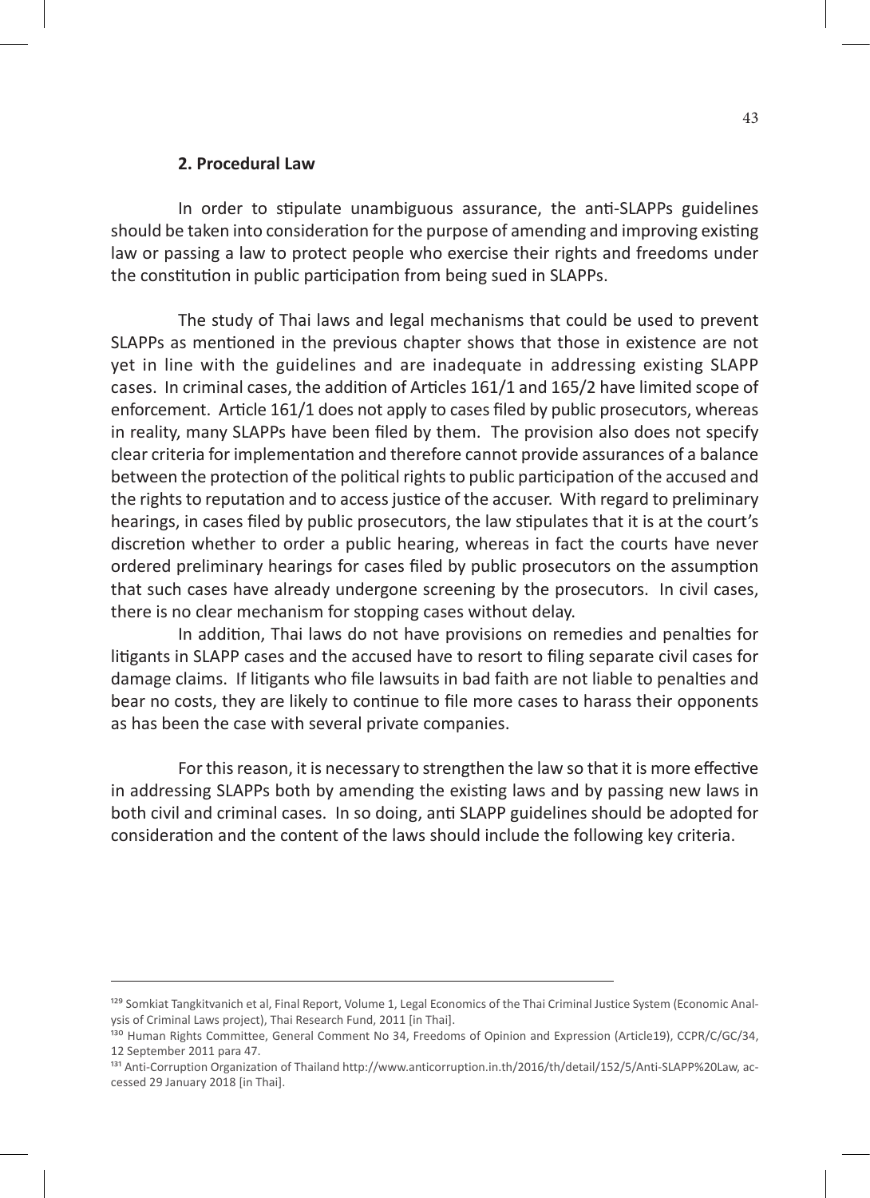**2. Procedural Law**

In order to stipulate unambiguous assurance, the anti-SLAPPs guidelines should be taken into consideration for the purpose of amending and improving existing law or passing a law to protect people who exercise their rights and freedoms under the constitution in public participation from being sued in SLAPPs.

The study of Thai laws and legal mechanisms that could be used to prevent SLAPPs as mentioned in the previous chapter shows that those in existence are not yet in line with the guidelines and are inadequate in addressing existing SLAPP cases. In criminal cases, the addition of Articles 161/1 and 165/2 have limited scope of enforcement. Article 161/1 does not apply to cases filed by public prosecutors, whereas in reality, many SLAPPs have been filed by them. The provision also does not specify clear criteria for implementation and therefore cannot provide assurances of a balance between the protection of the political rights to public participation of the accused and the rights to reputation and to access justice of the accuser. With regard to preliminary hearings, in cases filed by public prosecutors, the law stipulates that it is at the court's discretion whether to order a public hearing, whereas in fact the courts have never ordered preliminary hearings for cases filed by public prosecutors on the assumption that such cases have already undergone screening by the prosecutors. In civil cases, there is no clear mechanism for stopping cases without delay.

In addition, Thai laws do not have provisions on remedies and penalties for litigants in SLAPP cases and the accused have to resort to filing separate civil cases for damage claims. If litigants who file lawsuits in bad faith are not liable to penalties and bear no costs, they are likely to continue to file more cases to harass their opponents as has been the case with several private companies.

For this reason, it is necessary to strengthen the law so that it is more effective in addressing SLAPPs both by amending the existing laws and by passing new laws in both civil and criminal cases. In so doing, anti SLAPP guidelines should be adopted for consideration and the content of the laws should include the following key criteria.

---

[129] Somkiat Tangkitvanich et al, Final Report, Volume 1, Legal Economics of the Thai Criminal Justice System (Economic Analysis of Criminal Laws project), Thai Research Fund, 2011 [in Thai].

[130] Human Rights Committee, General Comment No 34, Freedoms of Opinion and Expression (Article19), CCPR/C/GC/34, 12 September 2011 para 47.

[131] Anti-Corruption Organization of Thailand http://www.anticorruption.in.th/2016/th/detail/152/5/Anti-SLAPP%20Law, accessed 29 January 2018 [in Thai].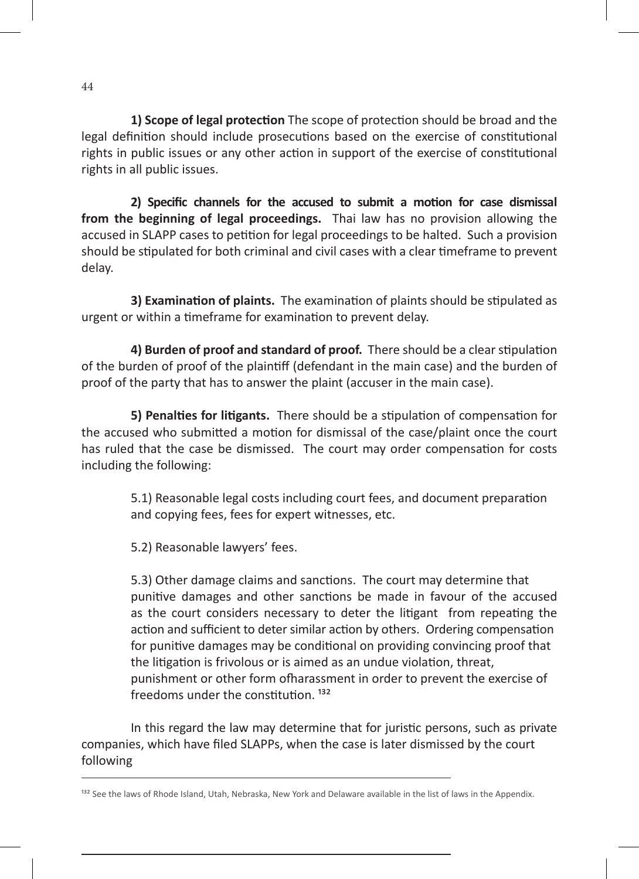**1) Scope of legal protection** The scope of protection should be broad and the legal definition should include prosecutions based on the exercise of constitutional rights in public issues or any other action in support of the exercise of constitutional rights in all public issues.

**2) Specific channels for the accused to submit a motion for case dismissal from the beginning of legal proceedings.** Thai law has no provision allowing the accused in SLAPP cases to petition for legal proceedings to be halted. Such a provision should be stipulated for both criminal and civil cases with a clear timeframe to prevent delay.

**3) Examination of plaints.** The examination of plaints should be stipulated as urgent or within a timeframe for examination to prevent delay.

**4) Burden of proof and standard of proof.** There should be a clear stipulation of the burden of proof of the plaintiff (defendant in the main case) and the burden of proof of the party that has to answer the plaint (accuser in the main case).

**5) Penalties for litigants.** There should be a stipulation of compensation for the accused who submitted a motion for dismissal of the case/plaint once the court has ruled that the case be dismissed. The court may order compensation for costs including the following:

5.1) Reasonable legal costs including court fees, and document preparation and copying fees, fees for expert witnesses, etc.

5.2) Reasonable lawyers' fees.

5.3) Other damage claims and sanctions. The court may determine that punitive damages and other sanctions be made in favour of the accused as the court considers necessary to deter the litigant from repeating the action and sufficient to deter similar action by others. Ordering compensation for punitive damages may be conditional on providing convincing proof that the litigation is frivolous or is aimed as an undue violation, threat, punishment or other form ofharassment in order to prevent the exercise of freedoms under the constitution. [132]

In this regard the law may determine that for juristic persons, such as private companies, which have filed SLAPPs, when the case is later dismissed by the court following

---

[132] See the laws of Rhode Island, Utah, Nebraska, New York and Delaware available in the list of laws in the Appendix.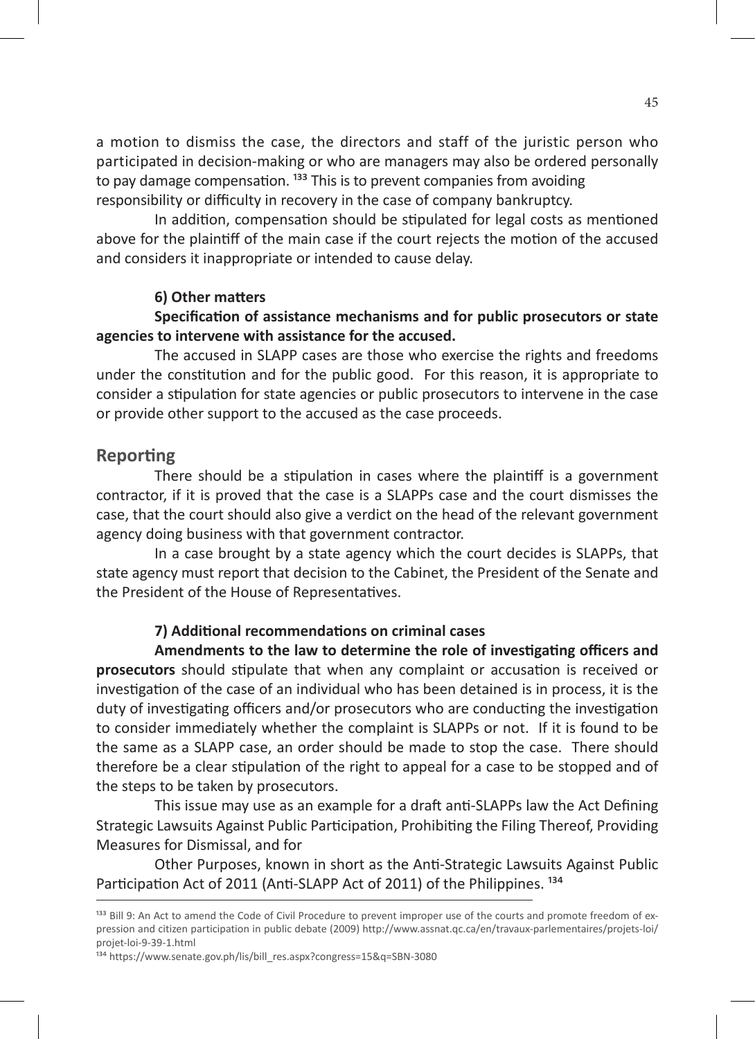a motion to dismiss the case, the directors and staff of the juristic person who participated in decision-making or who are managers may also be ordered personally to pay damage compensation. [133] This is to prevent companies from avoiding responsibility or difficulty in recovery in the case of company bankruptcy.

In addition, compensation should be stipulated for legal costs as mentioned above for the plaintiff of the main case if the court rejects the motion of the accused and considers it inappropriate or intended to cause delay.

**6) Other matters**

**Specification of assistance mechanisms and for public prosecutors or state agencies to intervene with assistance for the accused.**

The accused in SLAPP cases are those who exercise the rights and freedoms under the constitution and for the public good. For this reason, it is appropriate to consider a stipulation for state agencies or public prosecutors to intervene in the case or provide other support to the accused as the case proceeds.

## Reporting

There should be a stipulation in cases where the plaintiff is a government contractor, if it is proved that the case is a SLAPPs case and the court dismisses the case, that the court should also give a verdict on the head of the relevant government agency doing business with that government contractor.

In a case brought by a state agency which the court decides is SLAPPs, that state agency must report that decision to the Cabinet, the President of the Senate and the President of the House of Representatives.

**7) Additional recommendations on criminal cases**

**Amendments to the law to determine the role of investigating officers and prosecutors** should stipulate that when any complaint or accusation is received or investigation of the case of an individual who has been detained is in process, it is the duty of investigating officers and/or prosecutors who are conducting the investigation to consider immediately whether the complaint is SLAPPs or not. If it is found to be the same as a SLAPP case, an order should be made to stop the case. There should therefore be a clear stipulation of the right to appeal for a case to be stopped and of the steps to be taken by prosecutors.

This issue may use as an example for a draft anti-SLAPPs law the Act Defining Strategic Lawsuits Against Public Participation, Prohibiting the Filing Thereof, Providing Measures for Dismissal, and for

Other Purposes, known in short as the Anti-Strategic Lawsuits Against Public Participation Act of 2011 (Anti-SLAPP Act of 2011) of the Philippines. [134]

---

[133] Bill 9: An Act to amend the Code of Civil Procedure to prevent improper use of the courts and promote freedom of expression and citizen participation in public debate (2009) http://www.assnat.qc.ca/en/travaux-parlementaires/projets-loi/projet-loi-9-39-1.html

[134] https://www.senate.gov.ph/lis/bill_res.aspx?congress=15&q=SBN-3080